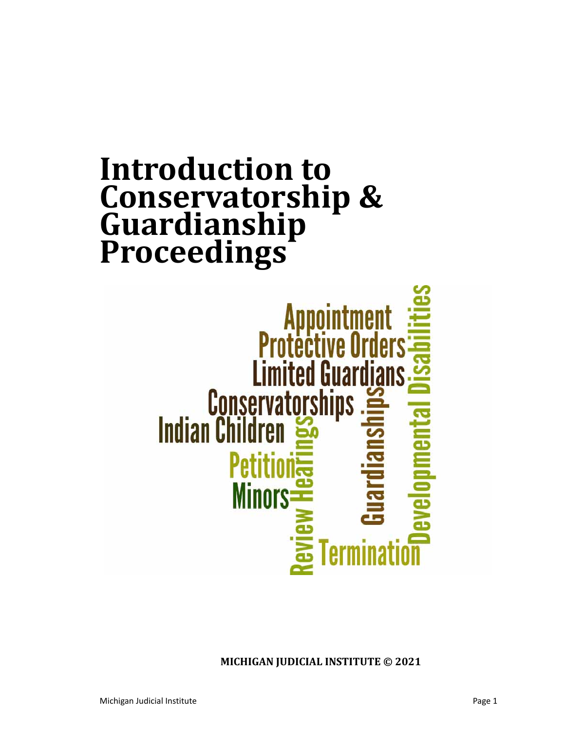# Introduction to Conservatorship & Guardianship Proceedings

Appointment
Protective Orders
Limited Guardians
Conservatorships
Indian Children
Petition
Minors
Review Hearings
Guardianships
Developmental Disabilities
Termination

**MICHIGAN JUDICIAL INSTITUTE © 2021**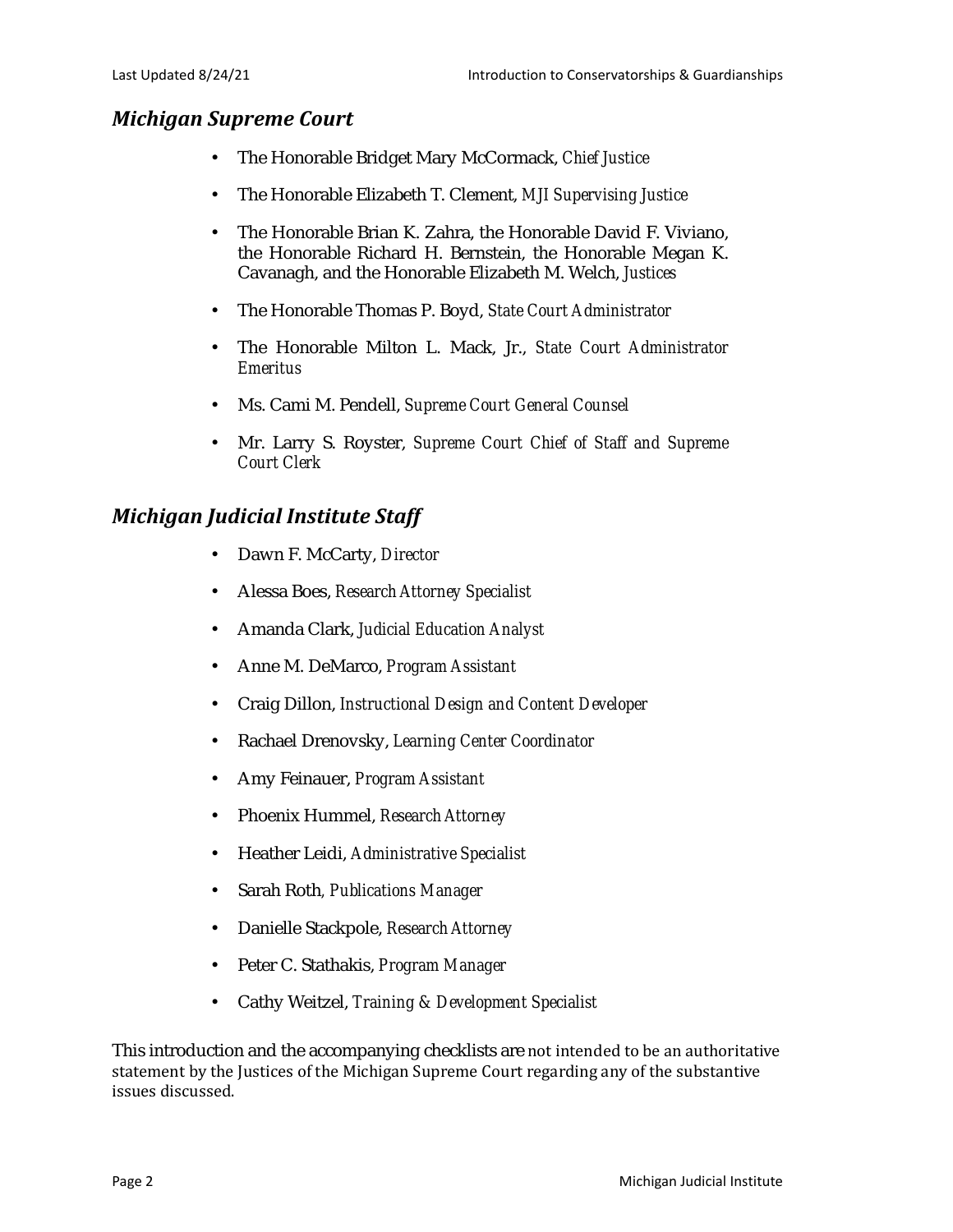## *Michigan Supreme Court*

- The Honorable Bridget Mary McCormack, *Chief Justice*
- The Honorable Elizabeth T. Clement, *MJI Supervising Justice*
- The Honorable Brian K. Zahra, the Honorable David F. Viviano, the Honorable Richard H. Bernstein, the Honorable Megan K. Cavanagh, and the Honorable Elizabeth M. Welch, *Justices*
- The Honorable Thomas P. Boyd, *State Court Administrator*
- The Honorable Milton L. Mack, Jr., *State Court Administrator Emeritus*
- Ms. Cami M. Pendell, *Supreme Court General Counsel*
- Mr. Larry S. Royster, *Supreme Court Chief of Staff and Supreme Court Clerk*

## *Michigan Judicial Institute Staff*

- Dawn F. McCarty, *Director*
- Alessa Boes, *Research Attorney Specialist*
- Amanda Clark, *Judicial Education Analyst*
- Anne M. DeMarco, *Program Assistant*
- Craig Dillon, *Instructional Design and Content Developer*
- Rachael Drenovsky, *Learning Center Coordinator*
- Amy Feinauer, *Program Assistant*
- Phoenix Hummel, *Research Attorney*
- Heather Leidi, *Administrative Specialist*
- Sarah Roth, *Publications Manager*
- Danielle Stackpole, *Research Attorney*
- Peter C. Stathakis, *Program Manager*
- Cathy Weitzel, *Training & Development Specialist*

This introduction and the accompanying checklists are not intended to be an authoritative statement by the Justices of the Michigan Supreme Court regarding any of the substantive issues discussed.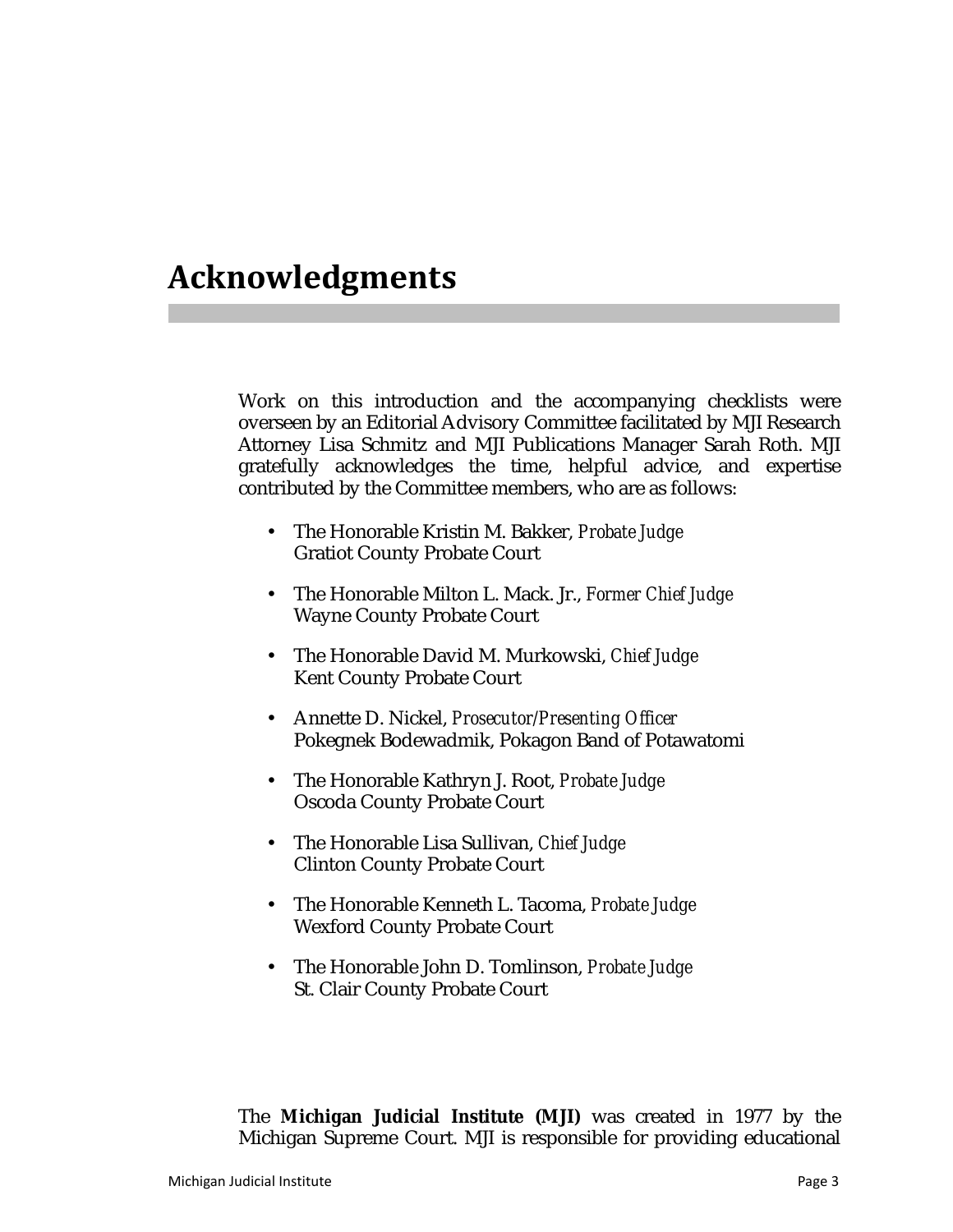# Acknowledgments

Work on this introduction and the accompanying checklists were overseen by an Editorial Advisory Committee facilitated by MJI Research Attorney Lisa Schmitz and MJI Publications Manager Sarah Roth. MJI gratefully acknowledges the time, helpful advice, and expertise contributed by the Committee members, who are as follows:

- The Honorable Kristin M. Bakker, *Probate Judge*
  Gratiot County Probate Court
- The Honorable Milton L. Mack. Jr., *Former Chief Judge*
  Wayne County Probate Court
- The Honorable David M. Murkowski, *Chief Judge*
  Kent County Probate Court
- Annette D. Nickel, *Prosecutor/Presenting Officer*
  Pokegnek Bodewadmik, Pokagon Band of Potawatomi
- The Honorable Kathryn J. Root, *Probate Judge*
  Oscoda County Probate Court
- The Honorable Lisa Sullivan, *Chief Judge*
  Clinton County Probate Court
- The Honorable Kenneth L. Tacoma, *Probate Judge*
  Wexford County Probate Court
- The Honorable John D. Tomlinson, *Probate Judge*
  St. Clair County Probate Court

The **Michigan Judicial Institute (MJI)** was created in 1977 by the Michigan Supreme Court. MJI is responsible for providing educational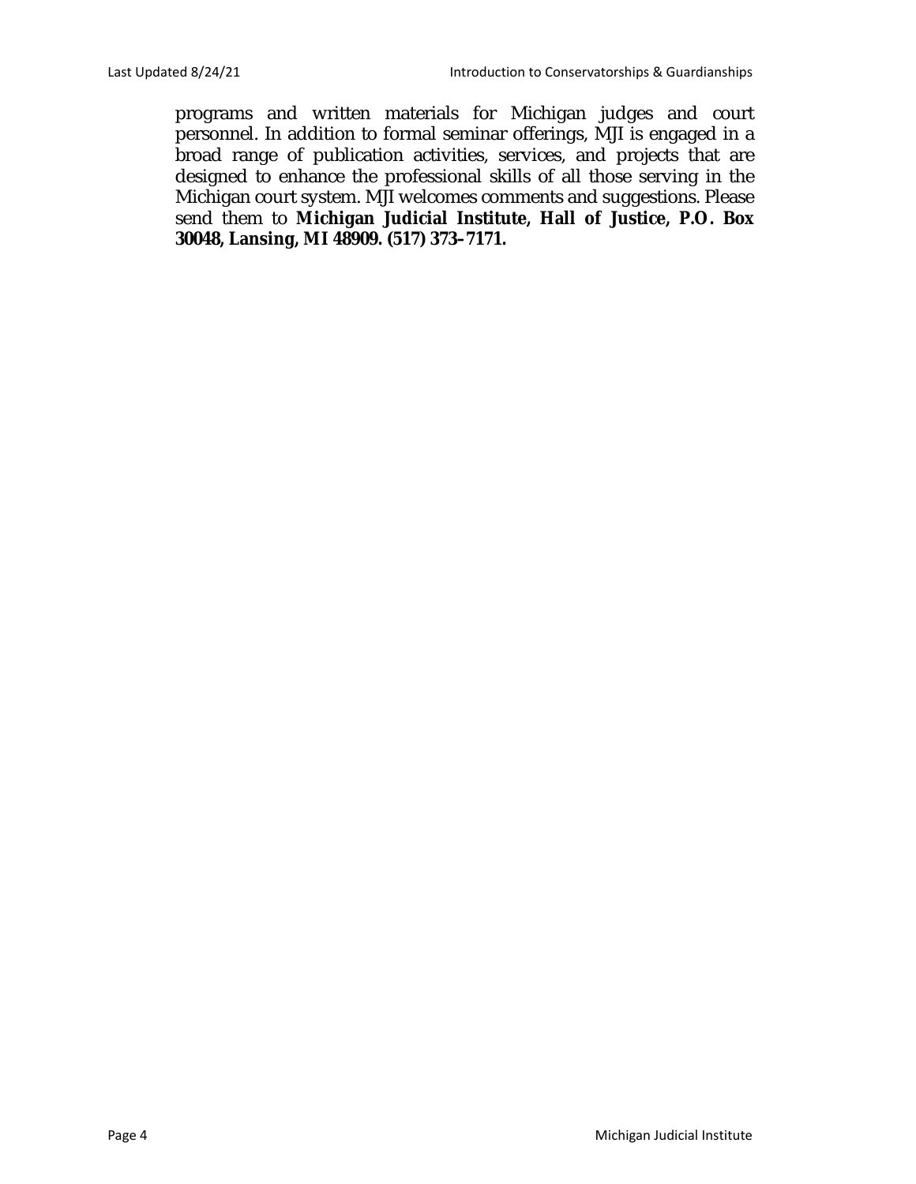programs and written materials for Michigan judges and court personnel. In addition to formal seminar offerings, MJI is engaged in a broad range of publication activities, services, and projects that are designed to enhance the professional skills of all those serving in the Michigan court system. MJI welcomes comments and suggestions. Please send them to **Michigan Judicial Institute, Hall of Justice, P.O. Box 30048, Lansing, MI 48909. (517) 373-7171.**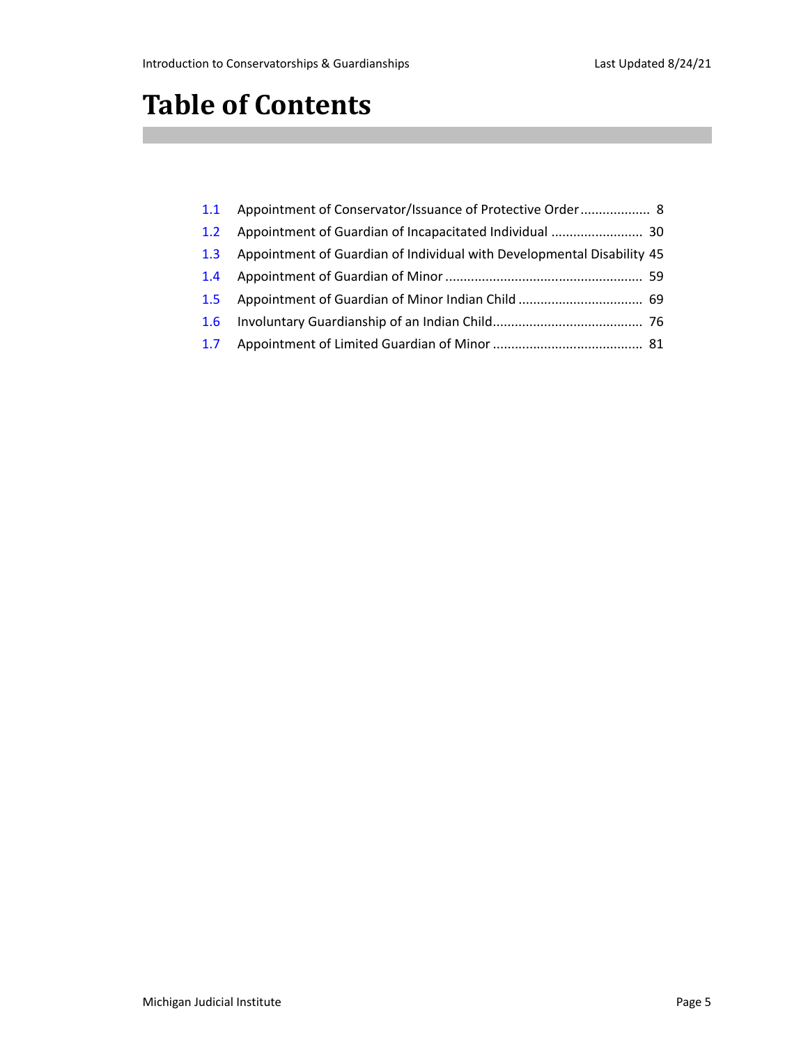# Table of Contents

1.1 Appointment of Conservator/Issuance of Protective Order .................. 8
1.2 Appointment of Guardian of Incapacitated Individual ......................... 30
1.3 Appointment of Guardian of Individual with Developmental Disability 45
1.4 Appointment of Guardian of Minor ..................................................... 59
1.5 Appointment of Guardian of Minor Indian Child ................................. 69
1.6 Involuntary Guardianship of an Indian Child........................................ 76
1.7 Appointment of Limited Guardian of Minor ........................................ 81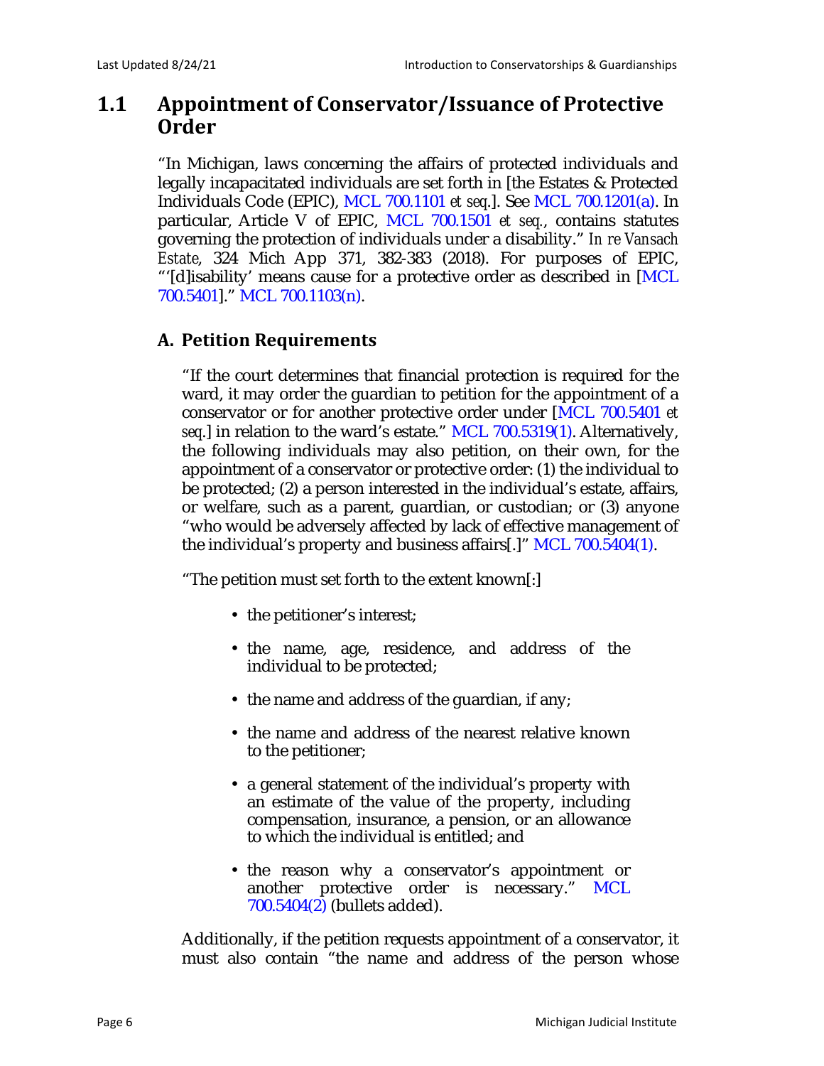## 1.1 Appointment of Conservator/Issuance of Protective Order

"In Michigan, laws concerning the affairs of protected individuals and legally incapacitated individuals are set forth in [the Estates & Protected Individuals Code (EPIC), MCL 700.1101 *et seq.*]. See MCL 700.1201(a). In particular, Article V of EPIC, MCL 700.1501 *et seq.*, contains statutes governing the protection of individuals under a disability." *In re Vansach Estate*, 324 Mich App 371, 382-383 (2018). For purposes of EPIC, "'[d]isability' means cause for a protective order as described in [MCL 700.5401]." MCL 700.1103(n).

### A. Petition Requirements

"If the court determines that financial protection is required for the ward, it may order the guardian to petition for the appointment of a conservator or for another protective order under [MCL 700.5401 *et seq.*] in relation to the ward's estate." MCL 700.5319(1). Alternatively, the following individuals may also petition, on their own, for the appointment of a conservator or protective order: (1) the individual to be protected; (2) a person interested in the individual's estate, affairs, or welfare, such as a parent, guardian, or custodian; or (3) anyone "who would be adversely affected by lack of effective management of the individual's property and business affairs[.]" MCL 700.5404(1).

"The petition must set forth to the extent known[:]

- the petitioner's interest;
- the name, age, residence, and address of the individual to be protected;
- the name and address of the guardian, if any;
- the name and address of the nearest relative known to the petitioner;
- a general statement of the individual's property with an estimate of the value of the property, including compensation, insurance, a pension, or an allowance to which the individual is entitled; and
- the reason why a conservator's appointment or another protective order is necessary." MCL 700.5404(2) (bullets added).

Additionally, if the petition requests appointment of a conservator, it must also contain "the name and address of the person whose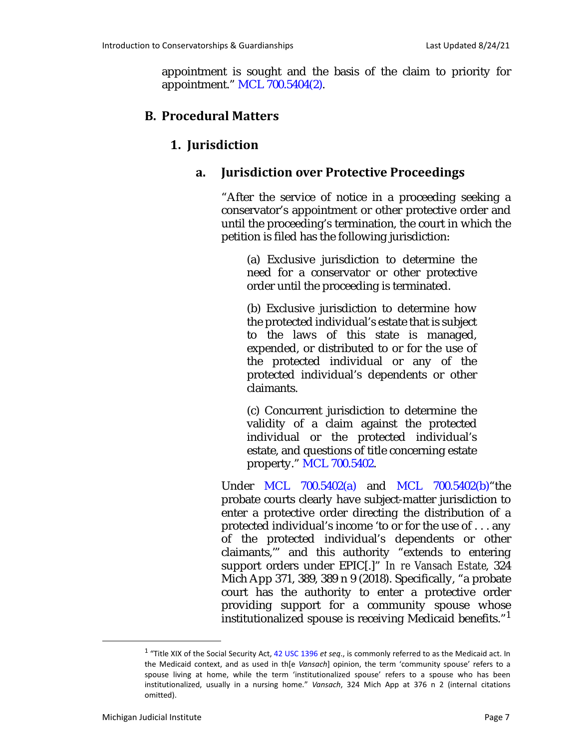appointment is sought and the basis of the claim to priority for appointment." MCL 700.5404(2).

## B. Procedural Matters

### 1. Jurisdiction

#### a. Jurisdiction over Protective Proceedings

"After the service of notice in a proceeding seeking a conservator's appointment or other protective order and until the proceeding's termination, the court in which the petition is filed has the following jurisdiction:

> (a) Exclusive jurisdiction to determine the need for a conservator or other protective order until the proceeding is terminated.
>
> (b) Exclusive jurisdiction to determine how the protected individual's estate that is subject to the laws of this state is managed, expended, or distributed to or for the use of the protected individual or any of the protected individual's dependents or other claimants.
>
> (c) Concurrent jurisdiction to determine the validity of a claim against the protected individual or the protected individual's estate, and questions of title concerning estate property." MCL 700.5402.

Under MCL 700.5402(a) and MCL 700.5402(b)"the probate courts clearly have subject-matter jurisdiction to enter a protective order directing the distribution of a protected individual's income 'to or for the use of . . . any of the protected individual's dependents or other claimants,'" and this authority "extends to entering support orders under EPIC[.]" *In re Vansach Estate*, 324 Mich App 371, 389, 389 n 9 (2018). Specifically, "a probate court has the authority to enter a protective order providing support for a community spouse whose institutionalized spouse is receiving Medicaid benefits."[1]

[1] "Title XIX of the Social Security Act, 42 USC 1396 *et seq*., is commonly referred to as the Medicaid act. In the Medicaid context, and as used in th[e *Vansach*] opinion, the term 'community spouse' refers to a spouse living at home, while the term 'institutionalized spouse' refers to a spouse who has been institutionalized, usually in a nursing home." *Vansach*, 324 Mich App at 376 n 2 (internal citations omitted).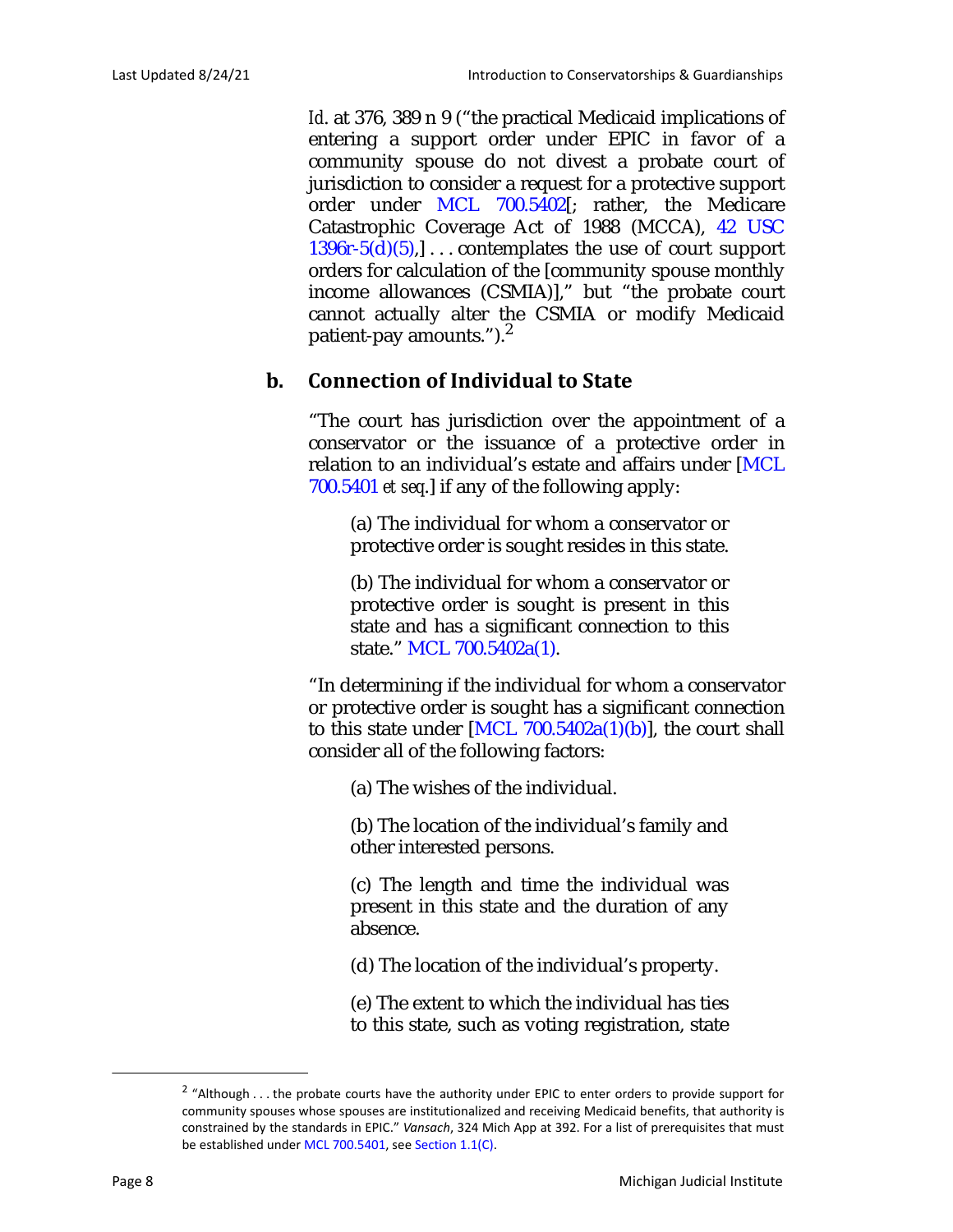*Id*. at 376, 389 n 9 ("the practical Medicaid implications of entering a support order under EPIC in favor of a community spouse do not divest a probate court of jurisdiction to consider a request for a protective support order under MCL 700.5402[; rather, the Medicare Catastrophic Coverage Act of 1988 (MCCA), 42 USC 1396r-5(d)(5),] . . . contemplates the use of court support orders for calculation of the [community spouse monthly income allowances (CSMIA)]," but "the probate court cannot actually alter the CSMIA or modify Medicaid patient-pay amounts.").[2]

## b. Connection of Individual to State

"The court has jurisdiction over the appointment of a conservator or the issuance of a protective order in relation to an individual's estate and affairs under [MCL 700.5401 *et seq*.] if any of the following apply:

> (a) The individual for whom a conservator or protective order is sought resides in this state.
>
> (b) The individual for whom a conservator or protective order is sought is present in this state and has a significant connection to this state." MCL 700.5402a(1).

"In determining if the individual for whom a conservator or protective order is sought has a significant connection to this state under [MCL 700.5402a(1)(b)], the court shall consider all of the following factors:

> (a) The wishes of the individual.
>
> (b) The location of the individual's family and other interested persons.
>
> (c) The length and time the individual was present in this state and the duration of any absence.
>
> (d) The location of the individual's property.
>
> (e) The extent to which the individual has ties to this state, such as voting registration, state

---

[2] "Although . . . the probate courts have the authority under EPIC to enter orders to provide support for community spouses whose spouses are institutionalized and receiving Medicaid benefits, that authority is constrained by the standards in EPIC." *Vansach*, 324 Mich App at 392. For a list of prerequisites that must be established under MCL 700.5401, see Section 1.1(C).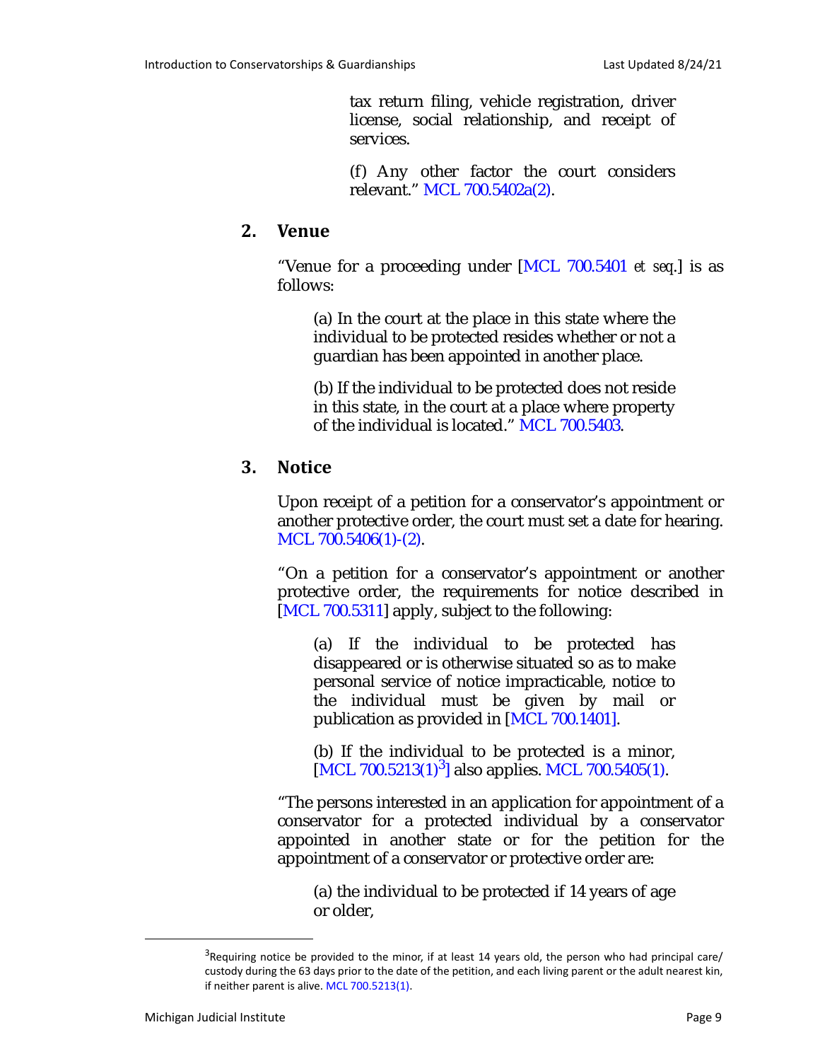> tax return filing, vehicle registration, driver license, social relationship, and receipt of services.
>
> (f) Any other factor the court considers relevant." MCL 700.5402a(2).

## 2. Venue

"Venue for a proceeding under [MCL 700.5401 *et seq*.] is as follows:

> (a) In the court at the place in this state where the individual to be protected resides whether or not a guardian has been appointed in another place.
>
> (b) If the individual to be protected does not reside in this state, in the court at a place where property of the individual is located." MCL 700.5403.

## 3. Notice

Upon receipt of a petition for a conservator's appointment or another protective order, the court must set a date for hearing. MCL 700.5406(1)-(2).

"On a petition for a conservator's appointment or another protective order, the requirements for notice described in [MCL 700.5311] apply, subject to the following:

> (a) If the individual to be protected has disappeared or is otherwise situated so as to make personal service of notice impracticable, notice to the individual must be given by mail or publication as provided in [MCL 700.1401].
>
> (b) If the individual to be protected is a minor, [MCL 700.5213(1)[3]] also applies. MCL 700.5405(1).

"The persons interested in an application for appointment of a conservator for a protected individual by a conservator appointed in another state or for the petition for the appointment of a conservator or protective order are:

> (a) the individual to be protected if 14 years of age or older,

[3] Requiring notice be provided to the minor, if at least 14 years old, the person who had principal care/custody during the 63 days prior to the date of the petition, and each living parent or the adult nearest kin, if neither parent is alive. MCL 700.5213(1).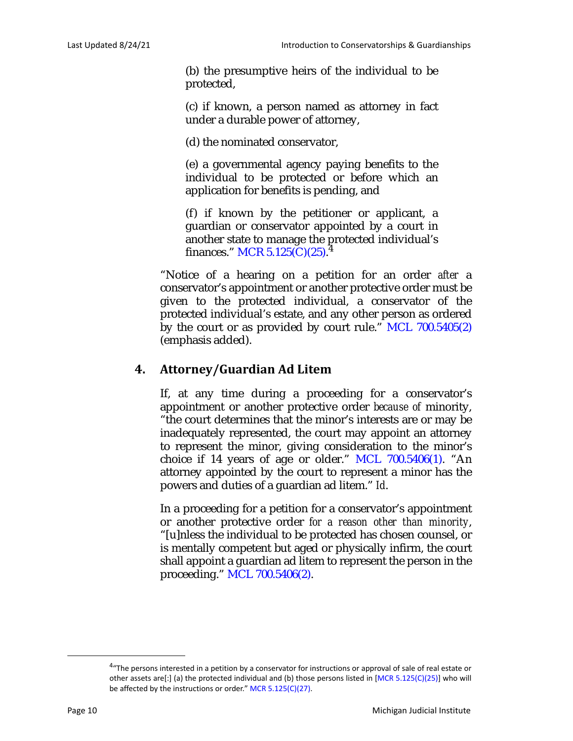(b) the presumptive heirs of the individual to be protected,

(c) if known, a person named as attorney in fact under a durable power of attorney,

(d) the nominated conservator,

(e) a governmental agency paying benefits to the individual to be protected or before which an application for benefits is pending, and

(f) if known by the petitioner or applicant, a guardian or conservator appointed by a court in another state to manage the protected individual's finances." MCR 5.125(C)(25).[4]

"Notice of a hearing on a petition for an order *after* a conservator's appointment or another protective order must be given to the protected individual, a conservator of the protected individual's estate, and any other person as ordered by the court or as provided by court rule." MCL 700.5405(2) (emphasis added).

## 4. Attorney/Guardian Ad Litem

If, at any time during a proceeding for a conservator's appointment or another protective order *because of* minority, "the court determines that the minor's interests are or may be inadequately represented, the court may appoint an attorney to represent the minor, giving consideration to the minor's choice if 14 years of age or older." MCL 700.5406(1). "An attorney appointed by the court to represent a minor has the powers and duties of a guardian ad litem." *Id*.

In a proceeding for a petition for a conservator's appointment or another protective order *for a reason other than minority*, "[u]nless the individual to be protected has chosen counsel, or is mentally competent but aged or physically infirm, the court shall appoint a guardian ad litem to represent the person in the proceeding." MCL 700.5406(2).

---

[4] "The persons interested in a petition by a conservator for instructions or approval of sale of real estate or other assets are[:] (a) the protected individual and (b) those persons listed in [MCR 5.125(C)(25)] who will be affected by the instructions or order." MCR 5.125(C)(27).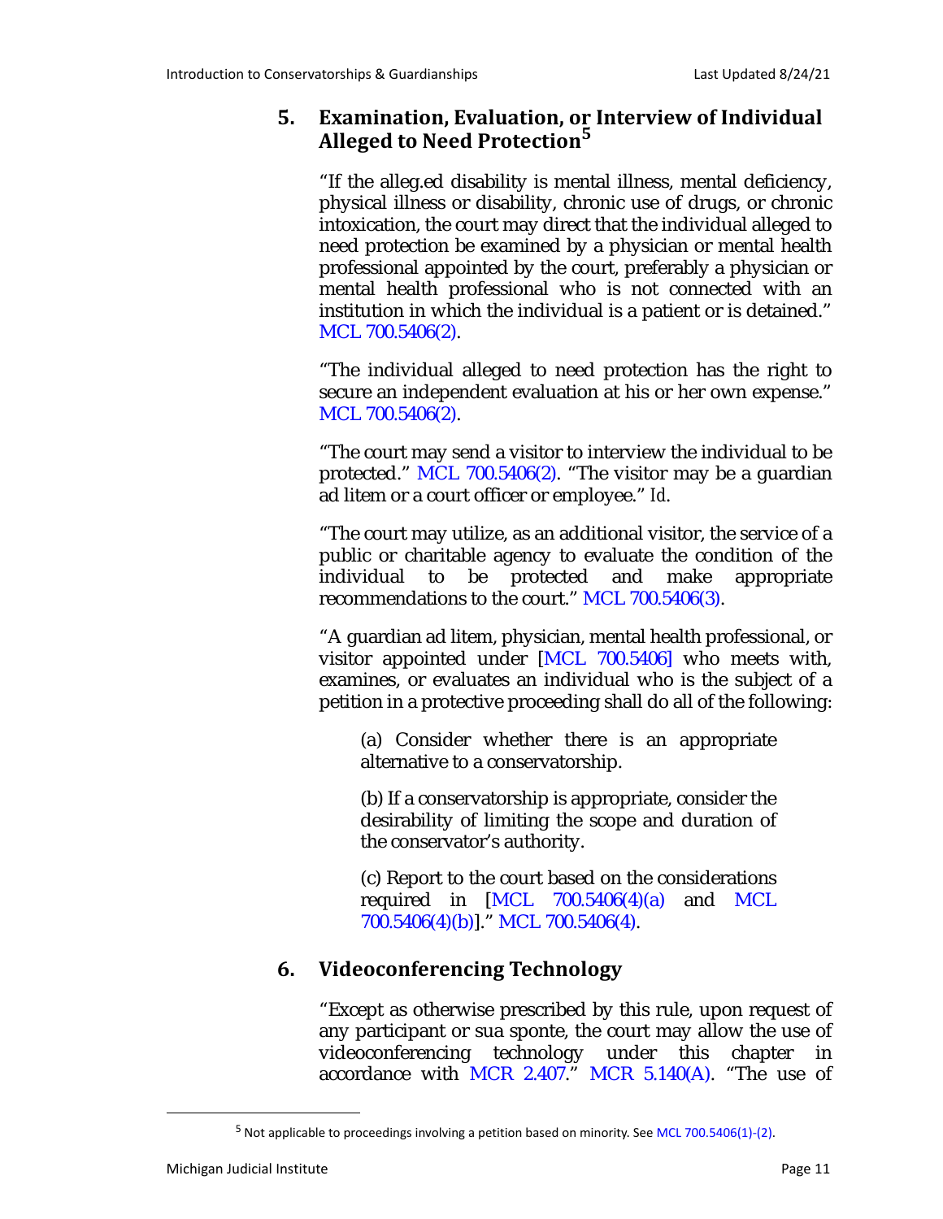## 5. Examination, Evaluation, or Interview of Individual Alleged to Need Protection[5]

"If the alleg.ed disability is mental illness, mental deficiency, physical illness or disability, chronic use of drugs, or chronic intoxication, the court may direct that the individual alleged to need protection be examined by a physician or mental health professional appointed by the court, preferably a physician or mental health professional who is not connected with an institution in which the individual is a patient or is detained." MCL 700.5406(2).

"The individual alleged to need protection has the right to secure an independent evaluation at his or her own expense." MCL 700.5406(2).

"The court may send a visitor to interview the individual to be protected." MCL 700.5406(2). "The visitor may be a guardian ad litem or a court officer or employee." *Id*.

"The court may utilize, as an additional visitor, the service of a public or charitable agency to evaluate the condition of the individual to be protected and make appropriate recommendations to the court." MCL 700.5406(3).

"A guardian ad litem, physician, mental health professional, or visitor appointed under [MCL 700.5406] who meets with, examines, or evaluates an individual who is the subject of a petition in a protective proceeding shall do all of the following:

> (a) Consider whether there is an appropriate alternative to a conservatorship.
>
> (b) If a conservatorship is appropriate, consider the desirability of limiting the scope and duration of the conservator's authority.
>
> (c) Report to the court based on the considerations required in [MCL 700.5406(4)(a) and MCL 700.5406(4)(b)]." MCL 700.5406(4).

## 6. Videoconferencing Technology

"Except as otherwise prescribed by this rule, upon request of any participant or sua sponte, the court may allow the use of videoconferencing technology under this chapter in accordance with MCR 2.407." MCR 5.140(A). "The use of

[5] Not applicable to proceedings involving a petition based on minority. See MCL 700.5406(1)-(2).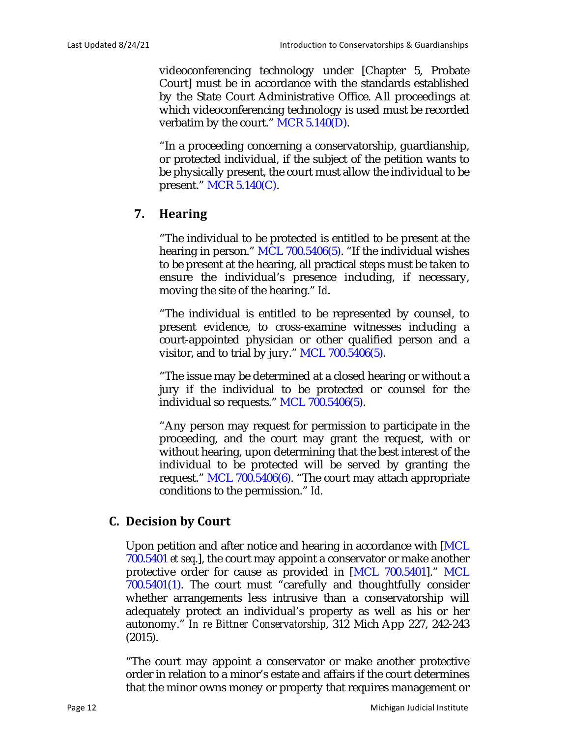videoconferencing technology under [Chapter 5, Probate Court] must be in accordance with the standards established by the State Court Administrative Office. All proceedings at which videoconferencing technology is used must be recorded verbatim by the court." MCR 5.140(D).

"In a proceeding concerning a conservatorship, guardianship, or protected individual, if the subject of the petition wants to be physically present, the court must allow the individual to be present." MCR 5.140(C).

### 7. Hearing

"The individual to be protected is entitled to be present at the hearing in person." MCL 700.5406(5). "If the individual wishes to be present at the hearing, all practical steps must be taken to ensure the individual's presence including, if necessary, moving the site of the hearing." *Id*.

"The individual is entitled to be represented by counsel, to present evidence, to cross-examine witnesses including a court-appointed physician or other qualified person and a visitor, and to trial by jury." MCL 700.5406(5).

"The issue may be determined at a closed hearing or without a jury if the individual to be protected or counsel for the individual so requests." MCL 700.5406(5).

"Any person may request for permission to participate in the proceeding, and the court may grant the request, with or without hearing, upon determining that the best interest of the individual to be protected will be served by granting the request." MCL 700.5406(6). "The court may attach appropriate conditions to the permission." *Id*.

## C. Decision by Court

Upon petition and after notice and hearing in accordance with [MCL 700.5401 *et seq*.], the court may appoint a conservator or make another protective order for cause as provided in [MCL 700.5401]." MCL 700.5401(1). The court must "carefully and thoughtfully consider whether arrangements less intrusive than a conservatorship will adequately protect an individual's property as well as his or her autonomy." *In re Bittner Conservatorship*, 312 Mich App 227, 242-243 (2015).

"The court may appoint a conservator or make another protective order in relation to a minor's estate and affairs if the court determines that the minor owns money or property that requires management or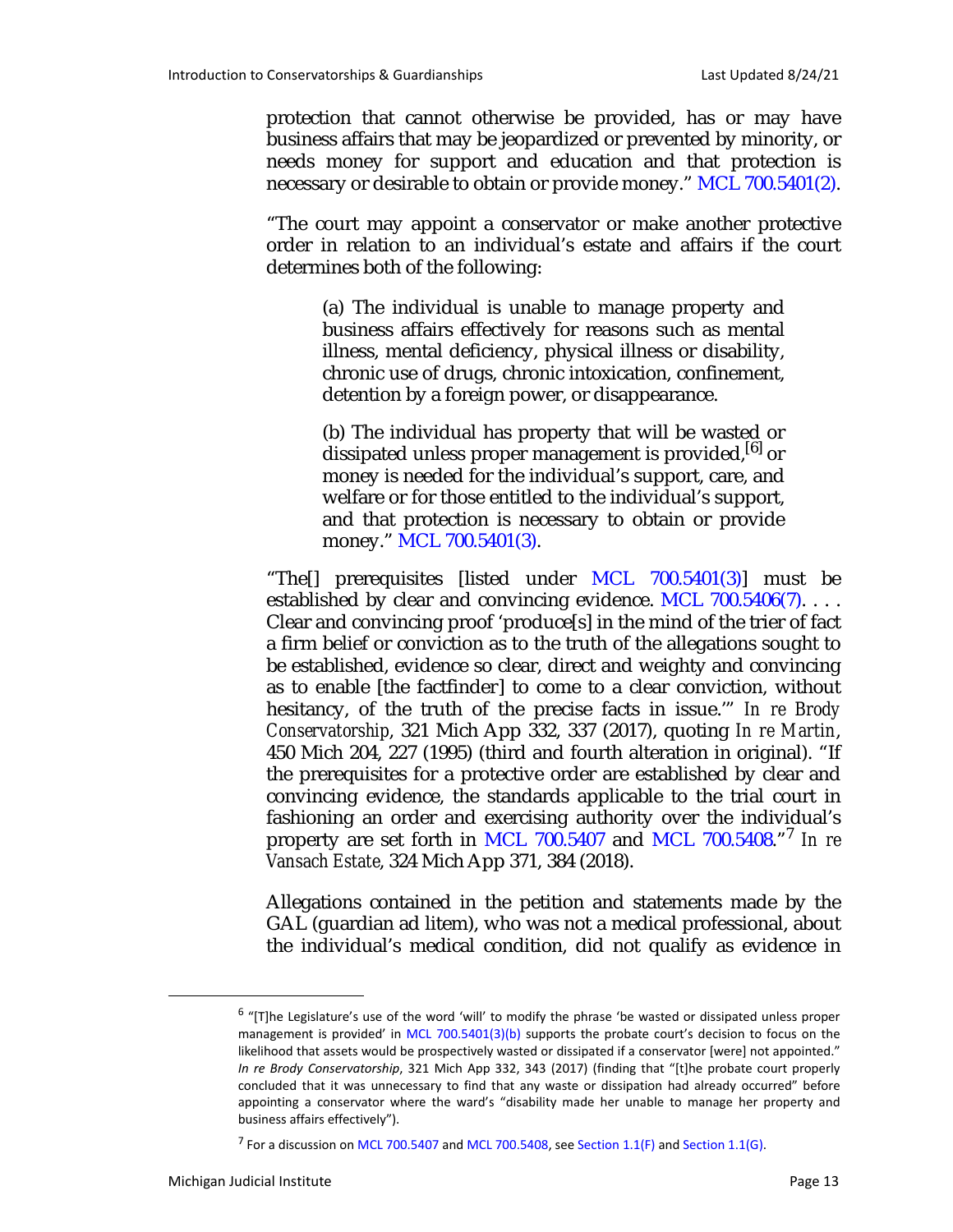protection that cannot otherwise be provided, has or may have business affairs that may be jeopardized or prevented by minority, or needs money for support and education and that protection is necessary or desirable to obtain or provide money." MCL 700.5401(2).

"The court may appoint a conservator or make another protective order in relation to an individual's estate and affairs if the court determines both of the following:

> (a) The individual is unable to manage property and business affairs effectively for reasons such as mental illness, mental deficiency, physical illness or disability, chronic use of drugs, chronic intoxication, confinement, detention by a foreign power, or disappearance.
>
> (b) The individual has property that will be wasted or dissipated unless proper management is provided,[6] or money is needed for the individual's support, care, and welfare or for those entitled to the individual's support, and that protection is necessary to obtain or provide money." MCL 700.5401(3).

"The[] prerequisites [listed under MCL 700.5401(3)] must be established by clear and convincing evidence. MCL 700.5406(7). . . . Clear and convincing proof 'produce[s] in the mind of the trier of fact a firm belief or conviction as to the truth of the allegations sought to be established, evidence so clear, direct and weighty and convincing as to enable [the factfinder] to come to a clear conviction, without hesitancy, of the truth of the precise facts in issue.'" *In re Brody Conservatorship*, 321 Mich App 332, 337 (2017), quoting *In re Martin*, 450 Mich 204, 227 (1995) (third and fourth alteration in original). "If the prerequisites for a protective order are established by clear and convincing evidence, the standards applicable to the trial court in fashioning an order and exercising authority over the individual's property are set forth in MCL 700.5407 and MCL 700.5408."[7] *In re Vansach Estate*, 324 Mich App 371, 384 (2018).

Allegations contained in the petition and statements made by the GAL (guardian ad litem), who was not a medical professional, about the individual's medical condition, did not qualify as evidence in

---

[6] "[T]he Legislature's use of the word 'will' to modify the phrase 'be wasted or dissipated unless proper management is provided' in MCL 700.5401(3)(b) supports the probate court's decision to focus on the likelihood that assets would be prospectively wasted or dissipated if a conservator [were] not appointed." *In re Brody Conservatorship*, 321 Mich App 332, 343 (2017) (finding that "[t]he probate court properly concluded that it was unnecessary to find that any waste or dissipation had already occurred" before appointing a conservator where the ward's "disability made her unable to manage her property and business affairs effectively").

[7] For a discussion on MCL 700.5407 and MCL 700.5408, see Section 1.1(F) and Section 1.1(G).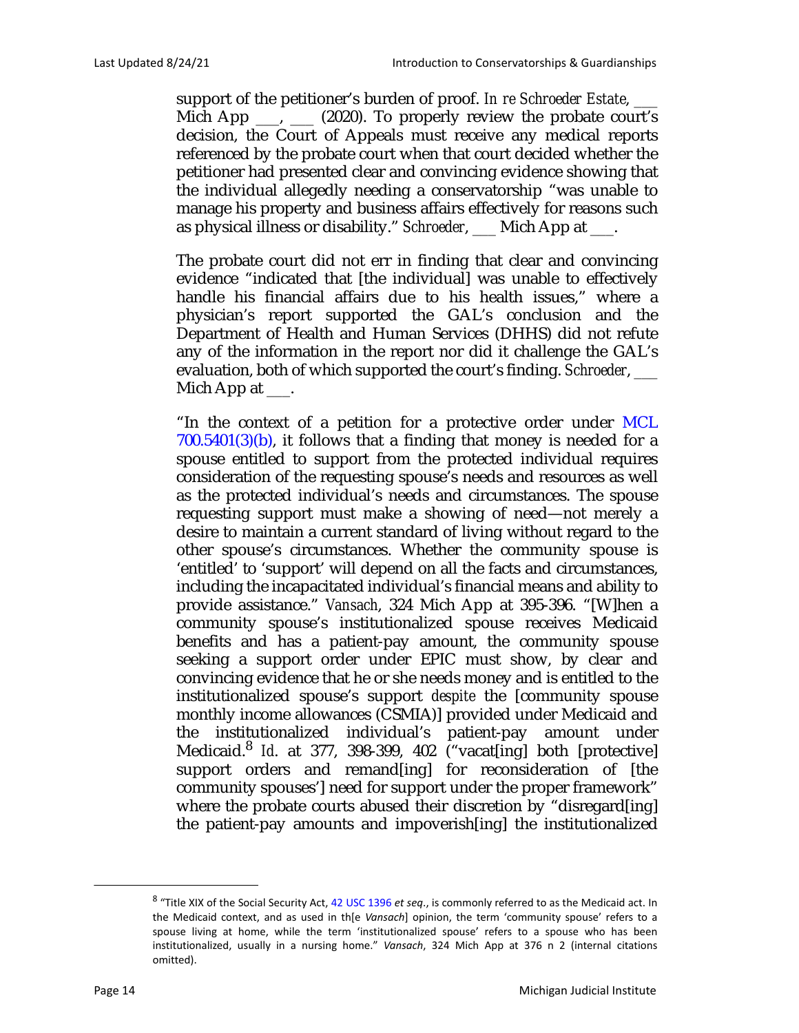support of the petitioner's burden of proof. *In re Schroeder Estate*, ___ Mich App ___, ___ (2020). To properly review the probate court's decision, the Court of Appeals must receive any medical reports referenced by the probate court when that court decided whether the petitioner had presented clear and convincing evidence showing that the individual allegedly needing a conservatorship "was unable to manage his property and business affairs effectively for reasons such as physical illness or disability." *Schroeder*, ___ Mich App at ___.

The probate court did not err in finding that clear and convincing evidence "indicated that [the individual] was unable to effectively handle his financial affairs due to his health issues," where a physician's report supported the GAL's conclusion and the Department of Health and Human Services (DHHS) did not refute any of the information in the report nor did it challenge the GAL's evaluation, both of which supported the court's finding. *Schroeder*, ___ Mich App at ___.

"In the context of a petition for a protective order under MCL 700.5401(3)(b), it follows that a finding that money is needed for a spouse entitled to support from the protected individual requires consideration of the requesting spouse's needs and resources as well as the protected individual's needs and circumstances. The spouse requesting support must make a showing of need—not merely a desire to maintain a current standard of living without regard to the other spouse's circumstances. Whether the community spouse is 'entitled' to 'support' will depend on all the facts and circumstances, including the incapacitated individual's financial means and ability to provide assistance." *Vansach*, 324 Mich App at 395-396. "[W]hen a community spouse's institutionalized spouse receives Medicaid benefits and has a patient-pay amount, the community spouse seeking a support order under EPIC must show, by clear and convincing evidence that he or she needs money and is entitled to the institutionalized spouse's support *despite* the [community spouse monthly income allowances (CSMIA)] provided under Medicaid and the institutionalized individual's patient-pay amount under Medicaid.[8] *Id.* at 377, 398-399, 402 ("vacat[ing] both [protective] support orders and remand[ing] for reconsideration of [the community spouses'] need for support under the proper framework" where the probate courts abused their discretion by "disregard[ing] the patient-pay amounts and impoverish[ing] the institutionalized

[8] "Title XIX of the Social Security Act, 42 USC 1396 *et seq*., is commonly referred to as the Medicaid act. In the Medicaid context, and as used in th[e *Vansach*] opinion, the term 'community spouse' refers to a spouse living at home, while the term 'institutionalized spouse' refers to a spouse who has been institutionalized, usually in a nursing home." *Vansach*, 324 Mich App at 376 n 2 (internal citations omitted).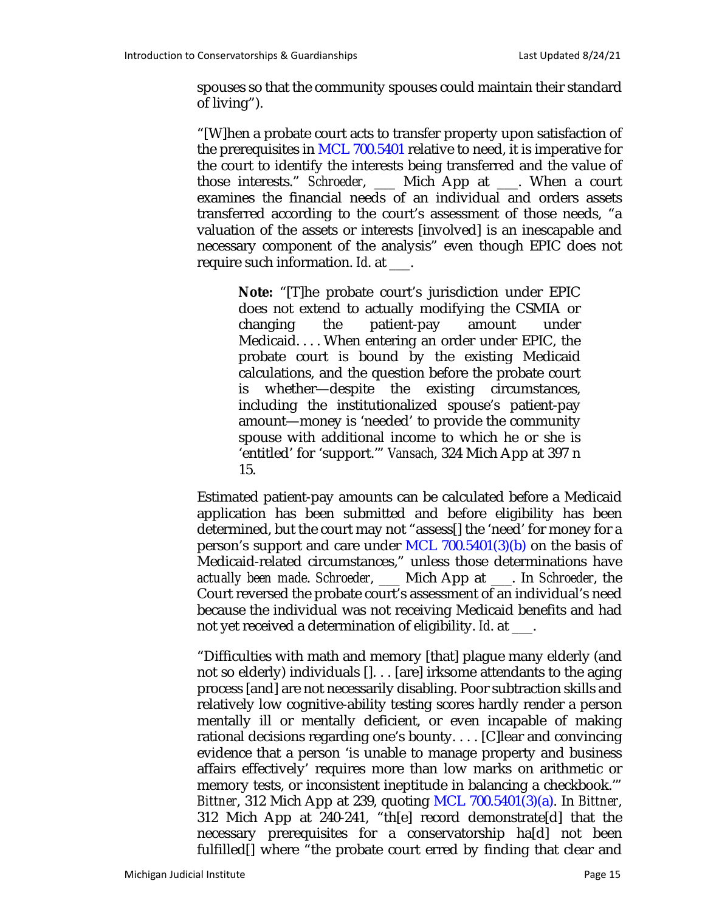spouses so that the community spouses could maintain their standard of living").

"[W]hen a probate court acts to transfer property upon satisfaction of the prerequisites in MCL 700.5401 relative to need, it is imperative for the court to identify the interests being transferred and the value of those interests." *Schroeder*, ___ Mich App at ___. When a court examines the financial needs of an individual and orders assets transferred according to the court's assessment of those needs, "a valuation of the assets or interests [involved] is an inescapable and necessary component of the analysis" even though EPIC does not require such information. *Id.* at ___.

> **Note:** "[T]he probate court's jurisdiction under EPIC does not extend to actually modifying the CSMIA or changing the patient-pay amount under Medicaid. . . . When entering an order under EPIC, the probate court is bound by the existing Medicaid calculations, and the question before the probate court is whether—despite the existing circumstances, including the institutionalized spouse's patient-pay amount—money is 'needed' to provide the community spouse with additional income to which he or she is 'entitled' for 'support.'" *Vansach*, 324 Mich App at 397 n 15.

Estimated patient-pay amounts can be calculated before a Medicaid application has been submitted and before eligibility has been determined, but the court may not "assess[] the 'need' for money for a person's support and care under MCL 700.5401(3)(b) on the basis of Medicaid-related circumstances," unless those determinations have *actually been made*. *Schroeder*, ___ Mich App at ___. In *Schroeder*, the Court reversed the probate court's assessment of an individual's need because the individual was not receiving Medicaid benefits and had not yet received a determination of eligibility. *Id.* at ___.

"Difficulties with math and memory [that] plague many elderly (and not so elderly) individuals []. . . [are] irksome attendants to the aging process [and] are not necessarily disabling. Poor subtraction skills and relatively low cognitive-ability testing scores hardly render a person mentally ill or mentally deficient, or even incapable of making rational decisions regarding one's bounty. . . . [C]lear and convincing evidence that a person 'is unable to manage property and business affairs effectively' requires more than low marks on arithmetic or memory tests, or inconsistent ineptitude in balancing a checkbook.'" *Bittner*, 312 Mich App at 239, quoting MCL 700.5401(3)(a). In *Bittner*, 312 Mich App at 240-241, "th[e] record demonstrate[d] that the necessary prerequisites for a conservatorship ha[d] not been fulfilled[] where "the probate court erred by finding that clear and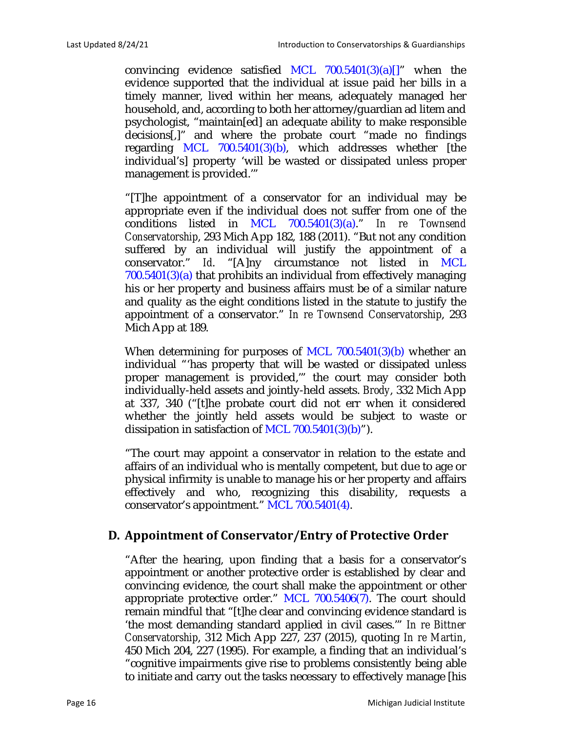convincing evidence satisfied MCL 700.5401(3)(a)[]" when the evidence supported that the individual at issue paid her bills in a timely manner, lived within her means, adequately managed her household, and, according to both her attorney/guardian ad litem and psychologist, "maintain[ed] an adequate ability to make responsible decisions[,]" and where the probate court "made no findings regarding MCL 700.5401(3)(b), which addresses whether [the individual's] property 'will be wasted or dissipated unless proper management is provided.'"

"[T]he appointment of a conservator for an individual may be appropriate even if the individual does not suffer from one of the conditions listed in MCL 700.5401(3)(a)." *In re Townsend Conservatorship*, 293 Mich App 182, 188 (2011). "But not any condition suffered by an individual will justify the appointment of a conservator." *Id.* "[A]ny circumstance not listed in MCL 700.5401(3)(a) that prohibits an individual from effectively managing his or her property and business affairs must be of a similar nature and quality as the eight conditions listed in the statute to justify the appointment of a conservator." *In re Townsend Conservatorship*, 293 Mich App at 189.

When determining for purposes of MCL 700.5401(3)(b) whether an individual "'has property that will be wasted or dissipated unless proper management is provided,'" the court may consider both individually-held assets and jointly-held assets. *Brody*, 332 Mich App at 337, 340 ("[t]he probate court did not err when it considered whether the jointly held assets would be subject to waste or dissipation in satisfaction of MCL 700.5401(3)(b)").

"The court may appoint a conservator in relation to the estate and affairs of an individual who is mentally competent, but due to age or physical infirmity is unable to manage his or her property and affairs effectively and who, recognizing this disability, requests a conservator's appointment." MCL 700.5401(4).

## D. Appointment of Conservator/Entry of Protective Order

"After the hearing, upon finding that a basis for a conservator's appointment or another protective order is established by clear and convincing evidence, the court shall make the appointment or other appropriate protective order." MCL 700.5406(7). The court should remain mindful that "[t]he clear and convincing evidence standard is 'the most demanding standard applied in civil cases.'" *In re Bittner Conservatorship*, 312 Mich App 227, 237 (2015), quoting *In re Martin*, 450 Mich 204, 227 (1995). For example, a finding that an individual's "cognitive impairments give rise to problems consistently being able to initiate and carry out the tasks necessary to effectively manage [his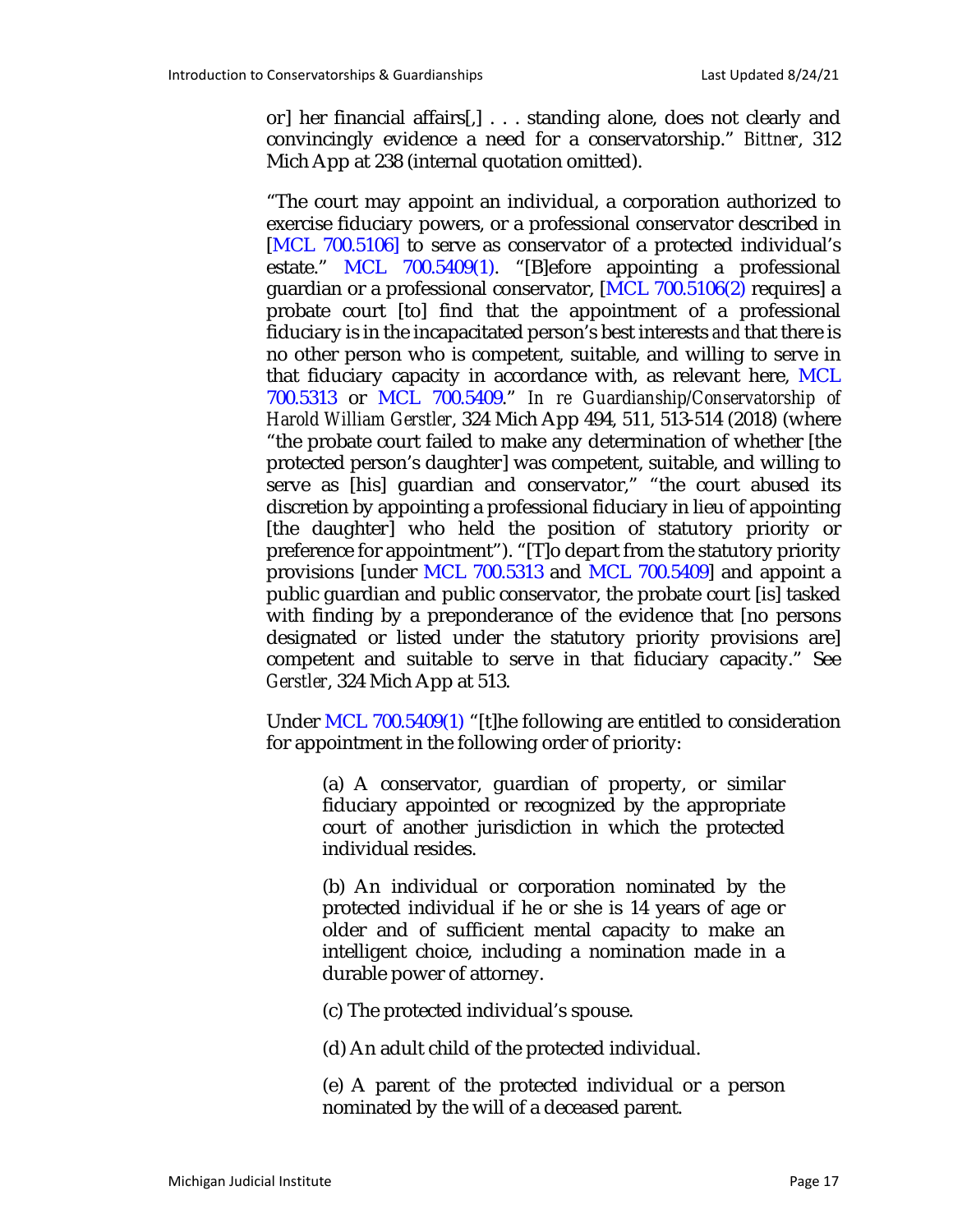or] her financial affairs[,] . . . standing alone, does not clearly and convincingly evidence a need for a conservatorship." *Bittner*, 312 Mich App at 238 (internal quotation omitted).

"The court may appoint an individual, a corporation authorized to exercise fiduciary powers, or a professional conservator described in [MCL 700.5106] to serve as conservator of a protected individual's estate." MCL 700.5409(1). "[B]efore appointing a professional guardian or a professional conservator, [MCL 700.5106(2) requires] a probate court [to] find that the appointment of a professional fiduciary is in the incapacitated person's best interests *and* that there is no other person who is competent, suitable, and willing to serve in that fiduciary capacity in accordance with, as relevant here, MCL 700.5313 or MCL 700.5409." *In re Guardianship/Conservatorship of Harold William Gerstler*, 324 Mich App 494, 511, 513-514 (2018) (where "the probate court failed to make any determination of whether [the protected person's daughter] was competent, suitable, and willing to serve as [his] guardian and conservator," "the court abused its discretion by appointing a professional fiduciary in lieu of appointing [the daughter] who held the position of statutory priority or preference for appointment"). "[T]o depart from the statutory priority provisions [under MCL 700.5313 and MCL 700.5409] and appoint a public guardian and public conservator, the probate court [is] tasked with finding by a preponderance of the evidence that [no persons designated or listed under the statutory priority provisions are] competent and suitable to serve in that fiduciary capacity." See *Gerstler*, 324 Mich App at 513.

Under MCL 700.5409(1) "[t]he following are entitled to consideration for appointment in the following order of priority:

> (a) A conservator, guardian of property, or similar fiduciary appointed or recognized by the appropriate court of another jurisdiction in which the protected individual resides.
>
> (b) An individual or corporation nominated by the protected individual if he or she is 14 years of age or older and of sufficient mental capacity to make an intelligent choice, including a nomination made in a durable power of attorney.
>
> (c) The protected individual's spouse.
>
> (d) An adult child of the protected individual.
>
> (e) A parent of the protected individual or a person nominated by the will of a deceased parent.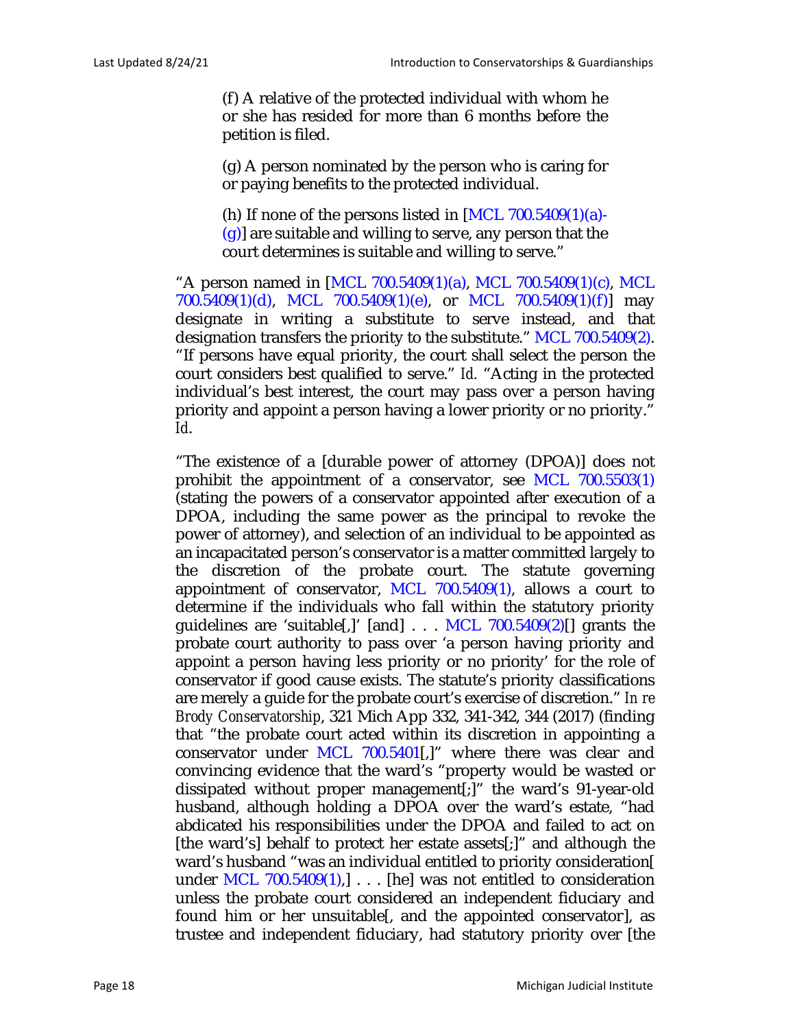> (f) A relative of the protected individual with whom he or she has resided for more than 6 months before the petition is filed.
>
> (g) A person nominated by the person who is caring for or paying benefits to the protected individual.
>
> (h) If none of the persons listed in [MCL 700.5409(1)(a)-(g)] are suitable and willing to serve, any person that the court determines is suitable and willing to serve."

"A person named in [MCL 700.5409(1)(a), MCL 700.5409(1)(c), MCL 700.5409(1)(d), MCL 700.5409(1)(e), or MCL 700.5409(1)(f)] may designate in writing a substitute to serve instead, and that designation transfers the priority to the substitute." MCL 700.5409(2). "If persons have equal priority, the court shall select the person the court considers best qualified to serve." *Id.* "Acting in the protected individual's best interest, the court may pass over a person having priority and appoint a person having a lower priority or no priority." *Id*.

"The existence of a [durable power of attorney (DPOA)] does not prohibit the appointment of a conservator, see MCL 700.5503(1) (stating the powers of a conservator appointed after execution of a DPOA, including the same power as the principal to revoke the power of attorney), and selection of an individual to be appointed as an incapacitated person's conservator is a matter committed largely to the discretion of the probate court. The statute governing appointment of conservator, MCL 700.5409(1), allows a court to determine if the individuals who fall within the statutory priority guidelines are 'suitable[,]' [and] . . . MCL 700.5409(2)[] grants the probate court authority to pass over 'a person having priority and appoint a person having less priority or no priority' for the role of conservator if good cause exists. The statute's priority classifications are merely a guide for the probate court's exercise of discretion." *In re Brody Conservatorship*, 321 Mich App 332, 341-342, 344 (2017) (finding that "the probate court acted within its discretion in appointing a conservator under MCL 700.5401[,]" where there was clear and convincing evidence that the ward's "property would be wasted or dissipated without proper management[;]" the ward's 91-year-old husband, although holding a DPOA over the ward's estate, "had abdicated his responsibilities under the DPOA and failed to act on [the ward's] behalf to protect her estate assets[;]" and although the ward's husband "was an individual entitled to priority consideration[ under MCL 700.5409(1),] . . . [he] was not entitled to consideration unless the probate court considered an independent fiduciary and found him or her unsuitable[, and the appointed conservator], as trustee and independent fiduciary, had statutory priority over [the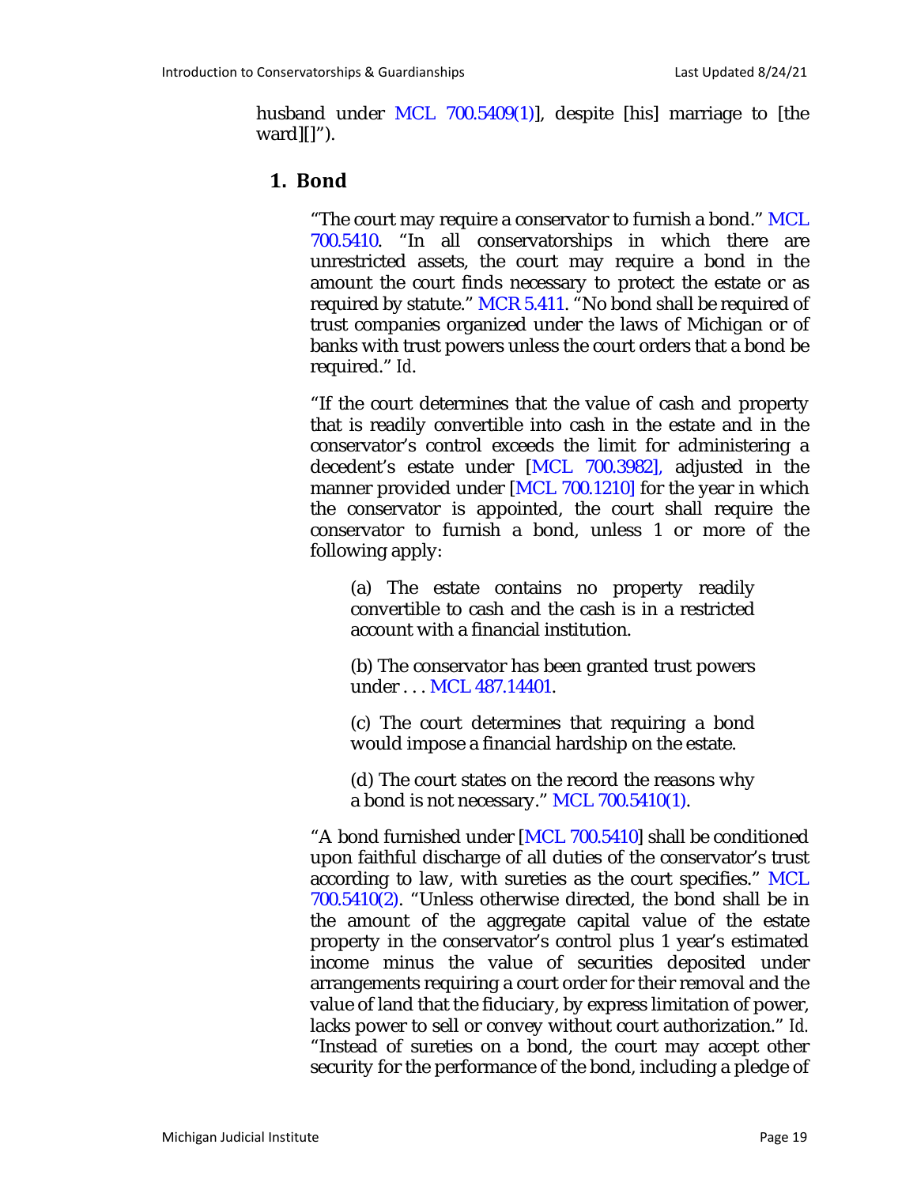husband under MCL 700.5409(1)], despite [his] marriage to [the ward][]").

### 1. Bond

"The court may require a conservator to furnish a bond." MCL 700.5410. "In all conservatorships in which there are unrestricted assets, the court may require a bond in the amount the court finds necessary to protect the estate or as required by statute." MCR 5.411. "No bond shall be required of trust companies organized under the laws of Michigan or of banks with trust powers unless the court orders that a bond be required." *Id.*

"If the court determines that the value of cash and property that is readily convertible into cash in the estate and in the conservator's control exceeds the limit for administering a decedent's estate under [MCL 700.3982], adjusted in the manner provided under [MCL 700.1210] for the year in which the conservator is appointed, the court shall require the conservator to furnish a bond, unless 1 or more of the following apply:

> (a) The estate contains no property readily convertible to cash and the cash is in a restricted account with a financial institution.
>
> (b) The conservator has been granted trust powers under . . . MCL 487.14401.
>
> (c) The court determines that requiring a bond would impose a financial hardship on the estate.
>
> (d) The court states on the record the reasons why a bond is not necessary." MCL 700.5410(1).

"A bond furnished under [MCL 700.5410] shall be conditioned upon faithful discharge of all duties of the conservator's trust according to law, with sureties as the court specifies." MCL 700.5410(2). "Unless otherwise directed, the bond shall be in the amount of the aggregate capital value of the estate property in the conservator's control plus 1 year's estimated income minus the value of securities deposited under arrangements requiring a court order for their removal and the value of land that the fiduciary, by express limitation of power, lacks power to sell or convey without court authorization." *Id.* "Instead of sureties on a bond, the court may accept other security for the performance of the bond, including a pledge of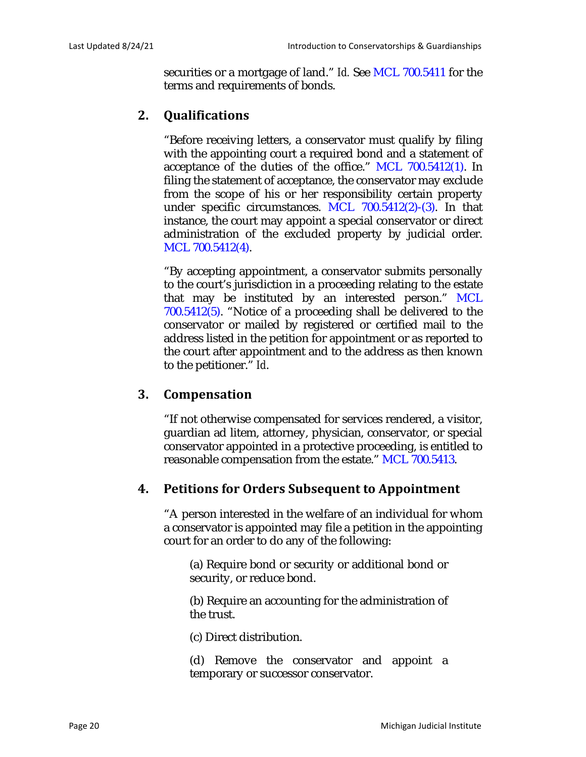securities or a mortgage of land." *Id.* See MCL 700.5411 for the terms and requirements of bonds.

## 2. Qualifications

"Before receiving letters, a conservator must qualify by filing with the appointing court a required bond and a statement of acceptance of the duties of the office." MCL 700.5412(1). In filing the statement of acceptance, the conservator may exclude from the scope of his or her responsibility certain property under specific circumstances. MCL 700.5412(2)-(3). In that instance, the court may appoint a special conservator or direct administration of the excluded property by judicial order. MCL 700.5412(4).

"By accepting appointment, a conservator submits personally to the court's jurisdiction in a proceeding relating to the estate that may be instituted by an interested person." MCL 700.5412(5). "Notice of a proceeding shall be delivered to the conservator or mailed by registered or certified mail to the address listed in the petition for appointment or as reported to the court after appointment and to the address as then known to the petitioner." *Id.*

## 3. Compensation

"If not otherwise compensated for services rendered, a visitor, guardian ad litem, attorney, physician, conservator, or special conservator appointed in a protective proceeding, is entitled to reasonable compensation from the estate." MCL 700.5413.

## 4. Petitions for Orders Subsequent to Appointment

"A person interested in the welfare of an individual for whom a conservator is appointed may file a petition in the appointing court for an order to do any of the following:

> (a) Require bond or security or additional bond or security, or reduce bond.
>
> (b) Require an accounting for the administration of the trust.
>
> (c) Direct distribution.
>
> (d) Remove the conservator and appoint a temporary or successor conservator.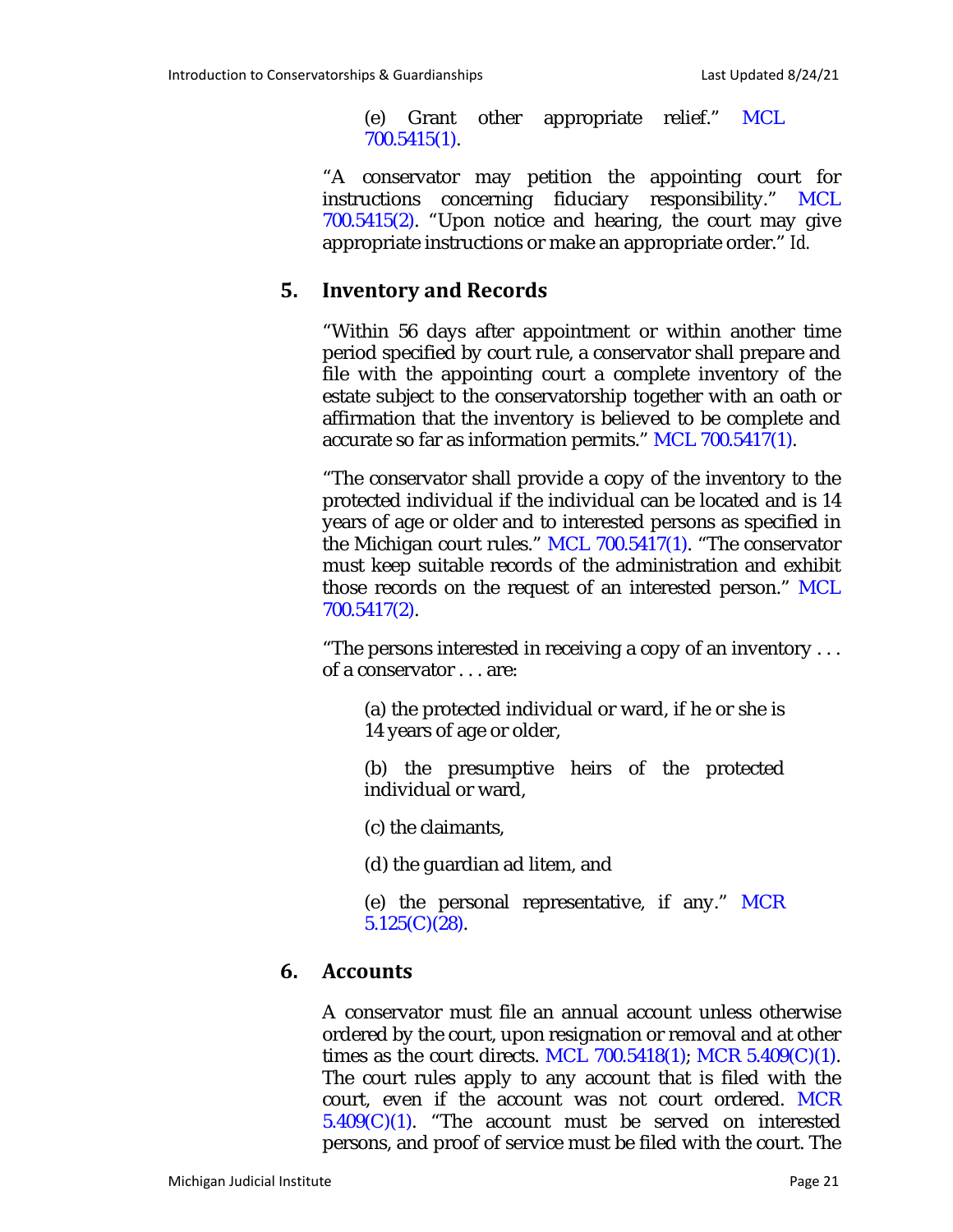> (e) Grant other appropriate relief." MCL 700.5415(1).

"A conservator may petition the appointing court for instructions concerning fiduciary responsibility." MCL 700.5415(2). "Upon notice and hearing, the court may give appropriate instructions or make an appropriate order." *Id.*

## 5. Inventory and Records

"Within 56 days after appointment or within another time period specified by court rule, a conservator shall prepare and file with the appointing court a complete inventory of the estate subject to the conservatorship together with an oath or affirmation that the inventory is believed to be complete and accurate so far as information permits." MCL 700.5417(1).

"The conservator shall provide a copy of the inventory to the protected individual if the individual can be located and is 14 years of age or older and to interested persons as specified in the Michigan court rules." MCL 700.5417(1). "The conservator must keep suitable records of the administration and exhibit those records on the request of an interested person." MCL 700.5417(2).

"The persons interested in receiving a copy of an inventory . . . of a conservator . . . are:

> (a) the protected individual or ward, if he or she is 14 years of age or older,
>
> (b) the presumptive heirs of the protected individual or ward,
>
> (c) the claimants,
>
> (d) the guardian ad litem, and
>
> (e) the personal representative, if any." MCR 5.125(C)(28).

## 6. Accounts

A conservator must file an annual account unless otherwise ordered by the court, upon resignation or removal and at other times as the court directs. MCL 700.5418(1); MCR 5.409(C)(1). The court rules apply to any account that is filed with the court, even if the account was not court ordered. MCR 5.409(C)(1). "The account must be served on interested persons, and proof of service must be filed with the court. The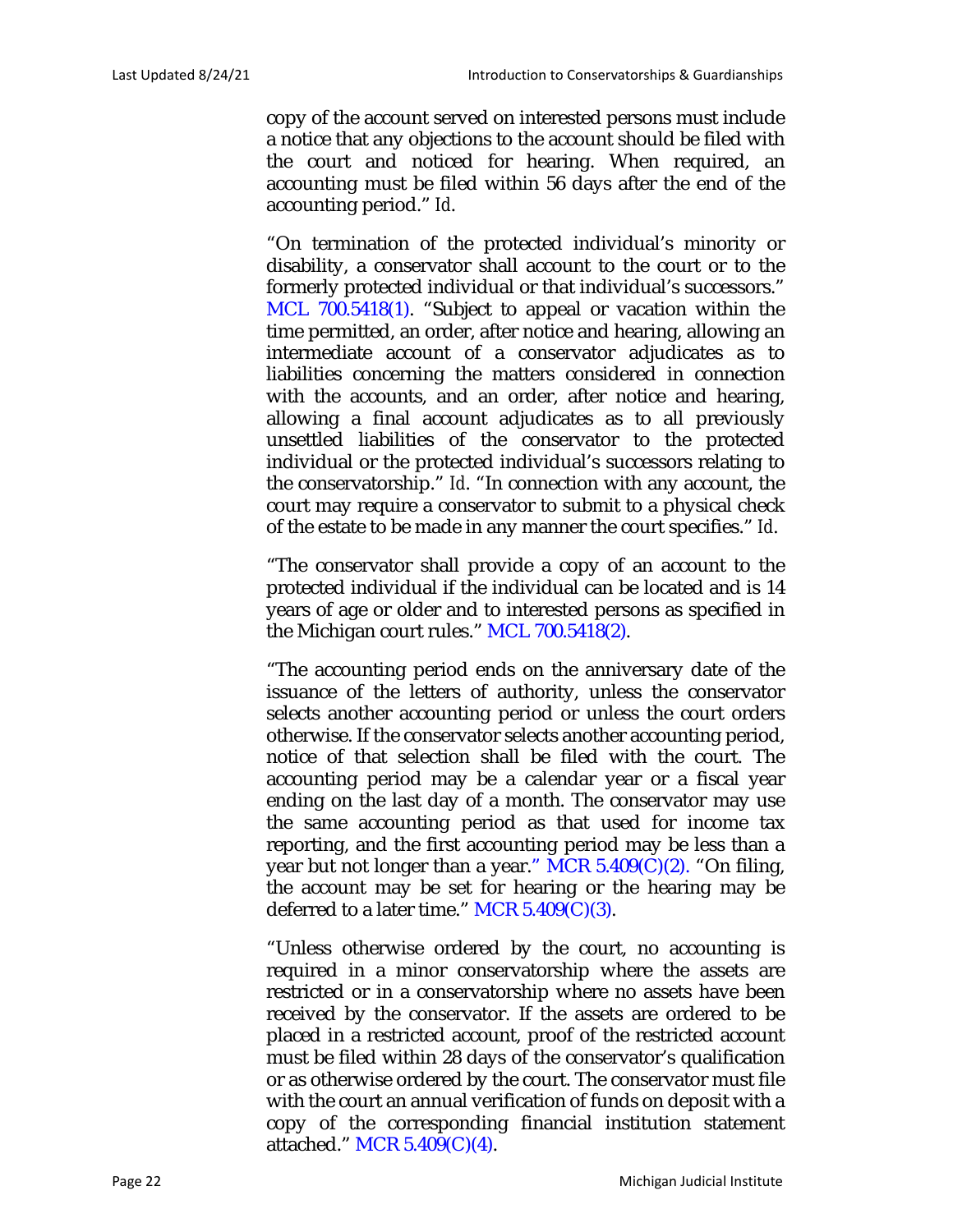copy of the account served on interested persons must include a notice that any objections to the account should be filed with the court and noticed for hearing. When required, an accounting must be filed within 56 days after the end of the accounting period." *Id*.

"On termination of the protected individual's minority or disability, a conservator shall account to the court or to the formerly protected individual or that individual's successors." MCL 700.5418(1). "Subject to appeal or vacation within the time permitted, an order, after notice and hearing, allowing an intermediate account of a conservator adjudicates as to liabilities concerning the matters considered in connection with the accounts, and an order, after notice and hearing, allowing a final account adjudicates as to all previously unsettled liabilities of the conservator to the protected individual or the protected individual's successors relating to the conservatorship." *Id*. "In connection with any account, the court may require a conservator to submit to a physical check of the estate to be made in any manner the court specifies." *Id*.

"The conservator shall provide a copy of an account to the protected individual if the individual can be located and is 14 years of age or older and to interested persons as specified in the Michigan court rules." MCL 700.5418(2).

"The accounting period ends on the anniversary date of the issuance of the letters of authority, unless the conservator selects another accounting period or unless the court orders otherwise. If the conservator selects another accounting period, notice of that selection shall be filed with the court. The accounting period may be a calendar year or a fiscal year ending on the last day of a month. The conservator may use the same accounting period as that used for income tax reporting, and the first accounting period may be less than a year but not longer than a year." MCR 5.409(C)(2). "On filing, the account may be set for hearing or the hearing may be deferred to a later time." MCR 5.409(C)(3).

"Unless otherwise ordered by the court, no accounting is required in a minor conservatorship where the assets are restricted or in a conservatorship where no assets have been received by the conservator. If the assets are ordered to be placed in a restricted account, proof of the restricted account must be filed within 28 days of the conservator's qualification or as otherwise ordered by the court. The conservator must file with the court an annual verification of funds on deposit with a copy of the corresponding financial institution statement attached." MCR 5.409(C)(4).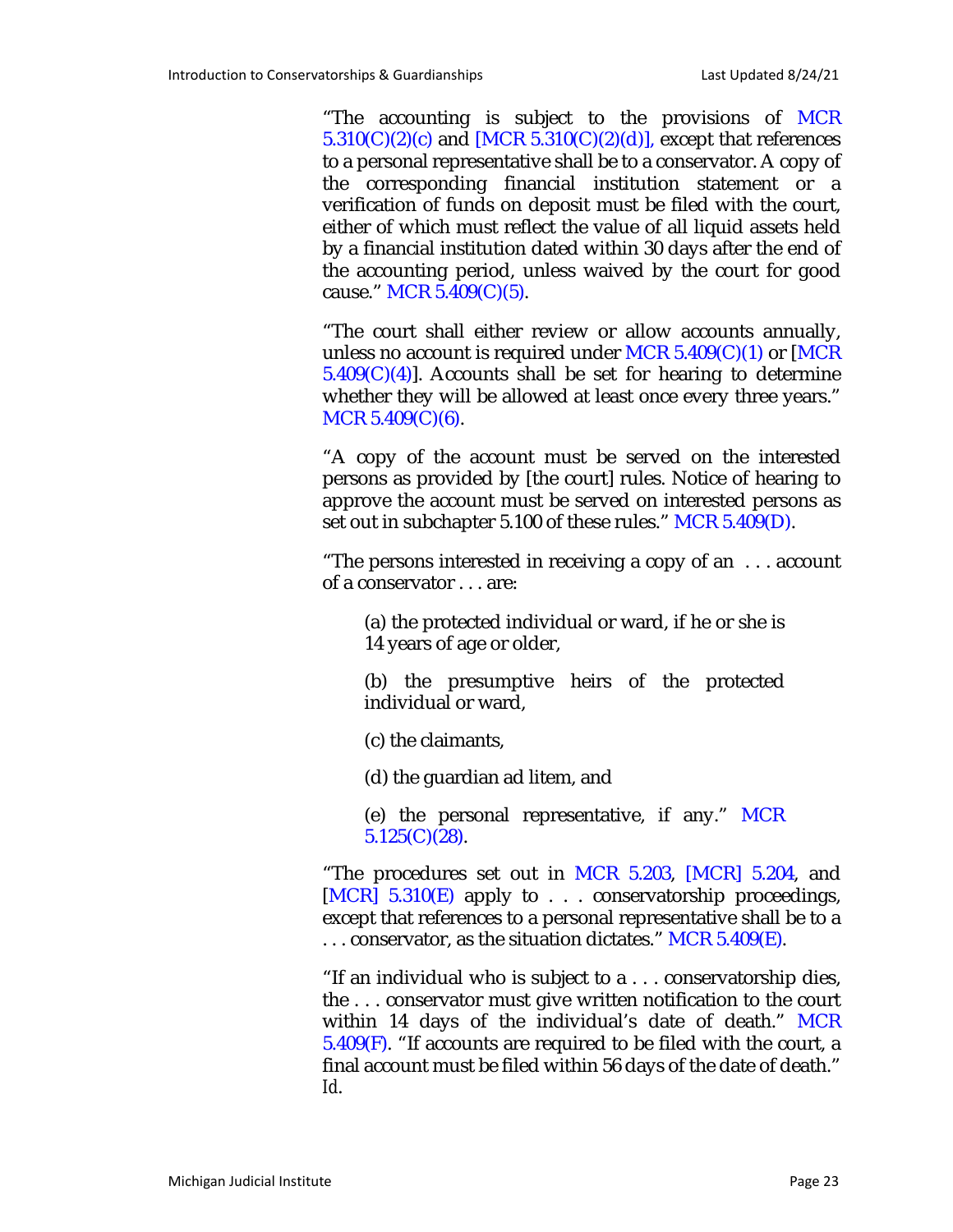"The accounting is subject to the provisions of MCR 5.310(C)(2)(c) and [MCR 5.310(C)(2)(d)], except that references to a personal representative shall be to a conservator. A copy of the corresponding financial institution statement or a verification of funds on deposit must be filed with the court, either of which must reflect the value of all liquid assets held by a financial institution dated within 30 days after the end of the accounting period, unless waived by the court for good cause." MCR 5.409(C)(5).

"The court shall either review or allow accounts annually, unless no account is required under MCR 5.409(C)(1) or [MCR 5.409(C)(4)]. Accounts shall be set for hearing to determine whether they will be allowed at least once every three years." MCR 5.409(C)(6).

"A copy of the account must be served on the interested persons as provided by [the court] rules. Notice of hearing to approve the account must be served on interested persons as set out in subchapter 5.100 of these rules." MCR 5.409(D).

"The persons interested in receiving a copy of an . . . account of a conservator . . . are:

> (a) the protected individual or ward, if he or she is 14 years of age or older,
>
> (b) the presumptive heirs of the protected individual or ward,
>
> (c) the claimants,
>
> (d) the guardian ad litem, and
>
> (e) the personal representative, if any." MCR 5.125(C)(28).

"The procedures set out in MCR 5.203, [MCR] 5.204, and [MCR] 5.310(E) apply to . . . conservatorship proceedings, except that references to a personal representative shall be to a . . . conservator, as the situation dictates." MCR 5.409(E).

"If an individual who is subject to a . . . conservatorship dies, the . . . conservator must give written notification to the court within 14 days of the individual's date of death." MCR 5.409(F). "If accounts are required to be filed with the court, a final account must be filed within 56 days of the date of death." *Id*.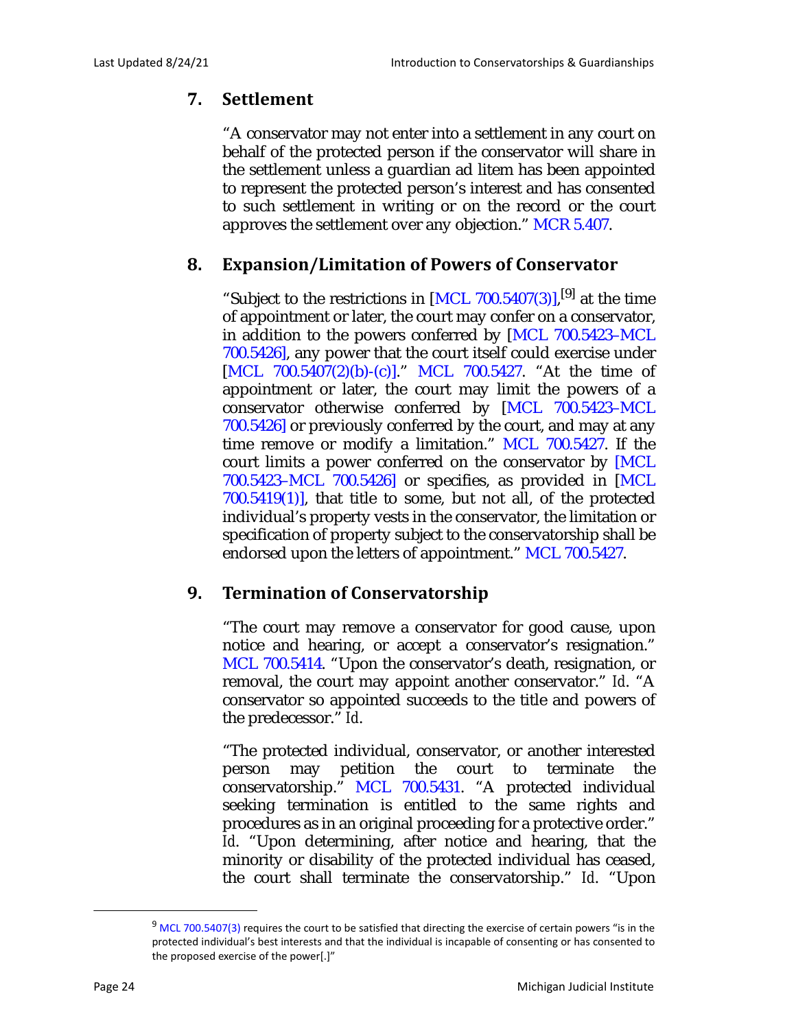## 7. Settlement

"A conservator may not enter into a settlement in any court on behalf of the protected person if the conservator will share in the settlement unless a guardian ad litem has been appointed to represent the protected person's interest and has consented to such settlement in writing or on the record or the court approves the settlement over any objection." MCR 5.407.

## 8. Expansion/Limitation of Powers of Conservator

"Subject to the restrictions in [MCL 700.5407(3)],[9] at the time of appointment or later, the court may confer on a conservator, in addition to the powers conferred by [MCL 700.5423–MCL 700.5426], any power that the court itself could exercise under [MCL 700.5407(2)(b)-(c)]." MCL 700.5427. "At the time of appointment or later, the court may limit the powers of a conservator otherwise conferred by [MCL 700.5423–MCL 700.5426] or previously conferred by the court, and may at any time remove or modify a limitation." MCL 700.5427. If the court limits a power conferred on the conservator by [MCL 700.5423–MCL 700.5426] or specifies, as provided in [MCL 700.5419(1)], that title to some, but not all, of the protected individual's property vests in the conservator, the limitation or specification of property subject to the conservatorship shall be endorsed upon the letters of appointment." MCL 700.5427.

## 9. Termination of Conservatorship

"The court may remove a conservator for good cause, upon notice and hearing, or accept a conservator's resignation." MCL 700.5414. "Upon the conservator's death, resignation, or removal, the court may appoint another conservator." *Id.* "A conservator so appointed succeeds to the title and powers of the predecessor." *Id.*

"The protected individual, conservator, or another interested person may petition the court to terminate the conservatorship." MCL 700.5431. "A protected individual seeking termination is entitled to the same rights and procedures as in an original proceeding for a protective order." *Id.* "Upon determining, after notice and hearing, that the minority or disability of the protected individual has ceased, the court shall terminate the conservatorship." *Id.* "Upon

[9] MCL 700.5407(3) requires the court to be satisfied that directing the exercise of certain powers "is in the protected individual's best interests and that the individual is incapable of consenting or has consented to the proposed exercise of the power[.]"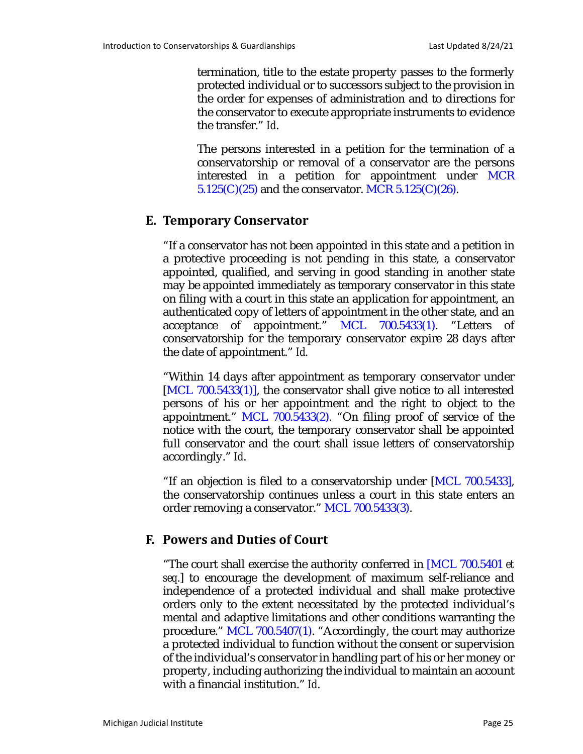termination, title to the estate property passes to the formerly protected individual or to successors subject to the provision in the order for expenses of administration and to directions for the conservator to execute appropriate instruments to evidence the transfer." *Id*.

The persons interested in a petition for the termination of a conservatorship or removal of a conservator are the persons interested in a petition for appointment under MCR 5.125(C)(25) and the conservator. MCR 5.125(C)(26).

## E. Temporary Conservator

"If a conservator has not been appointed in this state and a petition in a protective proceeding is not pending in this state, a conservator appointed, qualified, and serving in good standing in another state may be appointed immediately as temporary conservator in this state on filing with a court in this state an application for appointment, an authenticated copy of letters of appointment in the other state, and an acceptance of appointment." MCL 700.5433(1). "Letters of conservatorship for the temporary conservator expire 28 days after the date of appointment." *Id.*

"Within 14 days after appointment as temporary conservator under [MCL 700.5433(1)], the conservator shall give notice to all interested persons of his or her appointment and the right to object to the appointment." MCL 700.5433(2). "On filing proof of service of the notice with the court, the temporary conservator shall be appointed full conservator and the court shall issue letters of conservatorship accordingly." *Id*.

"If an objection is filed to a conservatorship under [MCL 700.5433], the conservatorship continues unless a court in this state enters an order removing a conservator." MCL 700.5433(3).

## F. Powers and Duties of Court

"The court shall exercise the authority conferred in [MCL 700.5401 *et seq*.] to encourage the development of maximum self-reliance and independence of a protected individual and shall make protective orders only to the extent necessitated by the protected individual's mental and adaptive limitations and other conditions warranting the procedure." MCL 700.5407(1). "Accordingly, the court may authorize a protected individual to function without the consent or supervision of the individual's conservator in handling part of his or her money or property, including authorizing the individual to maintain an account with a financial institution." *Id*.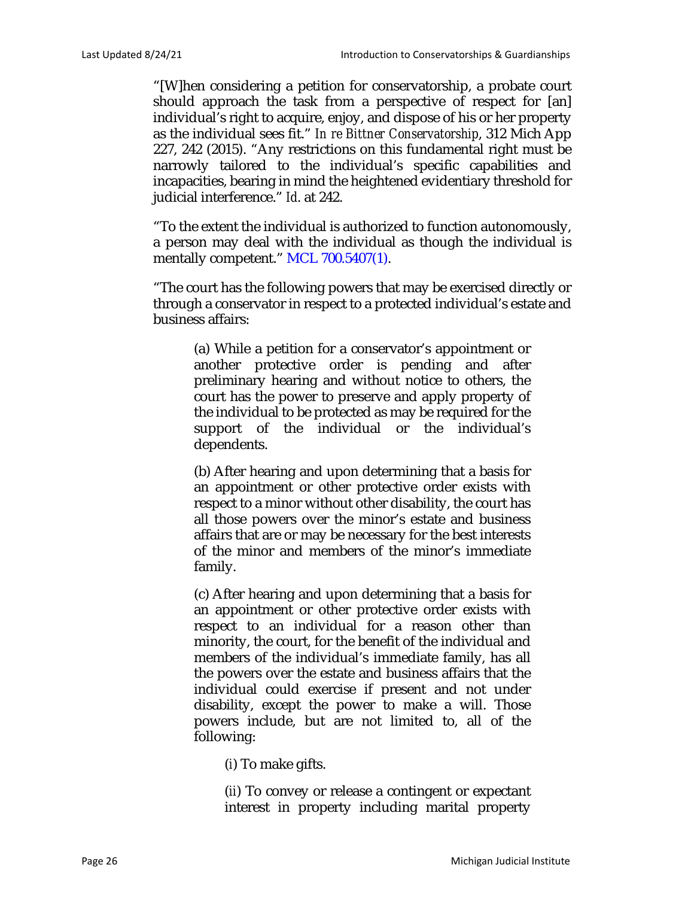"[W]hen considering a petition for conservatorship, a probate court should approach the task from a perspective of respect for [an] individual's right to acquire, enjoy, and dispose of his or her property as the individual sees fit." *In re Bittner Conservatorship*, 312 Mich App 227, 242 (2015). "Any restrictions on this fundamental right must be narrowly tailored to the individual's specific capabilities and incapacities, bearing in mind the heightened evidentiary threshold for judicial interference." *Id*. at 242.

"To the extent the individual is authorized to function autonomously, a person may deal with the individual as though the individual is mentally competent." MCL 700.5407(1).

"The court has the following powers that may be exercised directly or through a conservator in respect to a protected individual's estate and business affairs:

> (a) While a petition for a conservator's appointment or another protective order is pending and after preliminary hearing and without notice to others, the court has the power to preserve and apply property of the individual to be protected as may be required for the support of the individual or the individual's dependents.
>
> (b) After hearing and upon determining that a basis for an appointment or other protective order exists with respect to a minor without other disability, the court has all those powers over the minor's estate and business affairs that are or may be necessary for the best interests of the minor and members of the minor's immediate family.
>
> (c) After hearing and upon determining that a basis for an appointment or other protective order exists with respect to an individual for a reason other than minority, the court, for the benefit of the individual and members of the individual's immediate family, has all the powers over the estate and business affairs that the individual could exercise if present and not under disability, except the power to make a will. Those powers include, but are not limited to, all of the following:
>
> > (*i*) To make gifts.
> >
> > (*ii*) To convey or release a contingent or expectant interest in property including marital property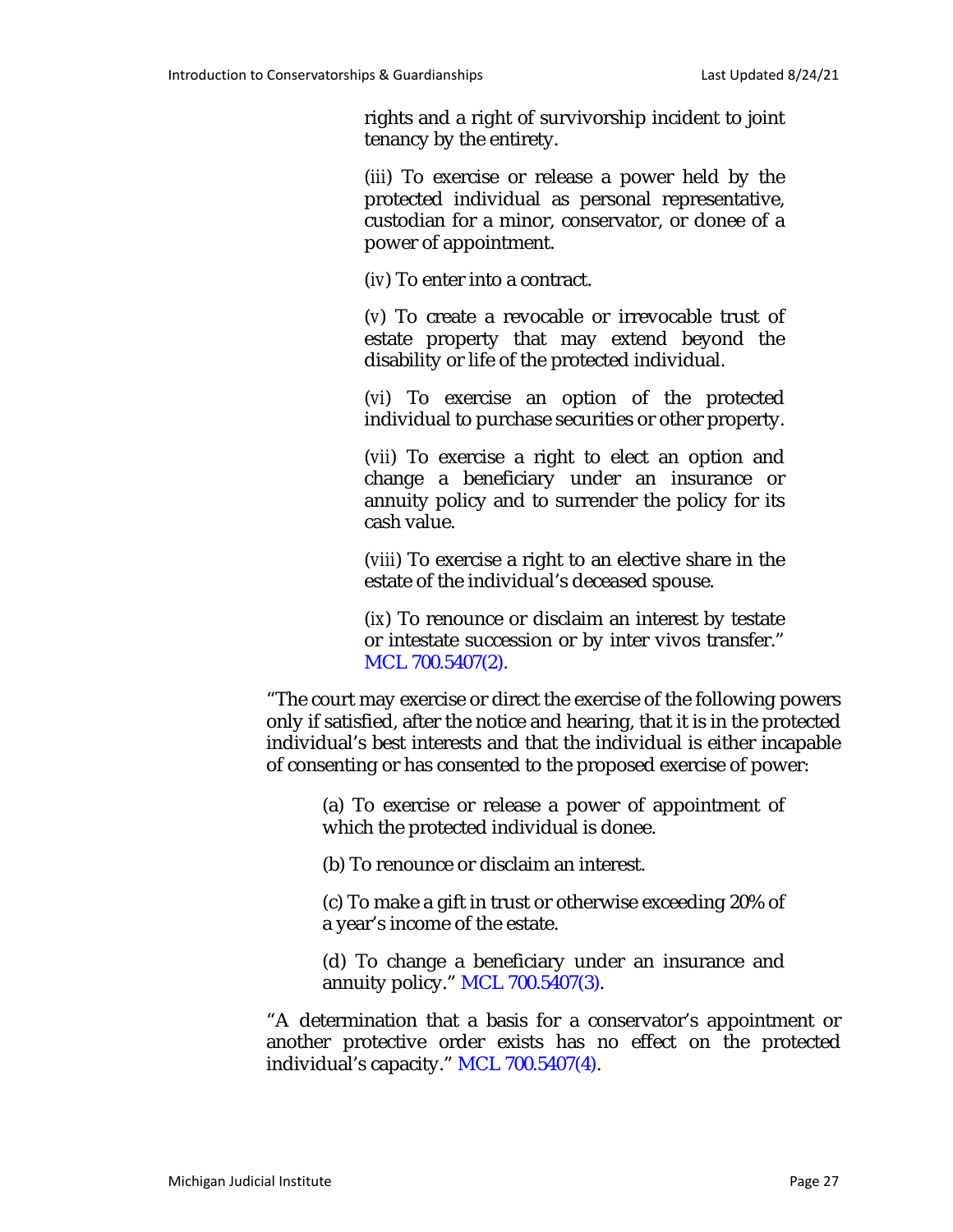rights and a right of survivorship incident to joint tenancy by the entirety.

(iii) To exercise or release a power held by the protected individual as personal representative, custodian for a minor, conservator, or donee of a power of appointment.

(iv) To enter into a contract.

(v) To create a revocable or irrevocable trust of estate property that may extend beyond the disability or life of the protected individual.

(vi) To exercise an option of the protected individual to purchase securities or other property.

(vii) To exercise a right to elect an option and change a beneficiary under an insurance or annuity policy and to surrender the policy for its cash value.

(viii) To exercise a right to an elective share in the estate of the individual's deceased spouse.

(ix) To renounce or disclaim an interest by testate or intestate succession or by inter vivos transfer." MCL 700.5407(2).

"The court may exercise or direct the exercise of the following powers only if satisfied, after the notice and hearing, that it is in the protected individual's best interests and that the individual is either incapable of consenting or has consented to the proposed exercise of power:

> (a) To exercise or release a power of appointment of which the protected individual is donee.
>
> (b) To renounce or disclaim an interest.
>
> (c) To make a gift in trust or otherwise exceeding 20% of a year's income of the estate.
>
> (d) To change a beneficiary under an insurance and annuity policy." MCL 700.5407(3).

"A determination that a basis for a conservator's appointment or another protective order exists has no effect on the protected individual's capacity." MCL 700.5407(4).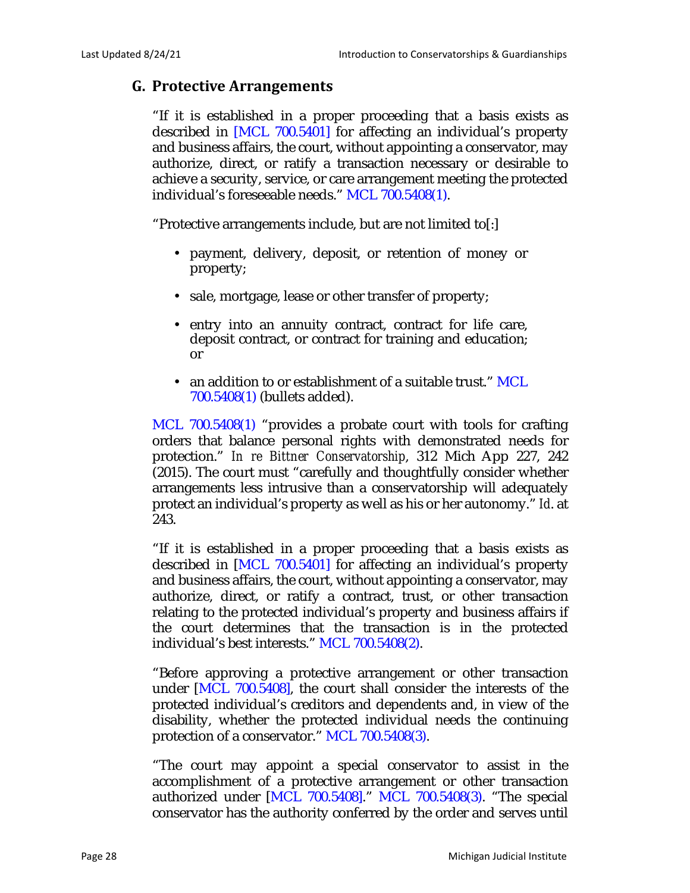## G. Protective Arrangements

"If it is established in a proper proceeding that a basis exists as described in [MCL 700.5401] for affecting an individual's property and business affairs, the court, without appointing a conservator, may authorize, direct, or ratify a transaction necessary or desirable to achieve a security, service, or care arrangement meeting the protected individual's foreseeable needs." MCL 700.5408(1).

"Protective arrangements include, but are not limited to[:]

- payment, delivery, deposit, or retention of money or property;
- sale, mortgage, lease or other transfer of property;
- entry into an annuity contract, contract for life care, deposit contract, or contract for training and education; or
- an addition to or establishment of a suitable trust." MCL 700.5408(1) (bullets added).

MCL 700.5408(1) "provides a probate court with tools for crafting orders that balance personal rights with demonstrated needs for protection." *In re Bittner Conservatorship*, 312 Mich App 227, 242 (2015). The court must "carefully and thoughtfully consider whether arrangements less intrusive than a conservatorship will adequately protect an individual's property as well as his or her autonomy." *Id.* at 243.

"If it is established in a proper proceeding that a basis exists as described in [MCL 700.5401] for affecting an individual's property and business affairs, the court, without appointing a conservator, may authorize, direct, or ratify a contract, trust, or other transaction relating to the protected individual's property and business affairs if the court determines that the transaction is in the protected individual's best interests." MCL 700.5408(2).

"Before approving a protective arrangement or other transaction under [MCL 700.5408], the court shall consider the interests of the protected individual's creditors and dependents and, in view of the disability, whether the protected individual needs the continuing protection of a conservator." MCL 700.5408(3).

"The court may appoint a special conservator to assist in the accomplishment of a protective arrangement or other transaction authorized under [MCL 700.5408]." MCL 700.5408(3). "The special conservator has the authority conferred by the order and serves until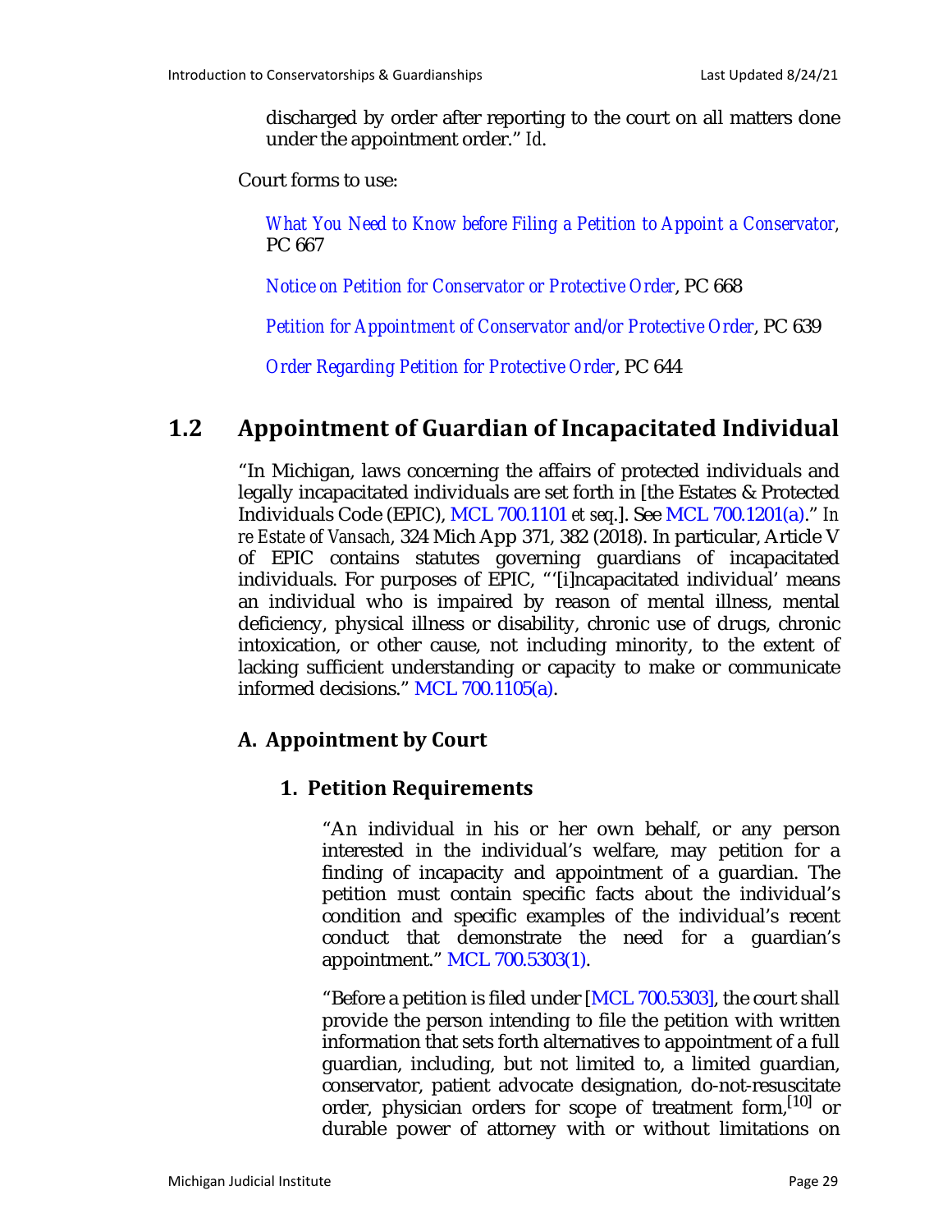discharged by order after reporting to the court on all matters done under the appointment order." *Id*.

Court forms to use:

*What You Need to Know before Filing a Petition to Appoint a Conservator*, PC 667

*Notice on Petition for Conservator or Protective Order*, PC 668

*Petition for Appointment of Conservator and/or Protective Order*, PC 639

*Order Regarding Petition for Protective Order*, PC 644

## 1.2 Appointment of Guardian of Incapacitated Individual

"In Michigan, laws concerning the affairs of protected individuals and legally incapacitated individuals are set forth in [the Estates & Protected Individuals Code (EPIC), MCL 700.1101 *et seq*.]. See MCL 700.1201(a)." *In re Estate of Vansach*, 324 Mich App 371, 382 (2018). In particular, Article V of EPIC contains statutes governing guardians of incapacitated individuals. For purposes of EPIC, "'[i]ncapacitated individual' means an individual who is impaired by reason of mental illness, mental deficiency, physical illness or disability, chronic use of drugs, chronic intoxication, or other cause, not including minority, to the extent of lacking sufficient understanding or capacity to make or communicate informed decisions." MCL 700.1105(a).

### A. Appointment by Court

#### 1. Petition Requirements

"An individual in his or her own behalf, or any person interested in the individual's welfare, may petition for a finding of incapacity and appointment of a guardian. The petition must contain specific facts about the individual's condition and specific examples of the individual's recent conduct that demonstrate the need for a guardian's appointment." MCL 700.5303(1).

"Before a petition is filed under [MCL 700.5303], the court shall provide the person intending to file the petition with written information that sets forth alternatives to appointment of a full guardian, including, but not limited to, a limited guardian, conservator, patient advocate designation, do-not-resuscitate order, physician orders for scope of treatment form,[10] or durable power of attorney with or without limitations on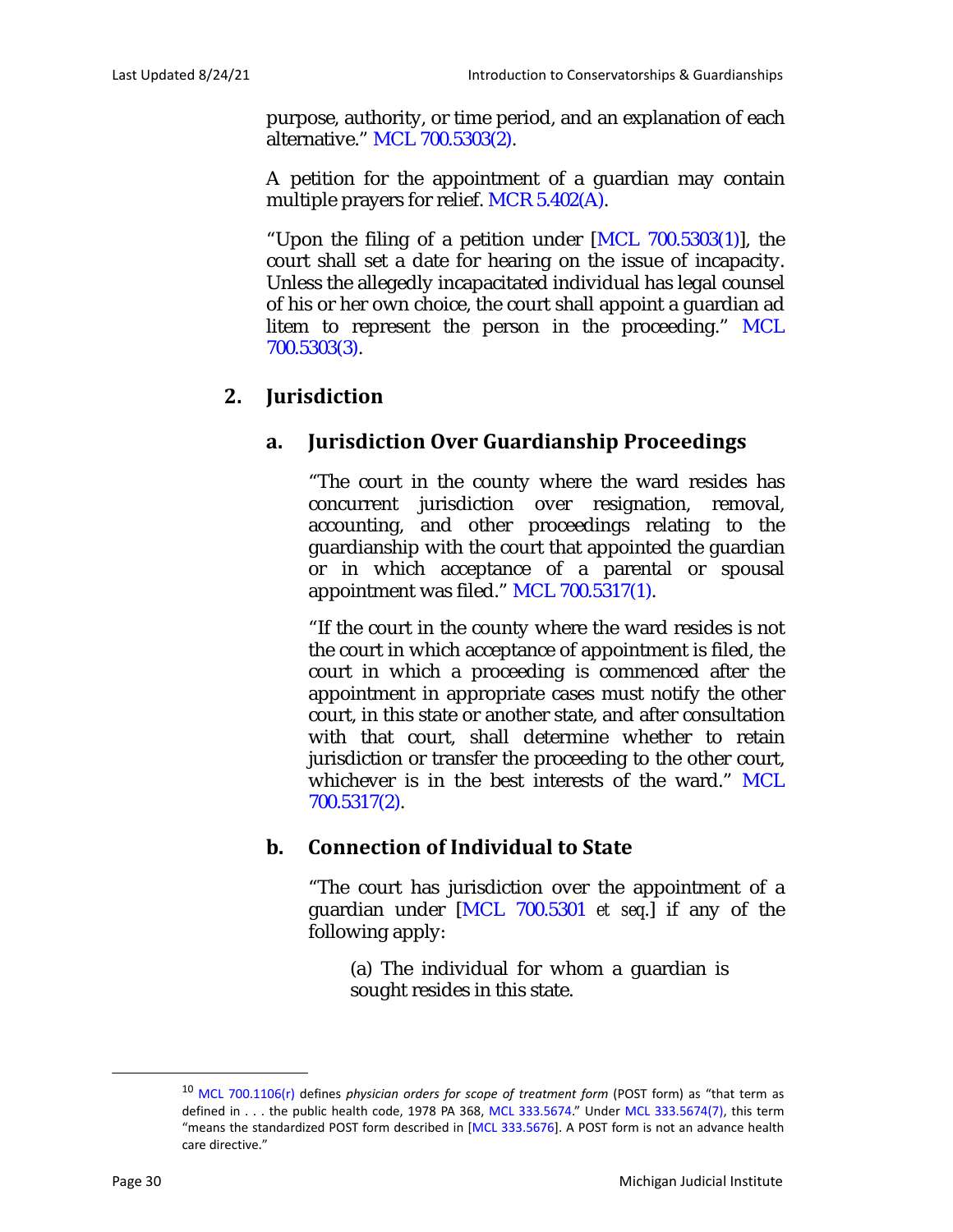purpose, authority, or time period, and an explanation of each alternative." MCL 700.5303(2).

A petition for the appointment of a guardian may contain multiple prayers for relief. MCR 5.402(A).

"Upon the filing of a petition under [MCL 700.5303(1)], the court shall set a date for hearing on the issue of incapacity. Unless the allegedly incapacitated individual has legal counsel of his or her own choice, the court shall appoint a guardian ad litem to represent the person in the proceeding." MCL 700.5303(3).

## 2. Jurisdiction

### a. Jurisdiction Over Guardianship Proceedings

"The court in the county where the ward resides has concurrent jurisdiction over resignation, removal, accounting, and other proceedings relating to the guardianship with the court that appointed the guardian or in which acceptance of a parental or spousal appointment was filed." MCL 700.5317(1).

"If the court in the county where the ward resides is not the court in which acceptance of appointment is filed, the court in which a proceeding is commenced after the appointment in appropriate cases must notify the other court, in this state or another state, and after consultation with that court, shall determine whether to retain jurisdiction or transfer the proceeding to the other court, whichever is in the best interests of the ward." MCL 700.5317(2).

### b. Connection of Individual to State

"The court has jurisdiction over the appointment of a guardian under [MCL 700.5301 *et seq*.] if any of the following apply:

(a) The individual for whom a guardian is sought resides in this state.

---

[10] MCL 700.1106(r) defines *physician orders for scope of treatment form* (POST form) as "that term as defined in . . . the public health code, 1978 PA 368, MCL 333.5674." Under MCL 333.5674(7), this term "means the standardized POST form described in [MCL 333.5676]. A POST form is not an advance health care directive."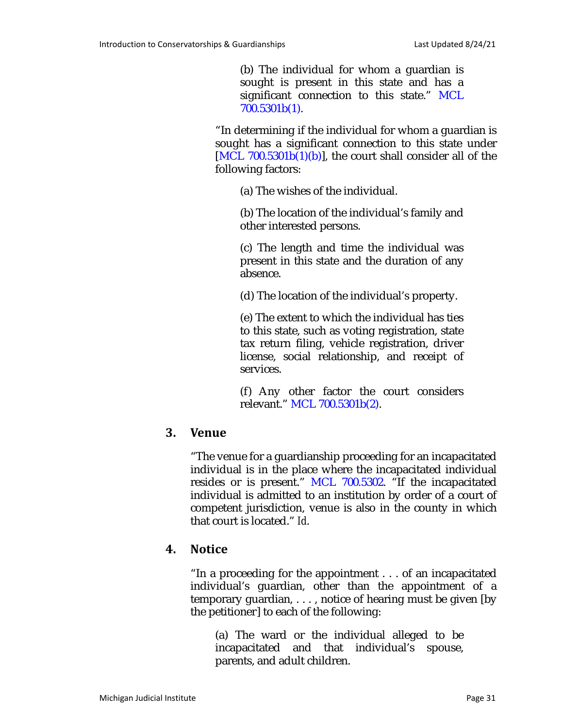> (b) The individual for whom a guardian is sought is present in this state and has a significant connection to this state." MCL 700.5301b(1).

"In determining if the individual for whom a guardian is sought has a significant connection to this state under [MCL 700.5301b(1)(b)], the court shall consider all of the following factors:

> (a) The wishes of the individual.
>
> (b) The location of the individual's family and other interested persons.
>
> (c) The length and time the individual was present in this state and the duration of any absence.
>
> (d) The location of the individual's property.
>
> (e) The extent to which the individual has ties to this state, such as voting registration, state tax return filing, vehicle registration, driver license, social relationship, and receipt of services.
>
> (f) Any other factor the court considers relevant." MCL 700.5301b(2).

### 3. Venue

"The venue for a guardianship proceeding for an incapacitated individual is in the place where the incapacitated individual resides or is present." MCL 700.5302. "If the incapacitated individual is admitted to an institution by order of a court of competent jurisdiction, venue is also in the county in which that court is located." *Id*.

### 4. Notice

"In a proceeding for the appointment . . . of an incapacitated individual's guardian, other than the appointment of a temporary guardian, . . . , notice of hearing must be given [by the petitioner] to each of the following:

> (a) The ward or the individual alleged to be incapacitated and that individual's spouse, parents, and adult children.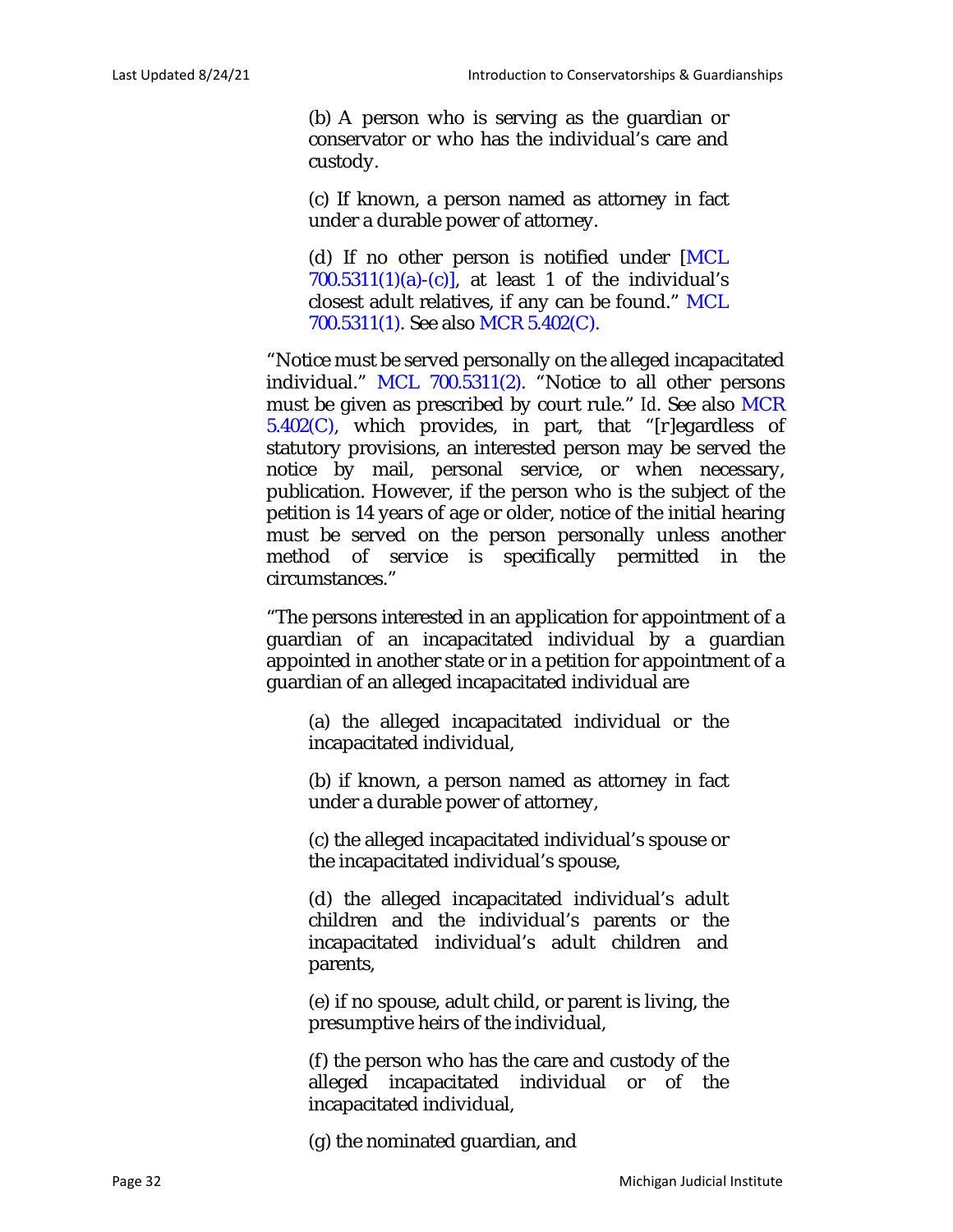> (b) A person who is serving as the guardian or conservator or who has the individual's care and custody.
>
> (c) If known, a person named as attorney in fact under a durable power of attorney.
>
> (d) If no other person is notified under [MCL 700.5311(1)(a)-(c)], at least 1 of the individual's closest adult relatives, if any can be found." MCL 700.5311(1). See also MCR 5.402(C).

"Notice must be served personally on the alleged incapacitated individual." MCL 700.5311(2). "Notice to all other persons must be given as prescribed by court rule." *Id*. See also MCR 5.402(C), which provides, in part, that "[r]egardless of statutory provisions, an interested person may be served the notice by mail, personal service, or when necessary, publication. However, if the person who is the subject of the petition is 14 years of age or older, notice of the initial hearing must be served on the person personally unless another method of service is specifically permitted in the circumstances."

"The persons interested in an application for appointment of a guardian of an incapacitated individual by a guardian appointed in another state or in a petition for appointment of a guardian of an alleged incapacitated individual are

> (a) the alleged incapacitated individual or the incapacitated individual,
>
> (b) if known, a person named as attorney in fact under a durable power of attorney,
>
> (c) the alleged incapacitated individual's spouse or the incapacitated individual's spouse,
>
> (d) the alleged incapacitated individual's adult children and the individual's parents or the incapacitated individual's adult children and parents,
>
> (e) if no spouse, adult child, or parent is living, the presumptive heirs of the individual,
>
> (f) the person who has the care and custody of the alleged incapacitated individual or of the incapacitated individual,
>
> (g) the nominated guardian, and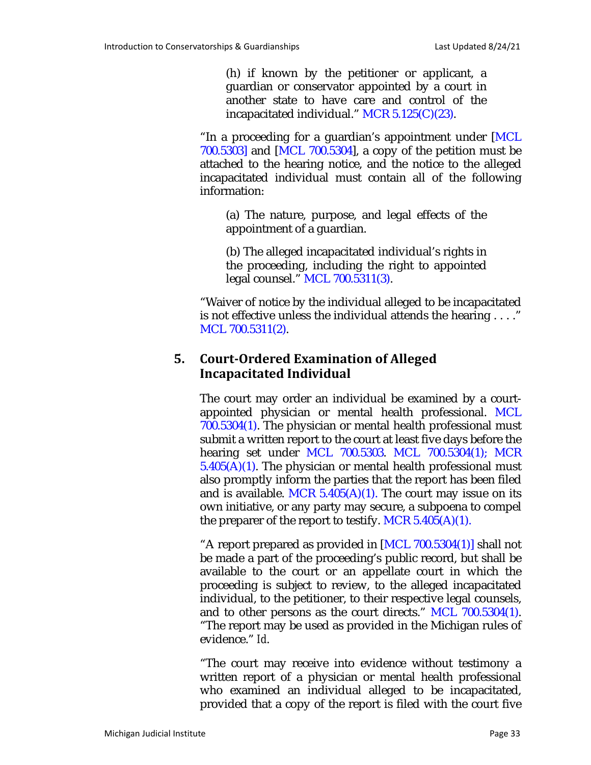> (h) if known by the petitioner or applicant, a guardian or conservator appointed by a court in another state to have care and control of the incapacitated individual." MCR 5.125(C)(23).

"In a proceeding for a guardian's appointment under [MCL 700.5303] and [MCL 700.5304], a copy of the petition must be attached to the hearing notice, and the notice to the alleged incapacitated individual must contain all of the following information:

> (a) The nature, purpose, and legal effects of the appointment of a guardian.
>
> (b) The alleged incapacitated individual's rights in the proceeding, including the right to appointed legal counsel." MCL 700.5311(3).

"Waiver of notice by the individual alleged to be incapacitated is not effective unless the individual attends the hearing . . . ." MCL 700.5311(2).

## 5. Court-Ordered Examination of Alleged Incapacitated Individual

The court may order an individual be examined by a court-appointed physician or mental health professional. MCL 700.5304(1). The physician or mental health professional must submit a written report to the court at least five days before the hearing set under MCL 700.5303. MCL 700.5304(1); MCR 5.405(A)(1). The physician or mental health professional must also promptly inform the parties that the report has been filed and is available. MCR 5.405(A)(1). The court may issue on its own initiative, or any party may secure, a subpoena to compel the preparer of the report to testify. MCR 5.405(A)(1).

"A report prepared as provided in [MCL 700.5304(1)] shall not be made a part of the proceeding's public record, but shall be available to the court or an appellate court in which the proceeding is subject to review, to the alleged incapacitated individual, to the petitioner, to their respective legal counsels, and to other persons as the court directs." MCL 700.5304(1). "The report may be used as provided in the Michigan rules of evidence." *Id*.

"The court may receive into evidence without testimony a written report of a physician or mental health professional who examined an individual alleged to be incapacitated, provided that a copy of the report is filed with the court five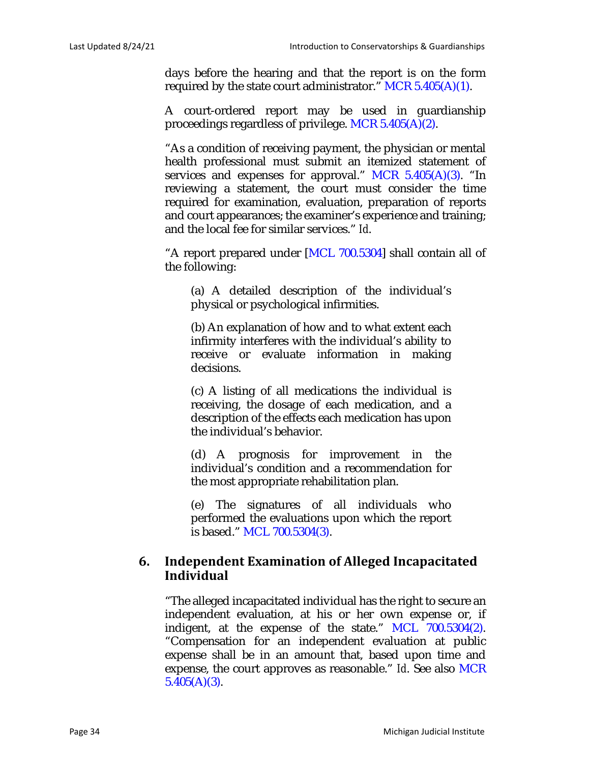days before the hearing and that the report is on the form required by the state court administrator." MCR 5.405(A)(1).

A court-ordered report may be used in guardianship proceedings regardless of privilege. MCR 5.405(A)(2).

"As a condition of receiving payment, the physician or mental health professional must submit an itemized statement of services and expenses for approval." MCR 5.405(A)(3). "In reviewing a statement, the court must consider the time required for examination, evaluation, preparation of reports and court appearances; the examiner's experience and training; and the local fee for similar services." *Id.*

"A report prepared under [MCL 700.5304] shall contain all of the following:

> (a) A detailed description of the individual's physical or psychological infirmities.
>
> (b) An explanation of how and to what extent each infirmity interferes with the individual's ability to receive or evaluate information in making decisions.
>
> (c) A listing of all medications the individual is receiving, the dosage of each medication, and a description of the effects each medication has upon the individual's behavior.
>
> (d) A prognosis for improvement in the individual's condition and a recommendation for the most appropriate rehabilitation plan.
>
> (e) The signatures of all individuals who performed the evaluations upon which the report is based." MCL 700.5304(3).

## 6. Independent Examination of Alleged Incapacitated Individual

"The alleged incapacitated individual has the right to secure an independent evaluation, at his or her own expense or, if indigent, at the expense of the state." MCL 700.5304(2). "Compensation for an independent evaluation at public expense shall be in an amount that, based upon time and expense, the court approves as reasonable." *Id.* See also MCR 5.405(A)(3).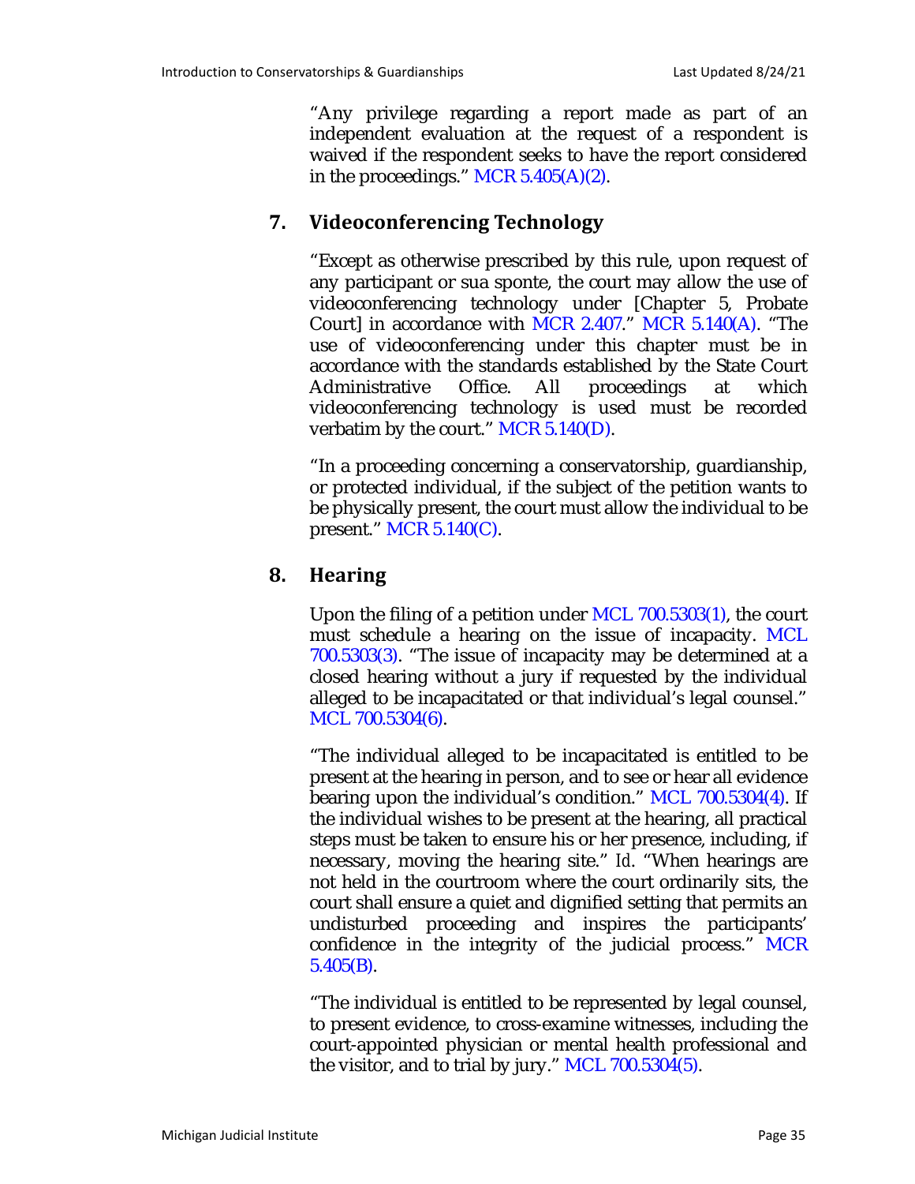"Any privilege regarding a report made as part of an independent evaluation at the request of a respondent is waived if the respondent seeks to have the report considered in the proceedings." MCR 5.405(A)(2).

## 7. Videoconferencing Technology

"Except as otherwise prescribed by this rule, upon request of any participant or sua sponte, the court may allow the use of videoconferencing technology under [Chapter 5, Probate Court] in accordance with MCR 2.407." MCR 5.140(A). "The use of videoconferencing under this chapter must be in accordance with the standards established by the State Court Administrative Office. All proceedings at which videoconferencing technology is used must be recorded verbatim by the court." MCR 5.140(D).

"In a proceeding concerning a conservatorship, guardianship, or protected individual, if the subject of the petition wants to be physically present, the court must allow the individual to be present." MCR 5.140(C).

## 8. Hearing

Upon the filing of a petition under MCL 700.5303(1), the court must schedule a hearing on the issue of incapacity. MCL 700.5303(3). "The issue of incapacity may be determined at a closed hearing without a jury if requested by the individual alleged to be incapacitated or that individual's legal counsel." MCL 700.5304(6).

"The individual alleged to be incapacitated is entitled to be present at the hearing in person, and to see or hear all evidence bearing upon the individual's condition." MCL 700.5304(4). If the individual wishes to be present at the hearing, all practical steps must be taken to ensure his or her presence, including, if necessary, moving the hearing site." *Id*. "When hearings are not held in the courtroom where the court ordinarily sits, the court shall ensure a quiet and dignified setting that permits an undisturbed proceeding and inspires the participants' confidence in the integrity of the judicial process." MCR 5.405(B).

"The individual is entitled to be represented by legal counsel, to present evidence, to cross-examine witnesses, including the court-appointed physician or mental health professional and the visitor, and to trial by jury." MCL 700.5304(5).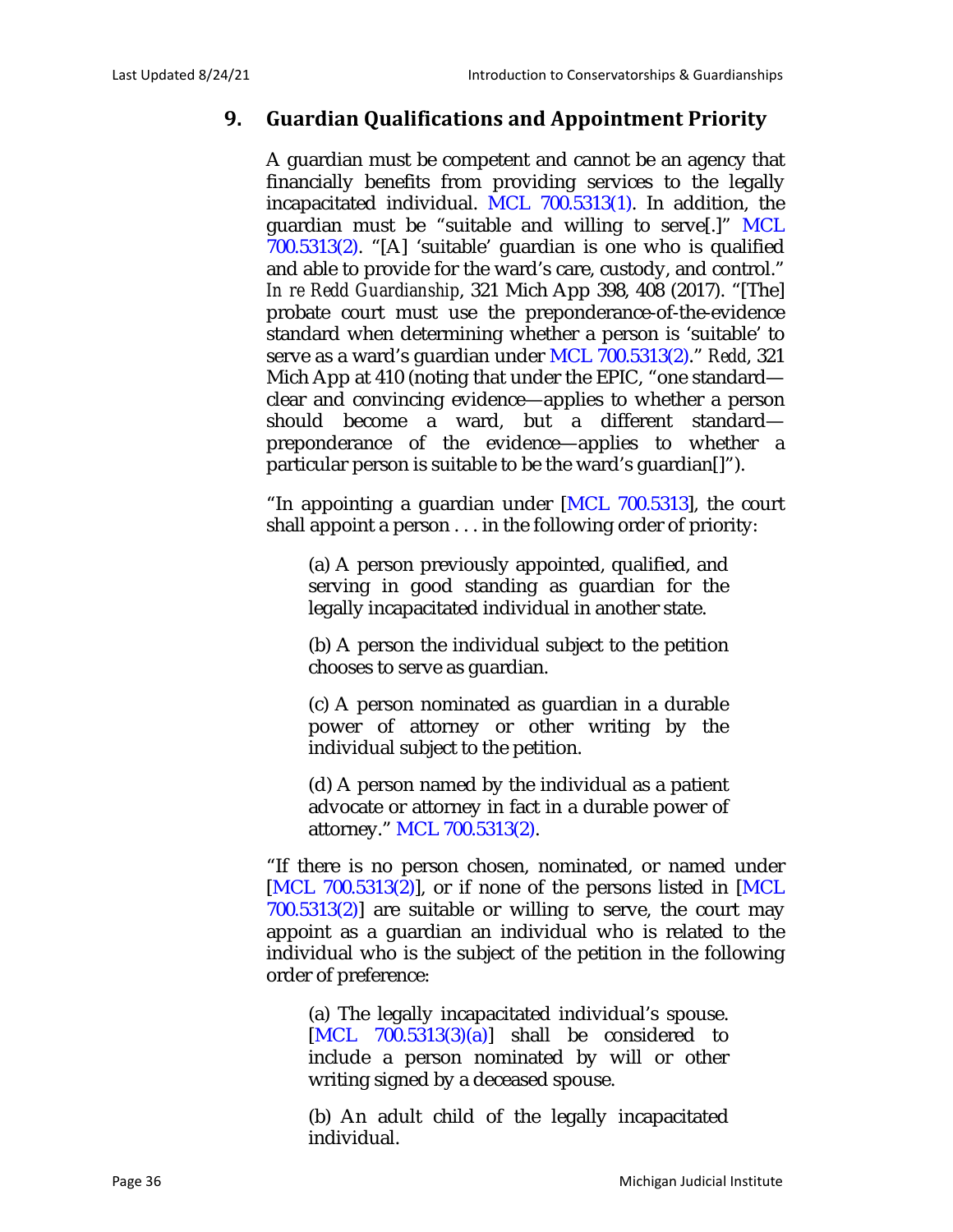## 9. Guardian Qualifications and Appointment Priority

A guardian must be competent and cannot be an agency that financially benefits from providing services to the legally incapacitated individual. MCL 700.5313(1). In addition, the guardian must be "suitable and willing to serve[.]" MCL 700.5313(2). "[A] 'suitable' guardian is one who is qualified and able to provide for the ward's care, custody, and control." *In re Redd Guardianship*, 321 Mich App 398, 408 (2017). "[The] probate court must use the preponderance-of-the-evidence standard when determining whether a person is 'suitable' to serve as a ward's guardian under MCL 700.5313(2)." *Redd*, 321 Mich App at 410 (noting that under the EPIC, "one standard—clear and convincing evidence—applies to whether a person should become a ward, but a different standard—preponderance of the evidence—applies to whether a particular person is suitable to be the ward's guardian[]").

"In appointing a guardian under [MCL 700.5313], the court shall appoint a person . . . in the following order of priority:

> (a) A person previously appointed, qualified, and serving in good standing as guardian for the legally incapacitated individual in another state.
>
> (b) A person the individual subject to the petition chooses to serve as guardian.
>
> (c) A person nominated as guardian in a durable power of attorney or other writing by the individual subject to the petition.
>
> (d) A person named by the individual as a patient advocate or attorney in fact in a durable power of attorney." MCL 700.5313(2).

"If there is no person chosen, nominated, or named under [MCL 700.5313(2)], or if none of the persons listed in [MCL 700.5313(2)] are suitable or willing to serve, the court may appoint as a guardian an individual who is related to the individual who is the subject of the petition in the following order of preference:

> (a) The legally incapacitated individual's spouse. [MCL 700.5313(3)(a)] shall be considered to include a person nominated by will or other writing signed by a deceased spouse.
>
> (b) An adult child of the legally incapacitated individual.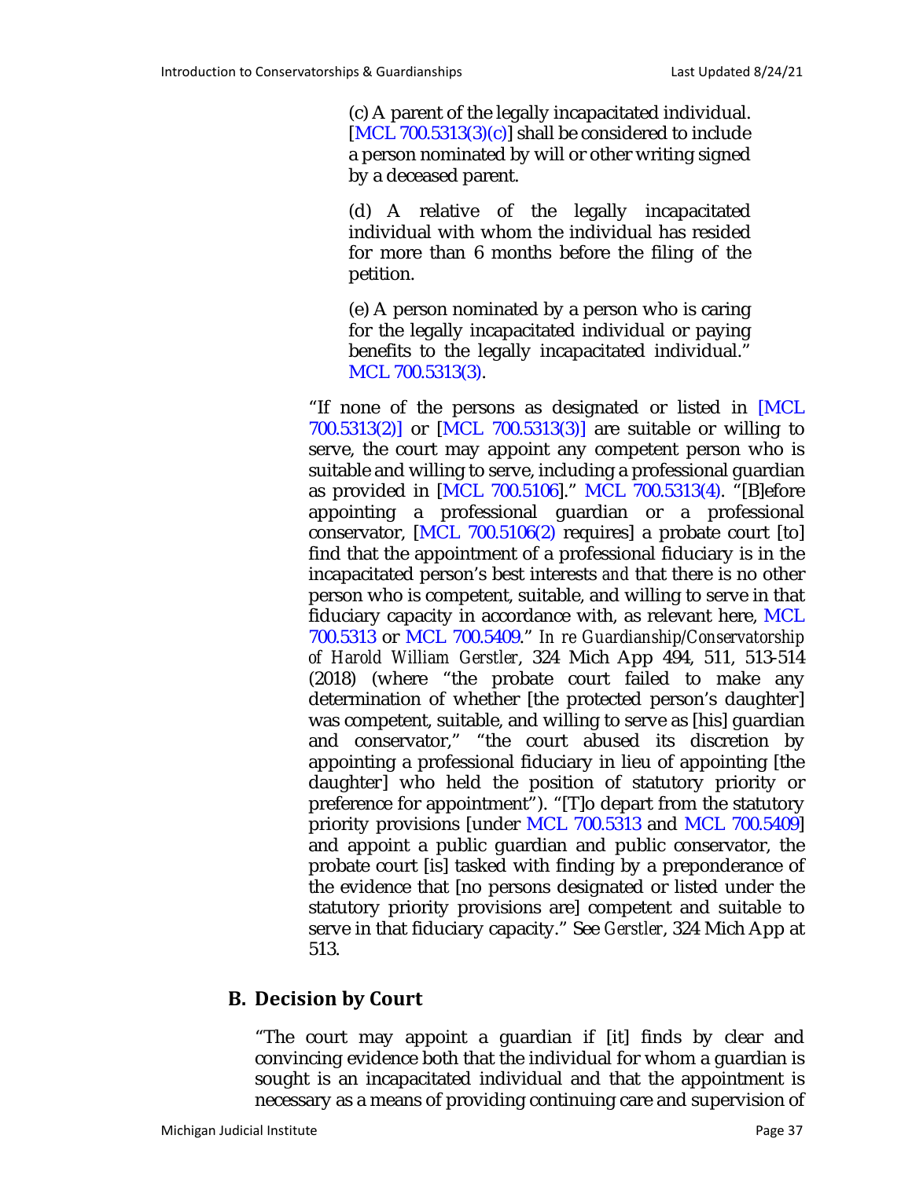> (c) A parent of the legally incapacitated individual. [MCL 700.5313(3)(c)] shall be considered to include a person nominated by will or other writing signed by a deceased parent.
>
> (d) A relative of the legally incapacitated individual with whom the individual has resided for more than 6 months before the filing of the petition.
>
> (e) A person nominated by a person who is caring for the legally incapacitated individual or paying benefits to the legally incapacitated individual." MCL 700.5313(3).

"If none of the persons as designated or listed in [MCL 700.5313(2)] or [MCL 700.5313(3)] are suitable or willing to serve, the court may appoint any competent person who is suitable and willing to serve, including a professional guardian as provided in [MCL 700.5106]." MCL 700.5313(4). "[B]efore appointing a professional guardian or a professional conservator, [MCL 700.5106(2) requires] a probate court [to] find that the appointment of a professional fiduciary is in the incapacitated person's best interests *and* that there is no other person who is competent, suitable, and willing to serve in that fiduciary capacity in accordance with, as relevant here, MCL 700.5313 or MCL 700.5409." *In re Guardianship/Conservatorship of Harold William Gerstler*, 324 Mich App 494, 511, 513-514 (2018) (where "the probate court failed to make any determination of whether [the protected person's daughter] was competent, suitable, and willing to serve as [his] guardian and conservator," "the court abused its discretion by appointing a professional fiduciary in lieu of appointing [the daughter] who held the position of statutory priority or preference for appointment"). "[T]o depart from the statutory priority provisions [under MCL 700.5313 and MCL 700.5409] and appoint a public guardian and public conservator, the probate court [is] tasked with finding by a preponderance of the evidence that [no persons designated or listed under the statutory priority provisions are] competent and suitable to serve in that fiduciary capacity." See *Gerstler*, 324 Mich App at 513.

## B. Decision by Court

"The court may appoint a guardian if [it] finds by clear and convincing evidence both that the individual for whom a guardian is sought is an incapacitated individual and that the appointment is necessary as a means of providing continuing care and supervision of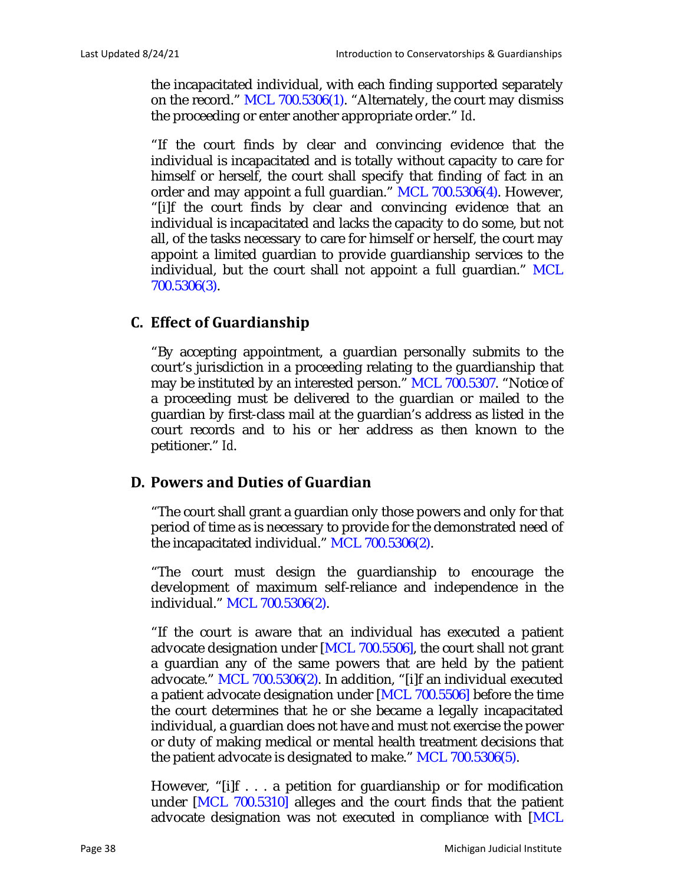the incapacitated individual, with each finding supported separately on the record." MCL 700.5306(1). "Alternately, the court may dismiss the proceeding or enter another appropriate order." *Id*.

"If the court finds by clear and convincing evidence that the individual is incapacitated and is totally without capacity to care for himself or herself, the court shall specify that finding of fact in an order and may appoint a full guardian." MCL 700.5306(4). However, "[i]f the court finds by clear and convincing evidence that an individual is incapacitated and lacks the capacity to do some, but not all, of the tasks necessary to care for himself or herself, the court may appoint a limited guardian to provide guardianship services to the individual, but the court shall not appoint a full guardian." MCL 700.5306(3).

## C. Effect of Guardianship

"By accepting appointment, a guardian personally submits to the court's jurisdiction in a proceeding relating to the guardianship that may be instituted by an interested person." MCL 700.5307. "Notice of a proceeding must be delivered to the guardian or mailed to the guardian by first-class mail at the guardian's address as listed in the court records and to his or her address as then known to the petitioner." *Id*.

## D. Powers and Duties of Guardian

"The court shall grant a guardian only those powers and only for that period of time as is necessary to provide for the demonstrated need of the incapacitated individual." MCL 700.5306(2).

"The court must design the guardianship to encourage the development of maximum self-reliance and independence in the individual." MCL 700.5306(2).

"If the court is aware that an individual has executed a patient advocate designation under [MCL 700.5506], the court shall not grant a guardian any of the same powers that are held by the patient advocate." MCL 700.5306(2). In addition, "[i]f an individual executed a patient advocate designation under [MCL 700.5506] before the time the court determines that he or she became a legally incapacitated individual, a guardian does not have and must not exercise the power or duty of making medical or mental health treatment decisions that the patient advocate is designated to make." MCL 700.5306(5).

However, "[i]f . . . a petition for guardianship or for modification under [MCL 700.5310] alleges and the court finds that the patient advocate designation was not executed in compliance with [MCL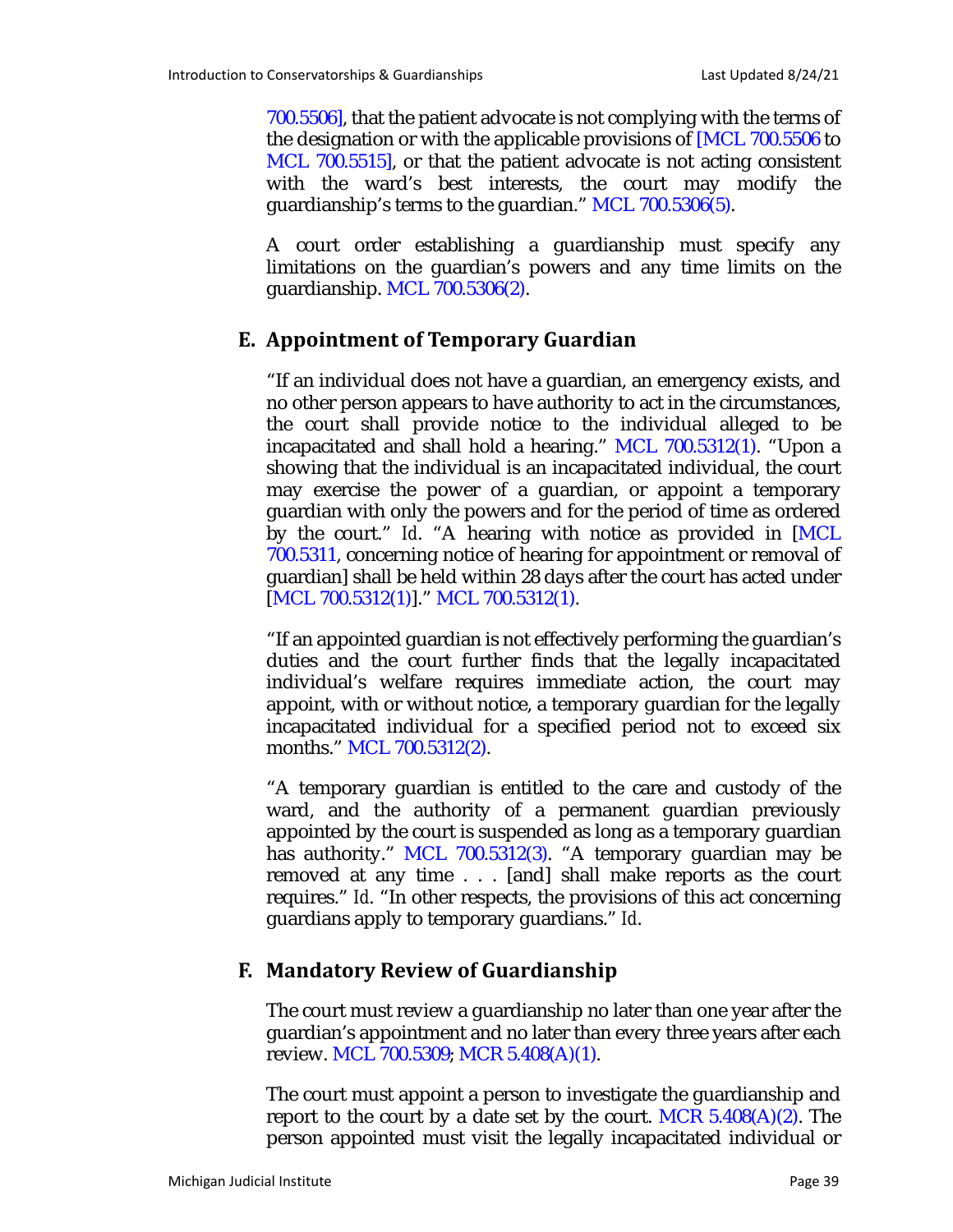700.5506], that the patient advocate is not complying with the terms of the designation or with the applicable provisions of [MCL 700.5506 to MCL 700.5515], or that the patient advocate is not acting consistent with the ward's best interests, the court may modify the guardianship's terms to the guardian." MCL 700.5306(5).

A court order establishing a guardianship must specify any limitations on the guardian's powers and any time limits on the guardianship. MCL 700.5306(2).

## E. Appointment of Temporary Guardian

"If an individual does not have a guardian, an emergency exists, and no other person appears to have authority to act in the circumstances, the court shall provide notice to the individual alleged to be incapacitated and shall hold a hearing." MCL 700.5312(1). "Upon a showing that the individual is an incapacitated individual, the court may exercise the power of a guardian, or appoint a temporary guardian with only the powers and for the period of time as ordered by the court." *Id*. "A hearing with notice as provided in [MCL 700.5311, concerning notice of hearing for appointment or removal of guardian] shall be held within 28 days after the court has acted under [MCL 700.5312(1)]." MCL 700.5312(1).

"If an appointed guardian is not effectively performing the guardian's duties and the court further finds that the legally incapacitated individual's welfare requires immediate action, the court may appoint, with or without notice, a temporary guardian for the legally incapacitated individual for a specified period not to exceed six months." MCL 700.5312(2).

"A temporary guardian is entitled to the care and custody of the ward, and the authority of a permanent guardian previously appointed by the court is suspended as long as a temporary guardian has authority." MCL 700.5312(3). "A temporary guardian may be removed at any time . . . [and] shall make reports as the court requires." *Id*. "In other respects, the provisions of this act concerning guardians apply to temporary guardians." *Id*.

## F. Mandatory Review of Guardianship

The court must review a guardianship no later than one year after the guardian's appointment and no later than every three years after each review. MCL 700.5309; MCR 5.408(A)(1).

The court must appoint a person to investigate the guardianship and report to the court by a date set by the court. MCR 5.408(A)(2). The person appointed must visit the legally incapacitated individual or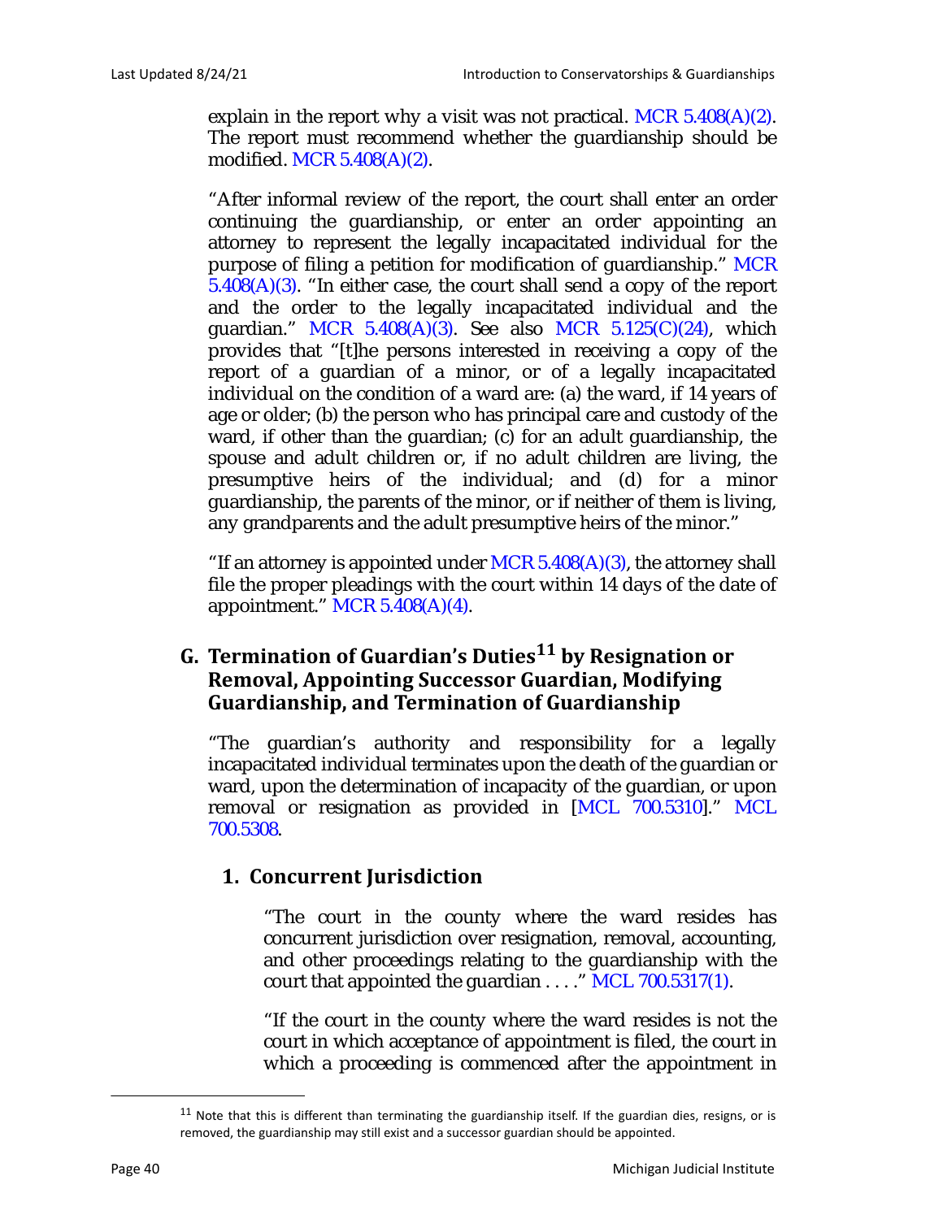explain in the report why a visit was not practical. MCR 5.408(A)(2). The report must recommend whether the guardianship should be modified. MCR 5.408(A)(2).

"After informal review of the report, the court shall enter an order continuing the guardianship, or enter an order appointing an attorney to represent the legally incapacitated individual for the purpose of filing a petition for modification of guardianship." MCR 5.408(A)(3). "In either case, the court shall send a copy of the report and the order to the legally incapacitated individual and the guardian." MCR 5.408(A)(3). See also MCR 5.125(C)(24), which provides that "[t]he persons interested in receiving a copy of the report of a guardian of a minor, or of a legally incapacitated individual on the condition of a ward are: (a) the ward, if 14 years of age or older; (b) the person who has principal care and custody of the ward, if other than the guardian; (c) for an adult guardianship, the spouse and adult children or, if no adult children are living, the presumptive heirs of the individual; and (d) for a minor guardianship, the parents of the minor, or if neither of them is living, any grandparents and the adult presumptive heirs of the minor."

"If an attorney is appointed under MCR 5.408(A)(3), the attorney shall file the proper pleadings with the court within 14 days of the date of appointment." MCR 5.408(A)(4).

## G. Termination of Guardian's Duties[11] by Resignation or Removal, Appointing Successor Guardian, Modifying Guardianship, and Termination of Guardianship

"The guardian's authority and responsibility for a legally incapacitated individual terminates upon the death of the guardian or ward, upon the determination of incapacity of the guardian, or upon removal or resignation as provided in [MCL 700.5310]." MCL 700.5308.

### 1. Concurrent Jurisdiction

"The court in the county where the ward resides has concurrent jurisdiction over resignation, removal, accounting, and other proceedings relating to the guardianship with the court that appointed the guardian . . . ." MCL 700.5317(1).

"If the court in the county where the ward resides is not the court in which acceptance of appointment is filed, the court in which a proceeding is commenced after the appointment in

[11] Note that this is different than terminating the guardianship itself. If the guardian dies, resigns, or is removed, the guardianship may still exist and a successor guardian should be appointed.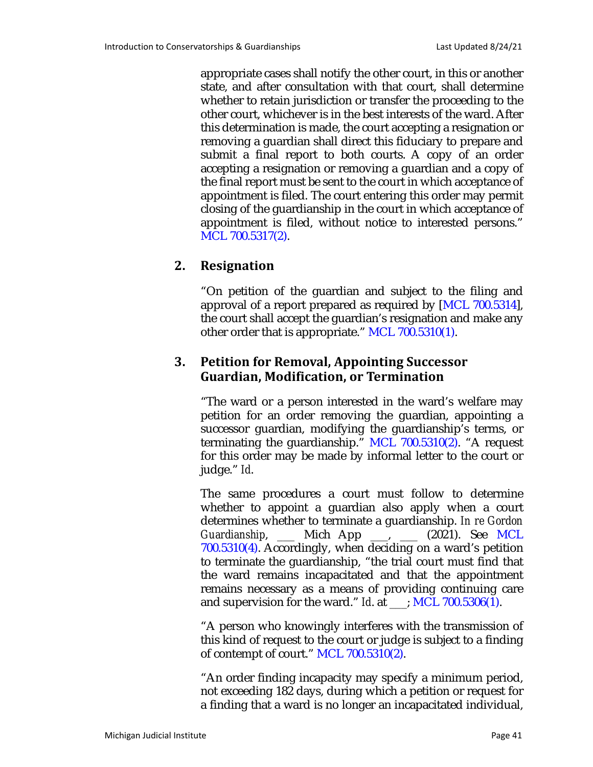appropriate cases shall notify the other court, in this or another state, and after consultation with that court, shall determine whether to retain jurisdiction or transfer the proceeding to the other court, whichever is in the best interests of the ward. After this determination is made, the court accepting a resignation or removing a guardian shall direct this fiduciary to prepare and submit a final report to both courts. A copy of an order accepting a resignation or removing a guardian and a copy of the final report must be sent to the court in which acceptance of appointment is filed. The court entering this order may permit closing of the guardianship in the court in which acceptance of appointment is filed, without notice to interested persons." MCL 700.5317(2).

## 2. Resignation

"On petition of the guardian and subject to the filing and approval of a report prepared as required by [MCL 700.5314], the court shall accept the guardian's resignation and make any other order that is appropriate." MCL 700.5310(1).

## 3. Petition for Removal, Appointing Successor Guardian, Modification, or Termination

"The ward or a person interested in the ward's welfare may petition for an order removing the guardian, appointing a successor guardian, modifying the guardianship's terms, or terminating the guardianship." MCL 700.5310(2). "A request for this order may be made by informal letter to the court or judge." *Id.*

The same procedures a court must follow to determine whether to appoint a guardian also apply when a court determines whether to terminate a guardianship. *In re Gordon Guardianship*, ___ Mich App ___, ___ (2021). See MCL 700.5310(4). Accordingly, when deciding on a ward's petition to terminate the guardianship, "the trial court must find that the ward remains incapacitated and that the appointment remains necessary as a means of providing continuing care and supervision for the ward." *Id.* at ___; MCL 700.5306(1).

"A person who knowingly interferes with the transmission of this kind of request to the court or judge is subject to a finding of contempt of court." MCL 700.5310(2).

"An order finding incapacity may specify a minimum period, not exceeding 182 days, during which a petition or request for a finding that a ward is no longer an incapacitated individual,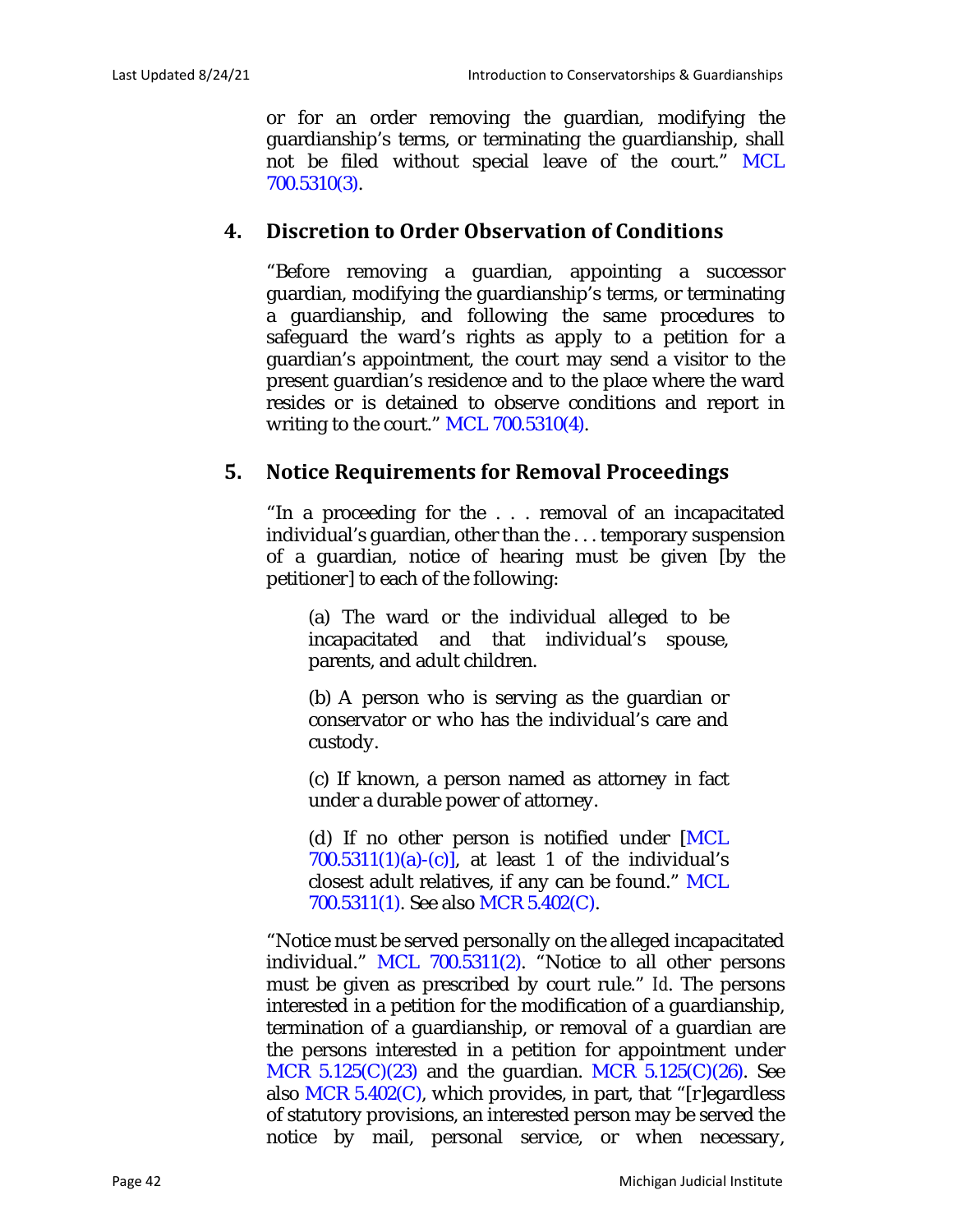or for an order removing the guardian, modifying the guardianship's terms, or terminating the guardianship, shall not be filed without special leave of the court." MCL 700.5310(3).

### 4. Discretion to Order Observation of Conditions

"Before removing a guardian, appointing a successor guardian, modifying the guardianship's terms, or terminating a guardianship, and following the same procedures to safeguard the ward's rights as apply to a petition for a guardian's appointment, the court may send a visitor to the present guardian's residence and to the place where the ward resides or is detained to observe conditions and report in writing to the court." MCL 700.5310(4).

### 5. Notice Requirements for Removal Proceedings

"In a proceeding for the . . . removal of an incapacitated individual's guardian, other than the . . . temporary suspension of a guardian, notice of hearing must be given [by the petitioner] to each of the following:

> (a) The ward or the individual alleged to be incapacitated and that individual's spouse, parents, and adult children.
>
> (b) A person who is serving as the guardian or conservator or who has the individual's care and custody.
>
> (c) If known, a person named as attorney in fact under a durable power of attorney.
>
> (d) If no other person is notified under [MCL 700.5311(1)(a)-(c)], at least 1 of the individual's closest adult relatives, if any can be found." MCL 700.5311(1). See also MCR 5.402(C).

"Notice must be served personally on the alleged incapacitated individual." MCL 700.5311(2). "Notice to all other persons must be given as prescribed by court rule." *Id*. The persons interested in a petition for the modification of a guardianship, termination of a guardianship, or removal of a guardian are the persons interested in a petition for appointment under MCR 5.125(C)(23) and the guardian. MCR 5.125(C)(26). See also MCR 5.402(C), which provides, in part, that "[r]egardless of statutory provisions, an interested person may be served the notice by mail, personal service, or when necessary,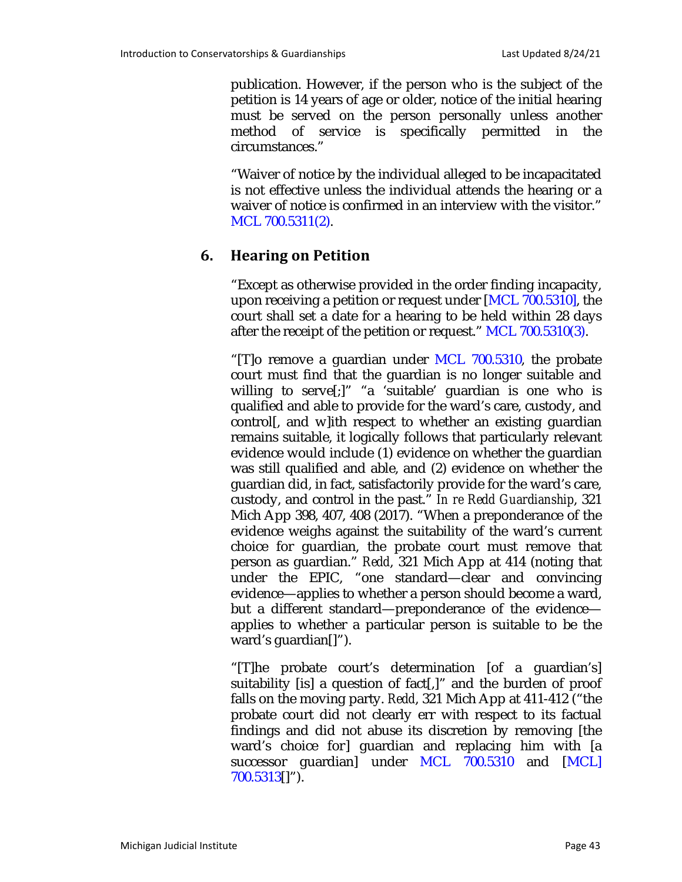publication. However, if the person who is the subject of the petition is 14 years of age or older, notice of the initial hearing must be served on the person personally unless another method of service is specifically permitted in the circumstances."

"Waiver of notice by the individual alleged to be incapacitated is not effective unless the individual attends the hearing or a waiver of notice is confirmed in an interview with the visitor." MCL 700.5311(2).

## 6. Hearing on Petition

"Except as otherwise provided in the order finding incapacity, upon receiving a petition or request under [MCL 700.5310], the court shall set a date for a hearing to be held within 28 days after the receipt of the petition or request." MCL 700.5310(3).

"[T]o remove a guardian under MCL 700.5310, the probate court must find that the guardian is no longer suitable and willing to serve[;]" "a 'suitable' guardian is one who is qualified and able to provide for the ward's care, custody, and control[, and w]ith respect to whether an existing guardian remains suitable, it logically follows that particularly relevant evidence would include (1) evidence on whether the guardian was still qualified and able, and (2) evidence on whether the guardian did, in fact, satisfactorily provide for the ward's care, custody, and control in the past." *In re Redd Guardianship*, 321 Mich App 398, 407, 408 (2017). "When a preponderance of the evidence weighs against the suitability of the ward's current choice for guardian, the probate court must remove that person as guardian." *Redd*, 321 Mich App at 414 (noting that under the EPIC, "one standard—clear and convincing evidence—applies to whether a person should become a ward, but a different standard—preponderance of the evidence—applies to whether a particular person is suitable to be the ward's guardian[]").

"[T]he probate court's determination [of a guardian's] suitability [is] a question of fact[,]" and the burden of proof falls on the moving party. *Redd*, 321 Mich App at 411-412 ("the probate court did not clearly err with respect to its factual findings and did not abuse its discretion by removing [the ward's choice for] guardian and replacing him with [a successor guardian] under MCL 700.5310 and [MCL] 700.5313[]").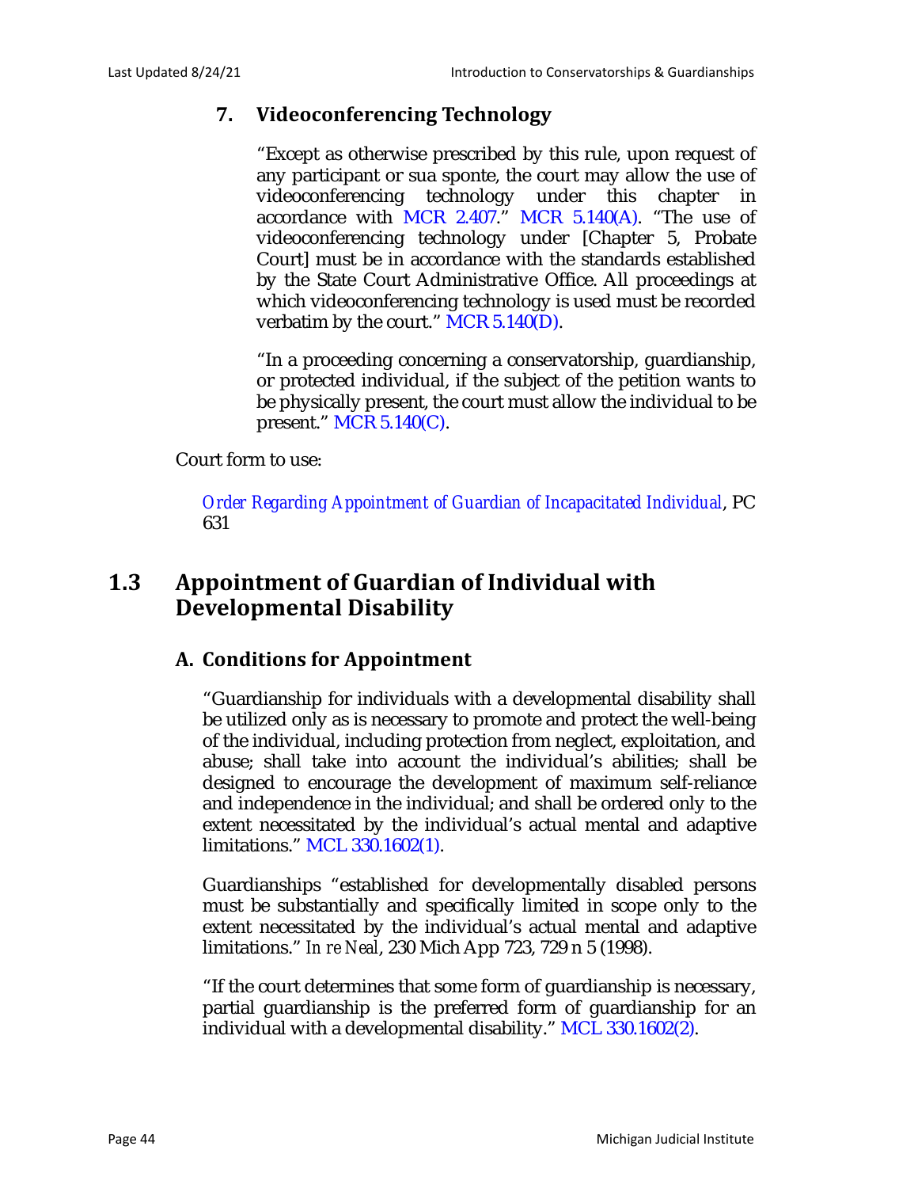### 7. Videoconferencing Technology

"Except as otherwise prescribed by this rule, upon request of any participant or sua sponte, the court may allow the use of videoconferencing technology under this chapter in accordance with MCR 2.407." MCR 5.140(A). "The use of videoconferencing technology under [Chapter 5, Probate Court] must be in accordance with the standards established by the State Court Administrative Office. All proceedings at which videoconferencing technology is used must be recorded verbatim by the court." MCR 5.140(D).

"In a proceeding concerning a conservatorship, guardianship, or protected individual, if the subject of the petition wants to be physically present, the court must allow the individual to be present." MCR 5.140(C).

Court form to use:

*Order Regarding Appointment of Guardian of Incapacitated Individual*, PC 631

## 1.3 Appointment of Guardian of Individual with Developmental Disability

### A. Conditions for Appointment

"Guardianship for individuals with a developmental disability shall be utilized only as is necessary to promote and protect the well-being of the individual, including protection from neglect, exploitation, and abuse; shall take into account the individual's abilities; shall be designed to encourage the development of maximum self-reliance and independence in the individual; and shall be ordered only to the extent necessitated by the individual's actual mental and adaptive limitations." MCL 330.1602(1).

Guardianships "established for developmentally disabled persons must be substantially and specifically limited in scope only to the extent necessitated by the individual's actual mental and adaptive limitations." *In re Neal*, 230 Mich App 723, 729 n 5 (1998).

"If the court determines that some form of guardianship is necessary, partial guardianship is the preferred form of guardianship for an individual with a developmental disability." MCL 330.1602(2).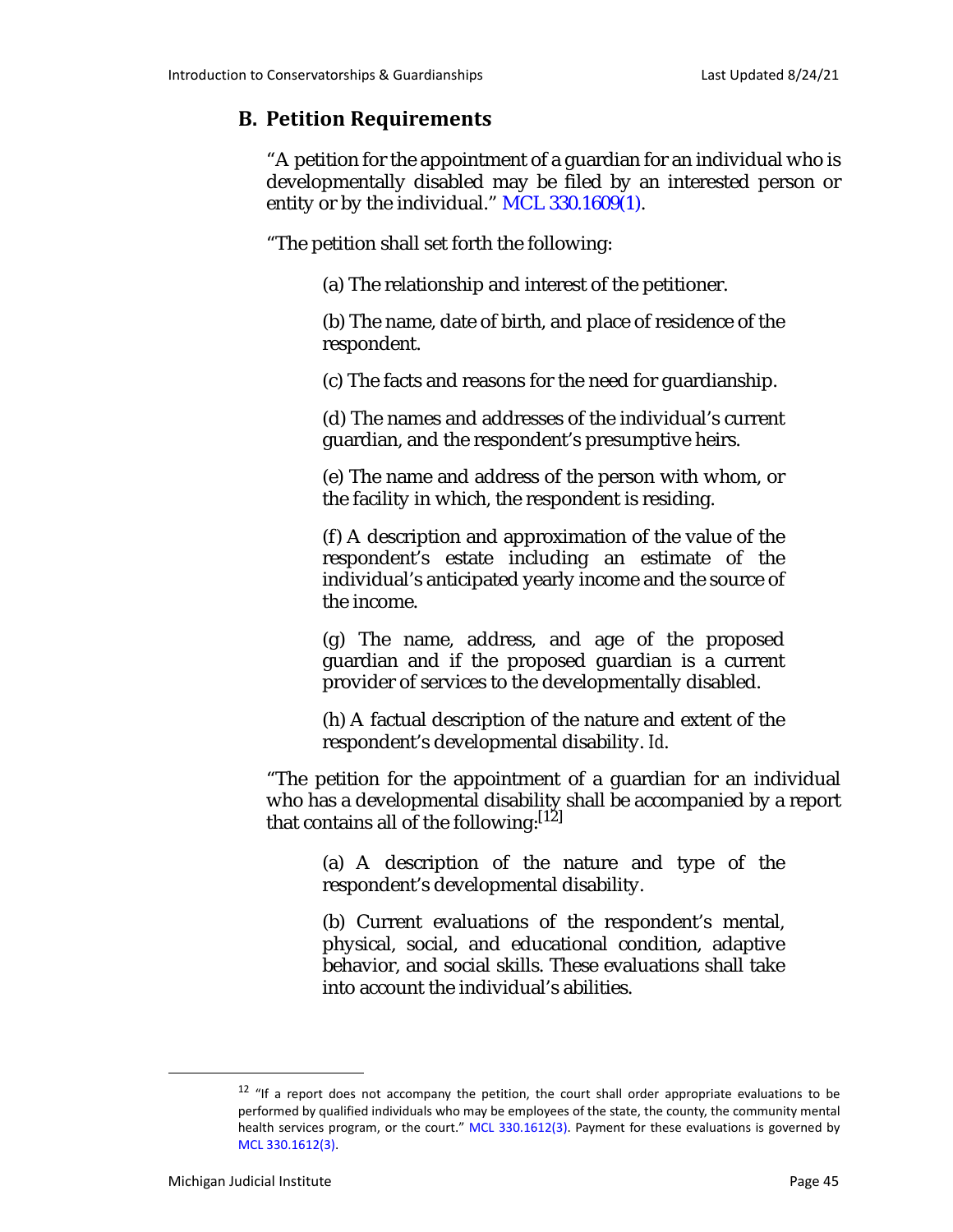## B. Petition Requirements

"A petition for the appointment of a guardian for an individual who is developmentally disabled may be filed by an interested person or entity or by the individual." MCL 330.1609(1).

"The petition shall set forth the following:

> (a) The relationship and interest of the petitioner.
>
> (b) The name, date of birth, and place of residence of the respondent.
>
> (c) The facts and reasons for the need for guardianship.
>
> (d) The names and addresses of the individual's current guardian, and the respondent's presumptive heirs.
>
> (e) The name and address of the person with whom, or the facility in which, the respondent is residing.
>
> (f) A description and approximation of the value of the respondent's estate including an estimate of the individual's anticipated yearly income and the source of the income.
>
> (g) The name, address, and age of the proposed guardian and if the proposed guardian is a current provider of services to the developmentally disabled.
>
> (h) A factual description of the nature and extent of the respondent's developmental disability. *Id.*

"The petition for the appointment of a guardian for an individual who has a developmental disability shall be accompanied by a report that contains all of the following:[12]

> (a) A description of the nature and type of the respondent's developmental disability.
>
> (b) Current evaluations of the respondent's mental, physical, social, and educational condition, adaptive behavior, and social skills. These evaluations shall take into account the individual's abilities.

---

[12] "If a report does not accompany the petition, the court shall order appropriate evaluations to be performed by qualified individuals who may be employees of the state, the county, the community mental health services program, or the court." MCL 330.1612(3). Payment for these evaluations is governed by MCL 330.1612(3).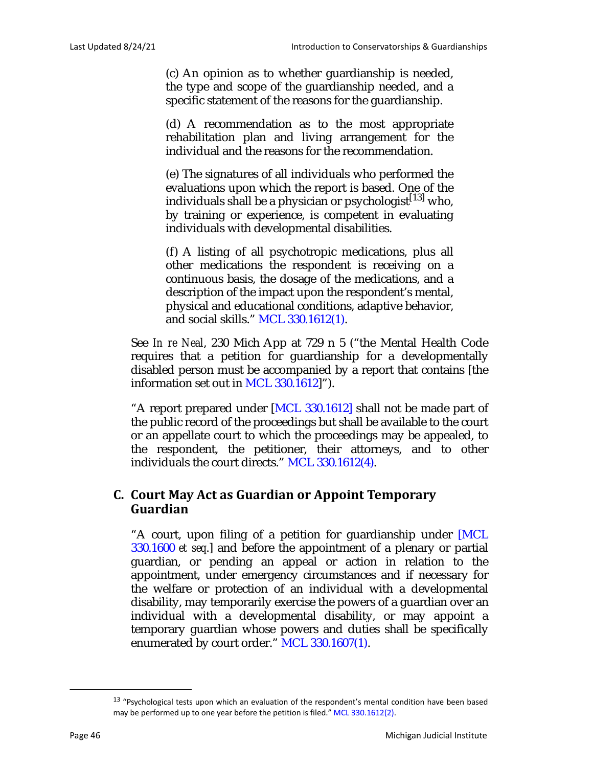> (c) An opinion as to whether guardianship is needed, the type and scope of the guardianship needed, and a specific statement of the reasons for the guardianship.
>
> (d) A recommendation as to the most appropriate rehabilitation plan and living arrangement for the individual and the reasons for the recommendation.
>
> (e) The signatures of all individuals who performed the evaluations upon which the report is based. One of the individuals shall be a physician or psychologist[13] who, by training or experience, is competent in evaluating individuals with developmental disabilities.
>
> (f) A listing of all psychotropic medications, plus all other medications the respondent is receiving on a continuous basis, the dosage of the medications, and a description of the impact upon the respondent's mental, physical and educational conditions, adaptive behavior, and social skills." MCL 330.1612(1).

See *In re Neal*, 230 Mich App at 729 n 5 ("the Mental Health Code requires that a petition for guardianship for a developmentally disabled person must be accompanied by a report that contains [the information set out in MCL 330.1612]").

"A report prepared under [MCL 330.1612] shall not be made part of the public record of the proceedings but shall be available to the court or an appellate court to which the proceedings may be appealed, to the respondent, the petitioner, their attorneys, and to other individuals the court directs." MCL 330.1612(4).

## C. Court May Act as Guardian or Appoint Temporary Guardian

"A court, upon filing of a petition for guardianship under [MCL 330.1600 *et seq*.] and before the appointment of a plenary or partial guardian, or pending an appeal or action in relation to the appointment, under emergency circumstances and if necessary for the welfare or protection of an individual with a developmental disability, may temporarily exercise the powers of a guardian over an individual with a developmental disability, or may appoint a temporary guardian whose powers and duties shall be specifically enumerated by court order." MCL 330.1607(1).

---

[13] "Psychological tests upon which an evaluation of the respondent's mental condition have been based may be performed up to one year before the petition is filed." MCL 330.1612(2).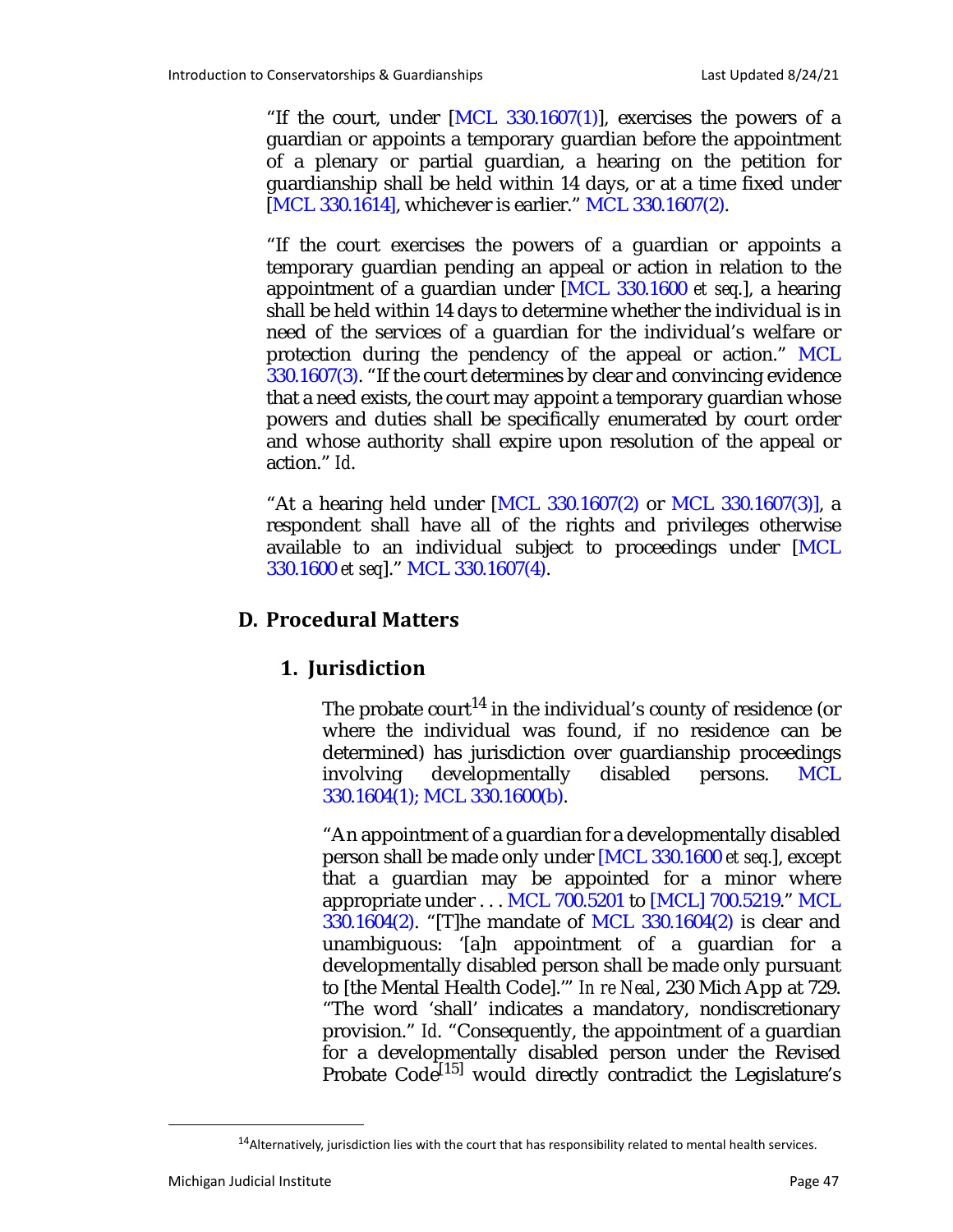"If the court, under [MCL 330.1607(1)], exercises the powers of a guardian or appoints a temporary guardian before the appointment of a plenary or partial guardian, a hearing on the petition for guardianship shall be held within 14 days, or at a time fixed under [MCL 330.1614], whichever is earlier." MCL 330.1607(2).

"If the court exercises the powers of a guardian or appoints a temporary guardian pending an appeal or action in relation to the appointment of a guardian under [MCL 330.1600 *et seq.*], a hearing shall be held within 14 days to determine whether the individual is in need of the services of a guardian for the individual's welfare or protection during the pendency of the appeal or action." MCL 330.1607(3). "If the court determines by clear and convincing evidence that a need exists, the court may appoint a temporary guardian whose powers and duties shall be specifically enumerated by court order and whose authority shall expire upon resolution of the appeal or action." *Id.*

"At a hearing held under [MCL 330.1607(2) or MCL 330.1607(3)], a respondent shall have all of the rights and privileges otherwise available to an individual subject to proceedings under [MCL 330.1600 *et seq*]." MCL 330.1607(4).

## D. Procedural Matters

### 1. Jurisdiction

The probate court[14] in the individual's county of residence (or where the individual was found, if no residence can be determined) has jurisdiction over guardianship proceedings involving developmentally disabled persons. MCL 330.1604(1); MCL 330.1600(b).

"An appointment of a guardian for a developmentally disabled person shall be made only under [MCL 330.1600 *et seq.*], except that a guardian may be appointed for a minor where appropriate under . . . MCL 700.5201 to [MCL] 700.5219." MCL 330.1604(2). "[T]he mandate of MCL 330.1604(2) is clear and unambiguous: '[a]n appointment of a guardian for a developmentally disabled person shall be made only pursuant to [the Mental Health Code].'" *In re Neal*, 230 Mich App at 729. "The word 'shall' indicates a mandatory, nondiscretionary provision." *Id.* "Consequently, the appointment of a guardian for a developmentally disabled person under the Revised Probate Code[15] would directly contradict the Legislature's

[14] Alternatively, jurisdiction lies with the court that has responsibility related to mental health services.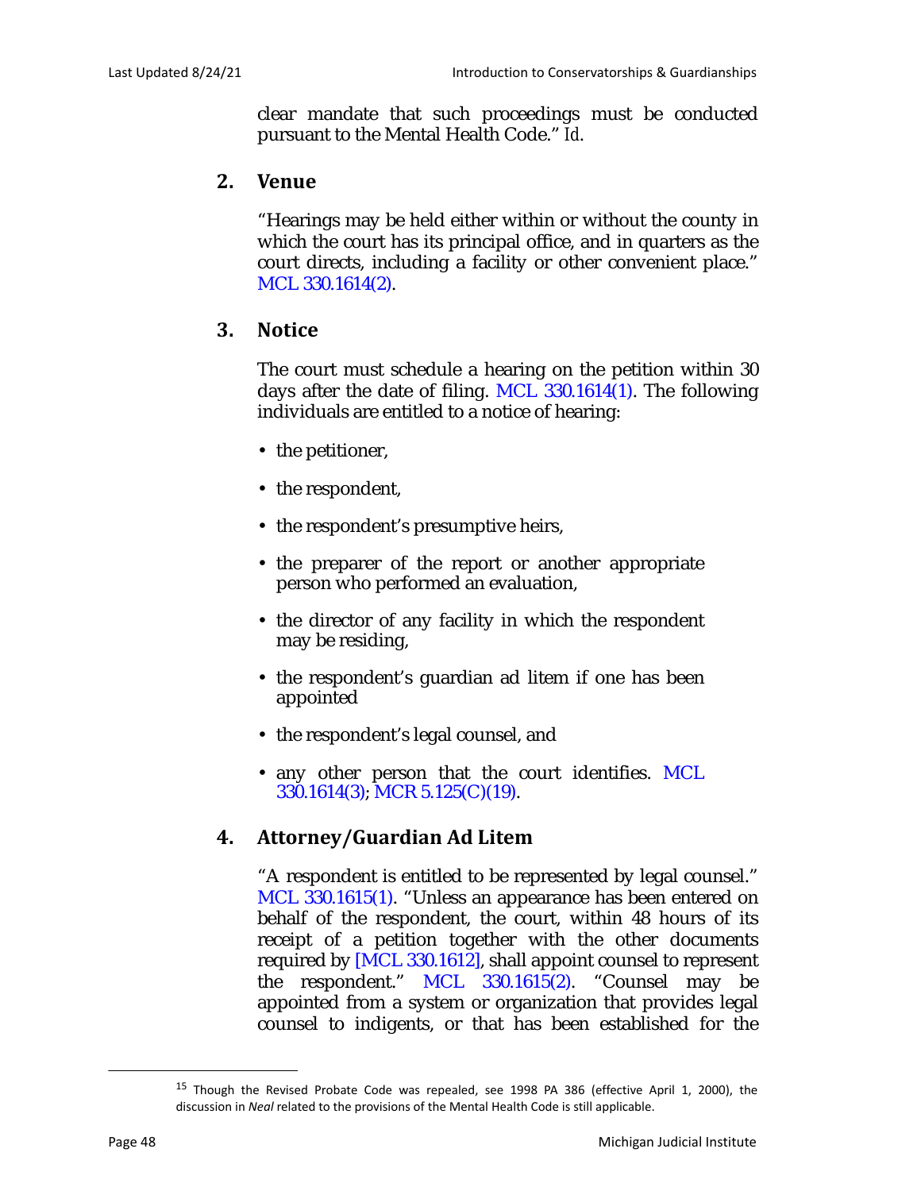clear mandate that such proceedings must be conducted pursuant to the Mental Health Code." *Id.*

## 2. Venue

"Hearings may be held either within or without the county in which the court has its principal office, and in quarters as the court directs, including a facility or other convenient place." MCL 330.1614(2).

## 3. Notice

The court must schedule a hearing on the petition within 30 days after the date of filing. MCL 330.1614(1). The following individuals are entitled to a notice of hearing:

- the petitioner,
- the respondent,
- the respondent's presumptive heirs,
- the preparer of the report or another appropriate person who performed an evaluation,
- the director of any facility in which the respondent may be residing,
- the respondent's guardian ad litem if one has been appointed
- the respondent's legal counsel, and
- any other person that the court identifies. MCL 330.1614(3); MCR 5.125(C)(19).

## 4. Attorney/Guardian Ad Litem

"A respondent is entitled to be represented by legal counsel." MCL 330.1615(1). "Unless an appearance has been entered on behalf of the respondent, the court, within 48 hours of its receipt of a petition together with the other documents required by [MCL 330.1612], shall appoint counsel to represent the respondent." MCL 330.1615(2). "Counsel may be appointed from a system or organization that provides legal counsel to indigents, or that has been established for the

---

[15] Though the Revised Probate Code was repealed, see 1998 PA 386 (effective April 1, 2000), the discussion in *Neal* related to the provisions of the Mental Health Code is still applicable.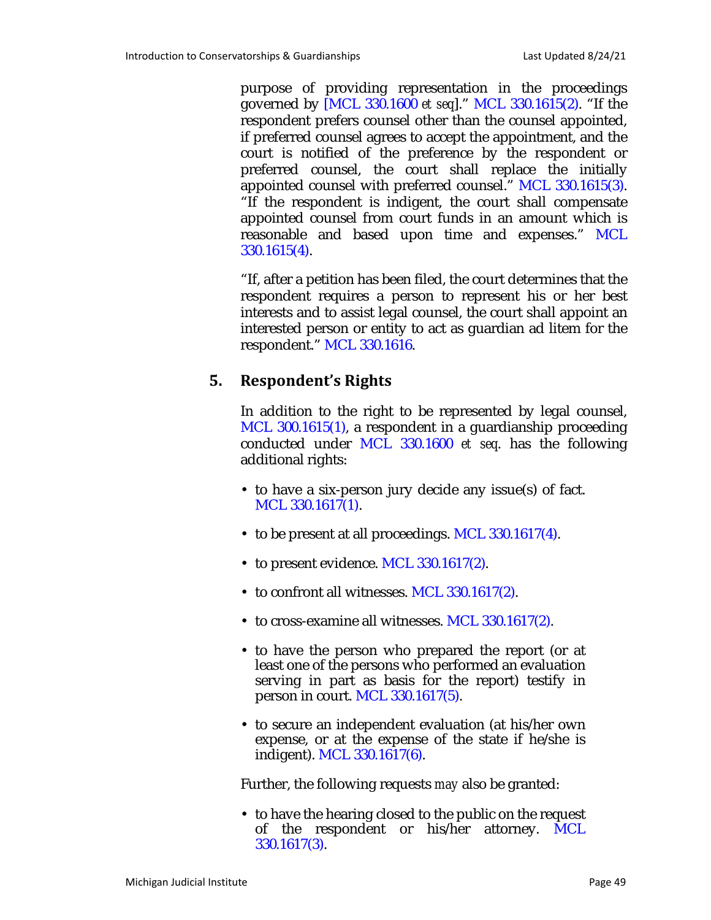purpose of providing representation in the proceedings governed by [MCL 330.1600 *et seq*]." MCL 330.1615(2). "If the respondent prefers counsel other than the counsel appointed, if preferred counsel agrees to accept the appointment, and the court is notified of the preference by the respondent or preferred counsel, the court shall replace the initially appointed counsel with preferred counsel." MCL 330.1615(3). "If the respondent is indigent, the court shall compensate appointed counsel from court funds in an amount which is reasonable and based upon time and expenses." MCL 330.1615(4).

"If, after a petition has been filed, the court determines that the respondent requires a person to represent his or her best interests and to assist legal counsel, the court shall appoint an interested person or entity to act as guardian ad litem for the respondent." MCL 330.1616.

## 5. Respondent's Rights

In addition to the right to be represented by legal counsel, MCL 300.1615(1), a respondent in a guardianship proceeding conducted under MCL 330.1600 *et seq*. has the following additional rights:

- to have a six-person jury decide any issue(s) of fact. MCL 330.1617(1).
- to be present at all proceedings. MCL 330.1617(4).
- to present evidence. MCL 330.1617(2).
- to confront all witnesses. MCL 330.1617(2).
- to cross-examine all witnesses. MCL 330.1617(2).
- to have the person who prepared the report (or at least one of the persons who performed an evaluation serving in part as basis for the report) testify in person in court. MCL 330.1617(5).
- to secure an independent evaluation (at his/her own expense, or at the expense of the state if he/she is indigent). MCL 330.1617(6).

Further, the following requests *may* also be granted:

- to have the hearing closed to the public on the request of the respondent or his/her attorney. MCL 330.1617(3).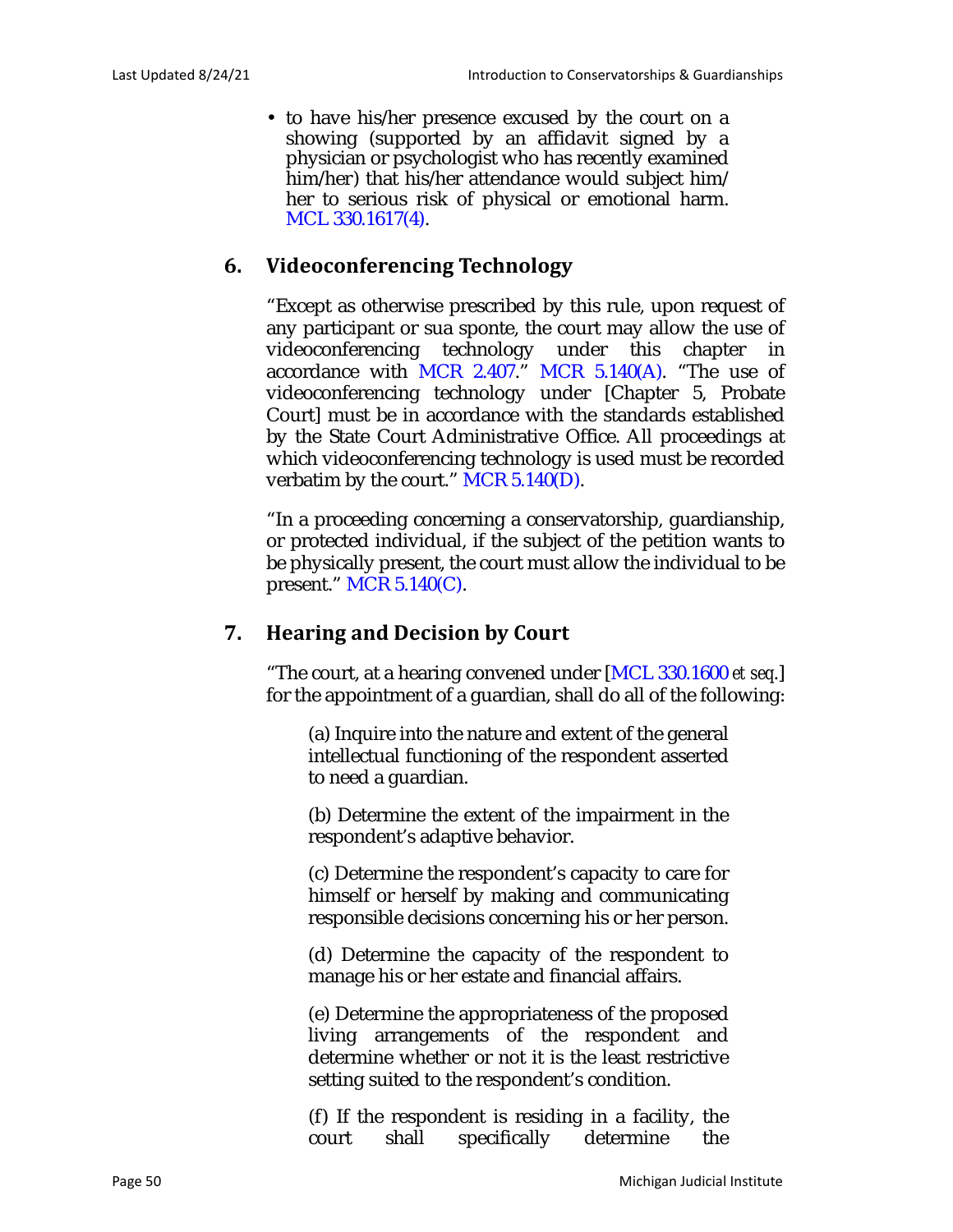- to have his/her presence excused by the court on a showing (supported by an affidavit signed by a physician or psychologist who has recently examined him/her) that his/her attendance would subject him/her to serious risk of physical or emotional harm. MCL 330.1617(4).

## 6. Videoconferencing Technology

"Except as otherwise prescribed by this rule, upon request of any participant or sua sponte, the court may allow the use of videoconferencing technology under this chapter in accordance with MCR 2.407." MCR 5.140(A). "The use of videoconferencing technology under [Chapter 5, Probate Court] must be in accordance with the standards established by the State Court Administrative Office. All proceedings at which videoconferencing technology is used must be recorded verbatim by the court." MCR 5.140(D).

"In a proceeding concerning a conservatorship, guardianship, or protected individual, if the subject of the petition wants to be physically present, the court must allow the individual to be present." MCR 5.140(C).

## 7. Hearing and Decision by Court

"The court, at a hearing convened under [MCL 330.1600 *et seq*.] for the appointment of a guardian, shall do all of the following:

> (a) Inquire into the nature and extent of the general intellectual functioning of the respondent asserted to need a guardian.
>
> (b) Determine the extent of the impairment in the respondent's adaptive behavior.
>
> (c) Determine the respondent's capacity to care for himself or herself by making and communicating responsible decisions concerning his or her person.
>
> (d) Determine the capacity of the respondent to manage his or her estate and financial affairs.
>
> (e) Determine the appropriateness of the proposed living arrangements of the respondent and determine whether or not it is the least restrictive setting suited to the respondent's condition.
>
> (f) If the respondent is residing in a facility, the court shall specifically determine the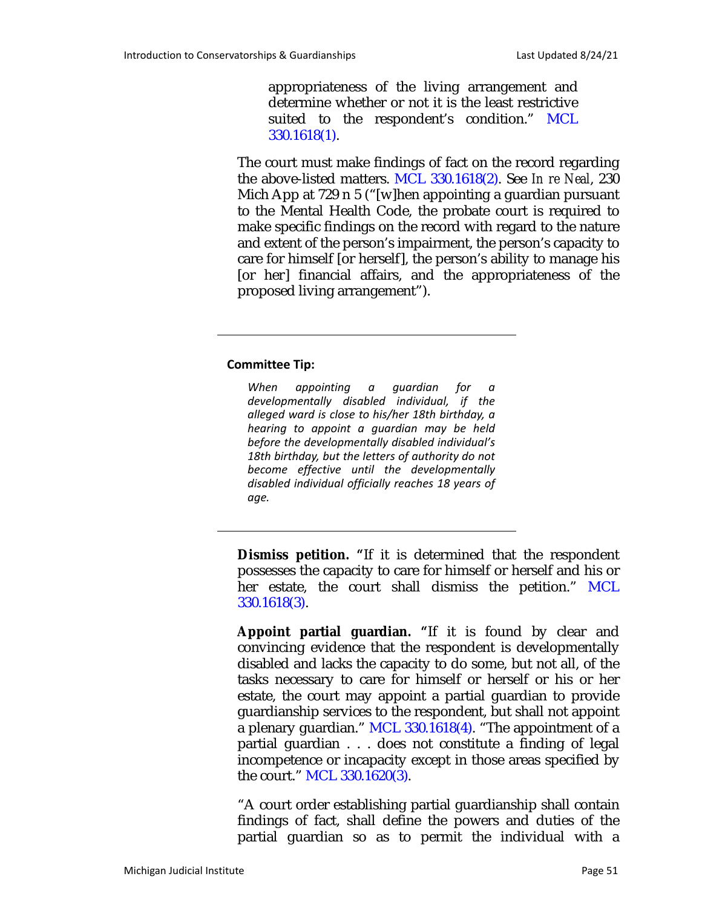appropriateness of the living arrangement and determine whether or not it is the least restrictive suited to the respondent's condition." MCL 330.1618(1).

The court must make findings of fact on the record regarding the above-listed matters. MCL 330.1618(2). See *In re Neal*, 230 Mich App at 729 n 5 ("[w]hen appointing a guardian pursuant to the Mental Health Code, the probate court is required to make specific findings on the record with regard to the nature and extent of the person's impairment, the person's capacity to care for himself [or herself], the person's ability to manage his [or her] financial affairs, and the appropriateness of the proposed living arrangement").

---

**Committee Tip:**

*When appointing a guardian for a developmentally disabled individual, if the alleged ward is close to his/her 18th birthday, a hearing to appoint a guardian may be held before the developmentally disabled individual's 18th birthday, but the letters of authority do not become effective until the developmentally disabled individual officially reaches 18 years of age.*

---

**Dismiss petition.** "If it is determined that the respondent possesses the capacity to care for himself or herself and his or her estate, the court shall dismiss the petition." MCL 330.1618(3).

**Appoint partial guardian.** "If it is found by clear and convincing evidence that the respondent is developmentally disabled and lacks the capacity to do some, but not all, of the tasks necessary to care for himself or herself or his or her estate, the court may appoint a partial guardian to provide guardianship services to the respondent, but shall not appoint a plenary guardian." MCL 330.1618(4). "The appointment of a partial guardian . . . does not constitute a finding of legal incompetence or incapacity except in those areas specified by the court." MCL 330.1620(3).

"A court order establishing partial guardianship shall contain findings of fact, shall define the powers and duties of the partial guardian so as to permit the individual with a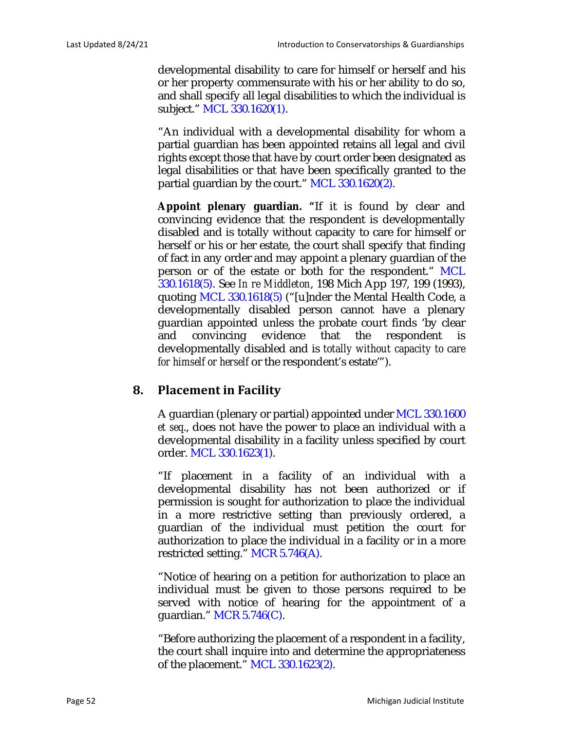developmental disability to care for himself or herself and his or her property commensurate with his or her ability to do so, and shall specify all legal disabilities to which the individual is subject." MCL 330.1620(1).

"An individual with a developmental disability for whom a partial guardian has been appointed retains all legal and civil rights except those that have by court order been designated as legal disabilities or that have been specifically granted to the partial guardian by the court." MCL 330.1620(2).

**Appoint plenary guardian.** "If it is found by clear and convincing evidence that the respondent is developmentally disabled and is totally without capacity to care for himself or herself or his or her estate, the court shall specify that finding of fact in any order and may appoint a plenary guardian of the person or of the estate or both for the respondent." MCL 330.1618(5). See *In re Middleton*, 198 Mich App 197, 199 (1993), quoting MCL 330.1618(5) ("[u]nder the Mental Health Code, a developmentally disabled person cannot have a plenary guardian appointed unless the probate court finds 'by clear and convincing evidence that the respondent is developmentally disabled and is *totally without capacity to care for himself or herself* or the respondent's estate'").

## 8. Placement in Facility

A guardian (plenary or partial) appointed under MCL 330.1600 *et seq*., does not have the power to place an individual with a developmental disability in a facility unless specified by court order. MCL 330.1623(1).

"If placement in a facility of an individual with a developmental disability has not been authorized or if permission is sought for authorization to place the individual in a more restrictive setting than previously ordered, a guardian of the individual must petition the court for authorization to place the individual in a facility or in a more restricted setting." MCR 5.746(A).

"Notice of hearing on a petition for authorization to place an individual must be given to those persons required to be served with notice of hearing for the appointment of a guardian." MCR 5.746(C).

"Before authorizing the placement of a respondent in a facility, the court shall inquire into and determine the appropriateness of the placement." MCL 330.1623(2).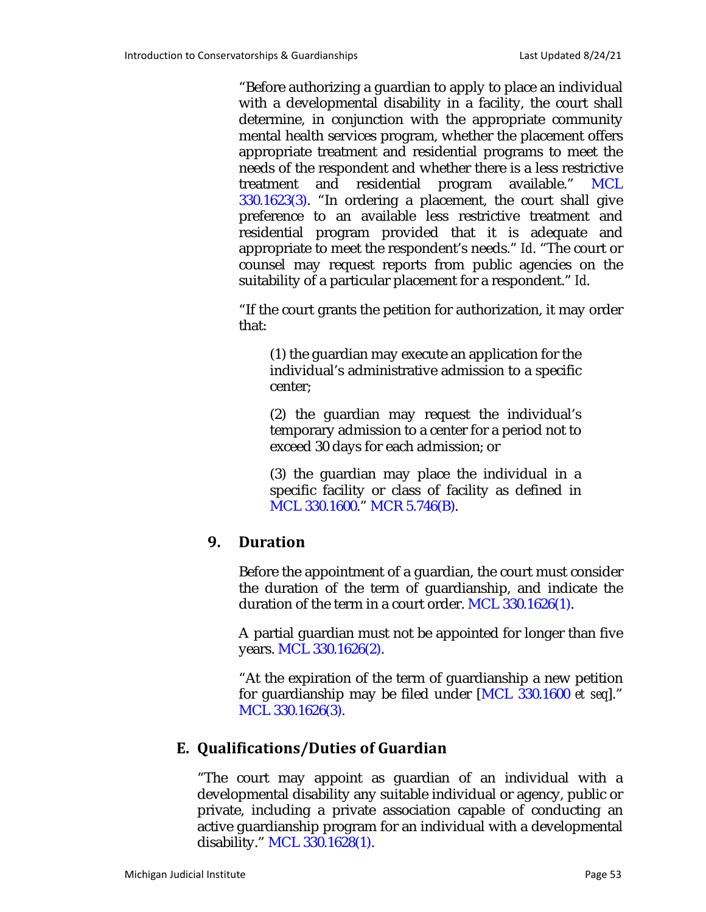"Before authorizing a guardian to apply to place an individual with a developmental disability in a facility, the court shall determine, in conjunction with the appropriate community mental health services program, whether the placement offers appropriate treatment and residential programs to meet the needs of the respondent and whether there is a less restrictive treatment and residential program available." MCL 330.1623(3). "In ordering a placement, the court shall give preference to an available less restrictive treatment and residential program provided that it is adequate and appropriate to meet the respondent's needs." *Id*. "The court or counsel may request reports from public agencies on the suitability of a particular placement for a respondent." *Id*.

"If the court grants the petition for authorization, it may order that:

> (1) the guardian may execute an application for the individual's administrative admission to a specific center;
>
> (2) the guardian may request the individual's temporary admission to a center for a period not to exceed 30 days for each admission; or
>
> (3) the guardian may place the individual in a specific facility or class of facility as defined in MCL 330.1600." MCR 5.746(B).

### 9. Duration

Before the appointment of a guardian, the court must consider the duration of the term of guardianship, and indicate the duration of the term in a court order. MCL 330.1626(1).

A partial guardian must not be appointed for longer than five years. MCL 330.1626(2).

"At the expiration of the term of guardianship a new petition for guardianship may be filed under [MCL 330.1600 *et seq*]." MCL 330.1626(3).

## E. Qualifications/Duties of Guardian

"The court may appoint as guardian of an individual with a developmental disability any suitable individual or agency, public or private, including a private association capable of conducting an active guardianship program for an individual with a developmental disability." MCL 330.1628(1).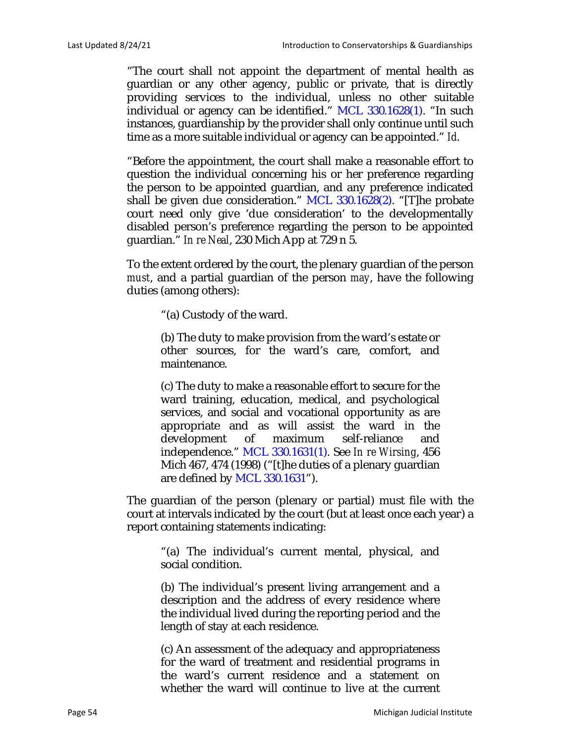"The court shall not appoint the department of mental health as guardian or any other agency, public or private, that is directly providing services to the individual, unless no other suitable individual or agency can be identified." MCL 330.1628(1). "In such instances, guardianship by the provider shall only continue until such time as a more suitable individual or agency can be appointed." *Id*.

"Before the appointment, the court shall make a reasonable effort to question the individual concerning his or her preference regarding the person to be appointed guardian, and any preference indicated shall be given due consideration." MCL 330.1628(2). "[T]he probate court need only give 'due consideration' to the developmentally disabled person's preference regarding the person to be appointed guardian." *In re Neal*, 230 Mich App at 729 n 5.

To the extent ordered by the court, the plenary guardian of the person *must*, and a partial guardian of the person *may*, have the following duties (among others):

> "(a) Custody of the ward.
>
> (b) The duty to make provision from the ward's estate or other sources, for the ward's care, comfort, and maintenance.
>
> (c) The duty to make a reasonable effort to secure for the ward training, education, medical, and psychological services, and social and vocational opportunity as are appropriate and as will assist the ward in the development of maximum self-reliance and independence." MCL 330.1631(1). See *In re Wirsing*, 456 Mich 467, 474 (1998) ("[t]he duties of a plenary guardian are defined by MCL 330.1631").

The guardian of the person (plenary or partial) must file with the court at intervals indicated by the court (but at least once each year) a report containing statements indicating:

> "(a) The individual's current mental, physical, and social condition.
>
> (b) The individual's present living arrangement and a description and the address of every residence where the individual lived during the reporting period and the length of stay at each residence.
>
> (c) An assessment of the adequacy and appropriateness for the ward of treatment and residential programs in the ward's current residence and a statement on whether the ward will continue to live at the current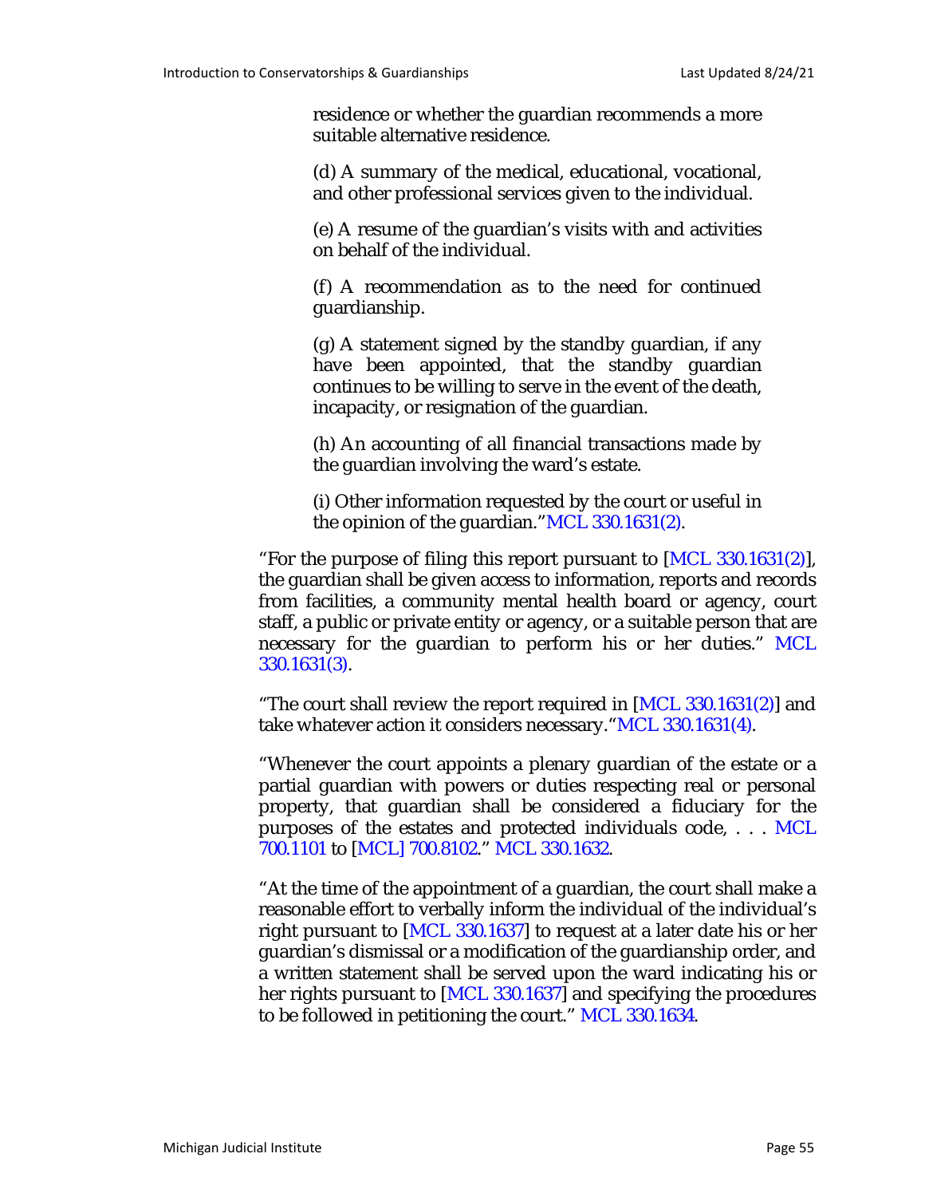residence or whether the guardian recommends a more suitable alternative residence.

> (d) A summary of the medical, educational, vocational, and other professional services given to the individual.
>
> (e) A resume of the guardian's visits with and activities on behalf of the individual.
>
> (f) A recommendation as to the need for continued guardianship.
>
> (g) A statement signed by the standby guardian, if any have been appointed, that the standby guardian continues to be willing to serve in the event of the death, incapacity, or resignation of the guardian.
>
> (h) An accounting of all financial transactions made by the guardian involving the ward's estate.
>
> (i) Other information requested by the court or useful in the opinion of the guardian."MCL 330.1631(2).

"For the purpose of filing this report pursuant to [MCL 330.1631(2)], the guardian shall be given access to information, reports and records from facilities, a community mental health board or agency, court staff, a public or private entity or agency, or a suitable person that are necessary for the guardian to perform his or her duties." MCL 330.1631(3).

"The court shall review the report required in [MCL 330.1631(2)] and take whatever action it considers necessary."MCL 330.1631(4).

"Whenever the court appoints a plenary guardian of the estate or a partial guardian with powers or duties respecting real or personal property, that guardian shall be considered a fiduciary for the purposes of the estates and protected individuals code, . . . MCL 700.1101 to [MCL] 700.8102." MCL 330.1632.

"At the time of the appointment of a guardian, the court shall make a reasonable effort to verbally inform the individual of the individual's right pursuant to [MCL 330.1637] to request at a later date his or her guardian's dismissal or a modification of the guardianship order, and a written statement shall be served upon the ward indicating his or her rights pursuant to [MCL 330.1637] and specifying the procedures to be followed in petitioning the court." MCL 330.1634.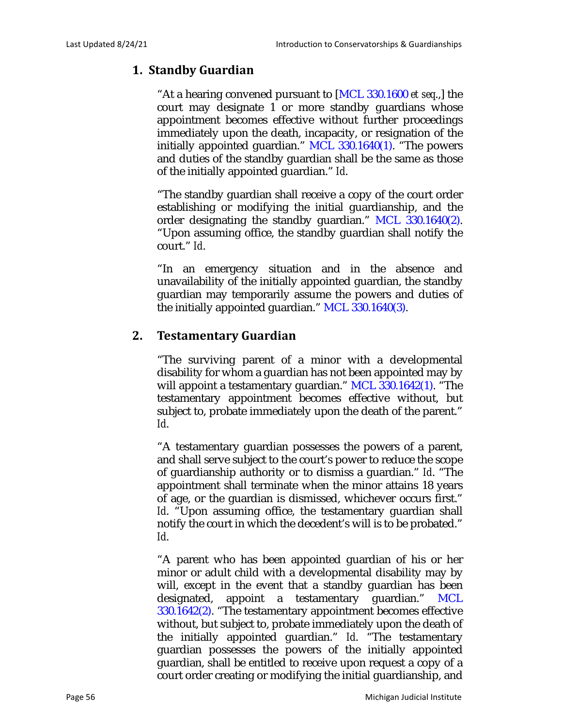### 1. Standby Guardian

"At a hearing convened pursuant to [MCL 330.1600 *et seq*.,] the court may designate 1 or more standby guardians whose appointment becomes effective without further proceedings immediately upon the death, incapacity, or resignation of the initially appointed guardian." MCL 330.1640(1). "The powers and duties of the standby guardian shall be the same as those of the initially appointed guardian." *Id*.

"The standby guardian shall receive a copy of the court order establishing or modifying the initial guardianship, and the order designating the standby guardian." MCL 330.1640(2). "Upon assuming office, the standby guardian shall notify the court." *Id*.

"In an emergency situation and in the absence and unavailability of the initially appointed guardian, the standby guardian may temporarily assume the powers and duties of the initially appointed guardian." MCL 330.1640(3).

### 2. Testamentary Guardian

"The surviving parent of a minor with a developmental disability for whom a guardian has not been appointed may by will appoint a testamentary guardian." MCL 330.1642(1). "The testamentary appointment becomes effective without, but subject to, probate immediately upon the death of the parent." *Id*.

"A testamentary guardian possesses the powers of a parent, and shall serve subject to the court's power to reduce the scope of guardianship authority or to dismiss a guardian." *Id*. "The appointment shall terminate when the minor attains 18 years of age, or the guardian is dismissed, whichever occurs first." *Id*. "Upon assuming office, the testamentary guardian shall notify the court in which the decedent's will is to be probated." *Id*.

"A parent who has been appointed guardian of his or her minor or adult child with a developmental disability may by will, except in the event that a standby guardian has been designated, appoint a testamentary guardian." MCL 330.1642(2). "The testamentary appointment becomes effective without, but subject to, probate immediately upon the death of the initially appointed guardian." *Id*. "The testamentary guardian possesses the powers of the initially appointed guardian, shall be entitled to receive upon request a copy of a court order creating or modifying the initial guardianship, and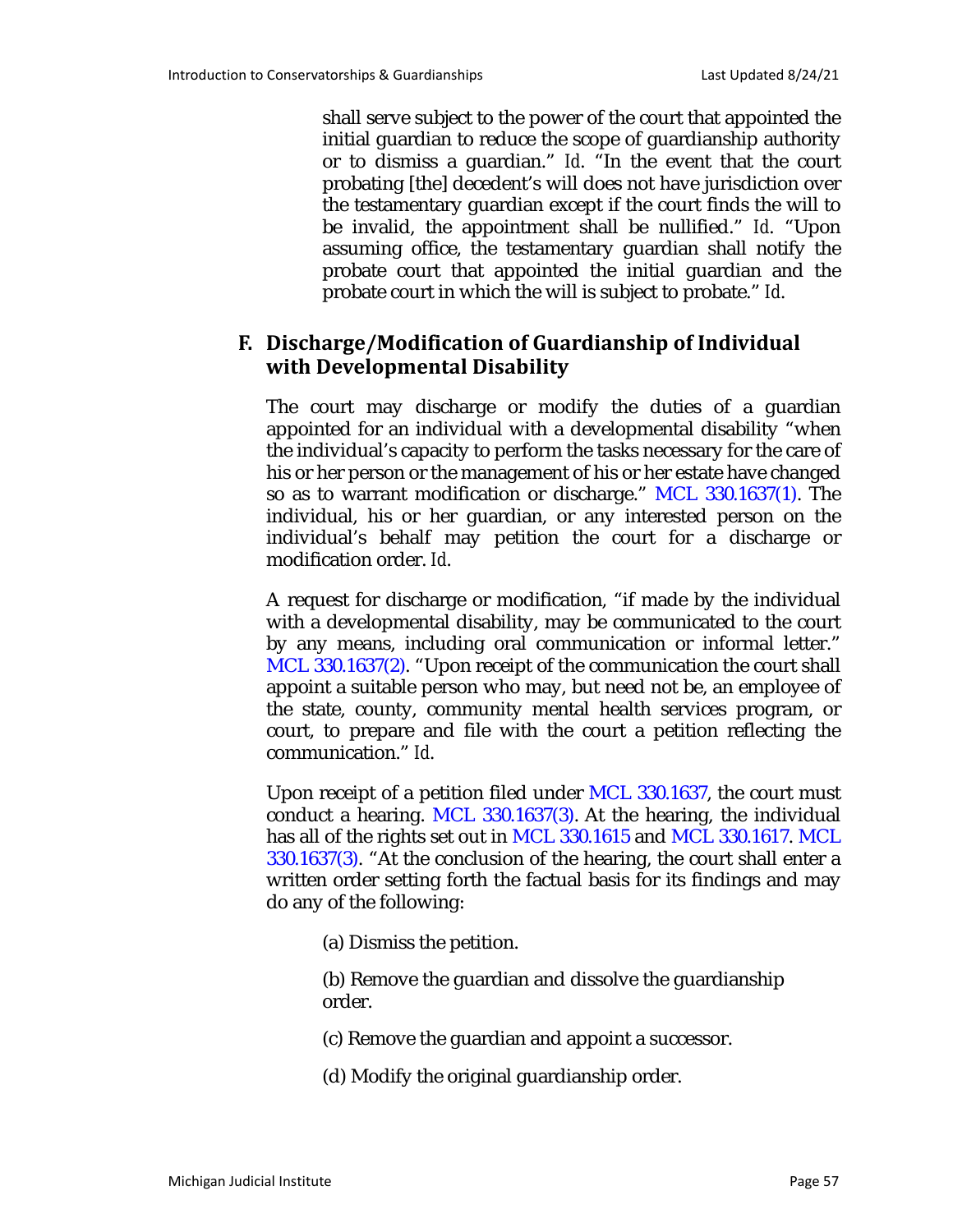shall serve subject to the power of the court that appointed the initial guardian to reduce the scope of guardianship authority or to dismiss a guardian." *Id*. "In the event that the court probating [the] decedent's will does not have jurisdiction over the testamentary guardian except if the court finds the will to be invalid, the appointment shall be nullified." *Id*. "Upon assuming office, the testamentary guardian shall notify the probate court that appointed the initial guardian and the probate court in which the will is subject to probate." *Id*.

## F. Discharge/Modification of Guardianship of Individual with Developmental Disability

The court may discharge or modify the duties of a guardian appointed for an individual with a developmental disability "when the individual's capacity to perform the tasks necessary for the care of his or her person or the management of his or her estate have changed so as to warrant modification or discharge." MCL 330.1637(1). The individual, his or her guardian, or any interested person on the individual's behalf may petition the court for a discharge or modification order. *Id*.

A request for discharge or modification, "if made by the individual with a developmental disability, may be communicated to the court by any means, including oral communication or informal letter." MCL 330.1637(2). "Upon receipt of the communication the court shall appoint a suitable person who may, but need not be, an employee of the state, county, community mental health services program, or court, to prepare and file with the court a petition reflecting the communication." *Id*.

Upon receipt of a petition filed under MCL 330.1637, the court must conduct a hearing. MCL 330.1637(3). At the hearing, the individual has all of the rights set out in MCL 330.1615 and MCL 330.1617. MCL 330.1637(3). "At the conclusion of the hearing, the court shall enter a written order setting forth the factual basis for its findings and may do any of the following:

(a) Dismiss the petition.

(b) Remove the guardian and dissolve the guardianship order.

(c) Remove the guardian and appoint a successor.

(d) Modify the original guardianship order.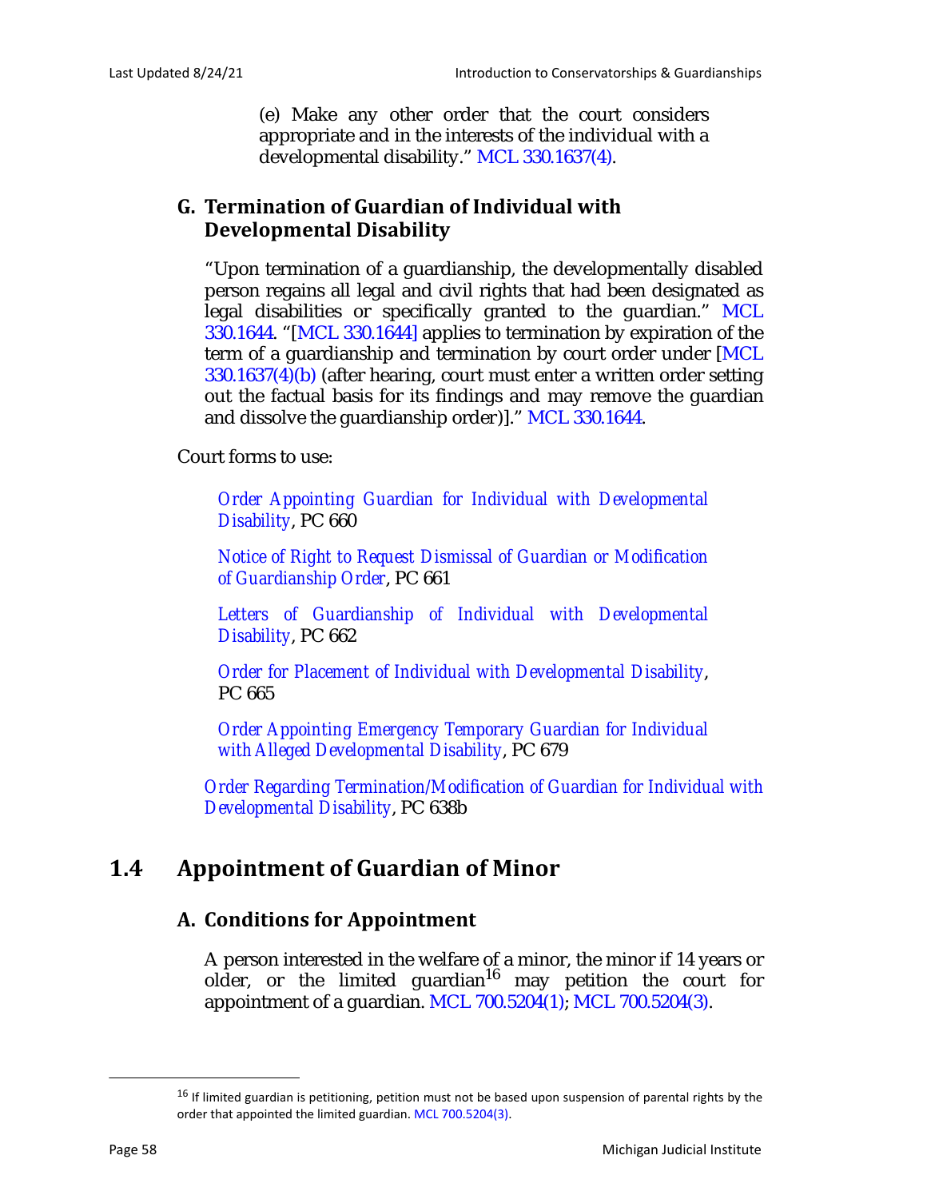(e) Make any other order that the court considers appropriate and in the interests of the individual with a developmental disability." MCL 330.1637(4).

### G. Termination of Guardian of Individual with Developmental Disability

"Upon termination of a guardianship, the developmentally disabled person regains all legal and civil rights that had been designated as legal disabilities or specifically granted to the guardian." MCL 330.1644. "[MCL 330.1644] applies to termination by expiration of the term of a guardianship and termination by court order under [MCL 330.1637(4)(b) (after hearing, court must enter a written order setting out the factual basis for its findings and may remove the guardian and dissolve the guardianship order)]." MCL 330.1644.

Court forms to use:

*Order Appointing Guardian for Individual with Developmental Disability*, PC 660

*Notice of Right to Request Dismissal of Guardian or Modification of Guardianship Order*, PC 661

*Letters of Guardianship of Individual with Developmental Disability*, PC 662

*Order for Placement of Individual with Developmental Disability*, PC 665

*Order Appointing Emergency Temporary Guardian for Individual with Alleged Developmental Disability*, PC 679

*Order Regarding Termination/Modification of Guardian for Individual with Developmental Disability*, PC 638b

## 1.4 Appointment of Guardian of Minor

### A. Conditions for Appointment

A person interested in the welfare of a minor, the minor if 14 years or older, or the limited guardian[16] may petition the court for appointment of a guardian. MCL 700.5204(1); MCL 700.5204(3).

[16] If limited guardian is petitioning, petition must not be based upon suspension of parental rights by the order that appointed the limited guardian. MCL 700.5204(3).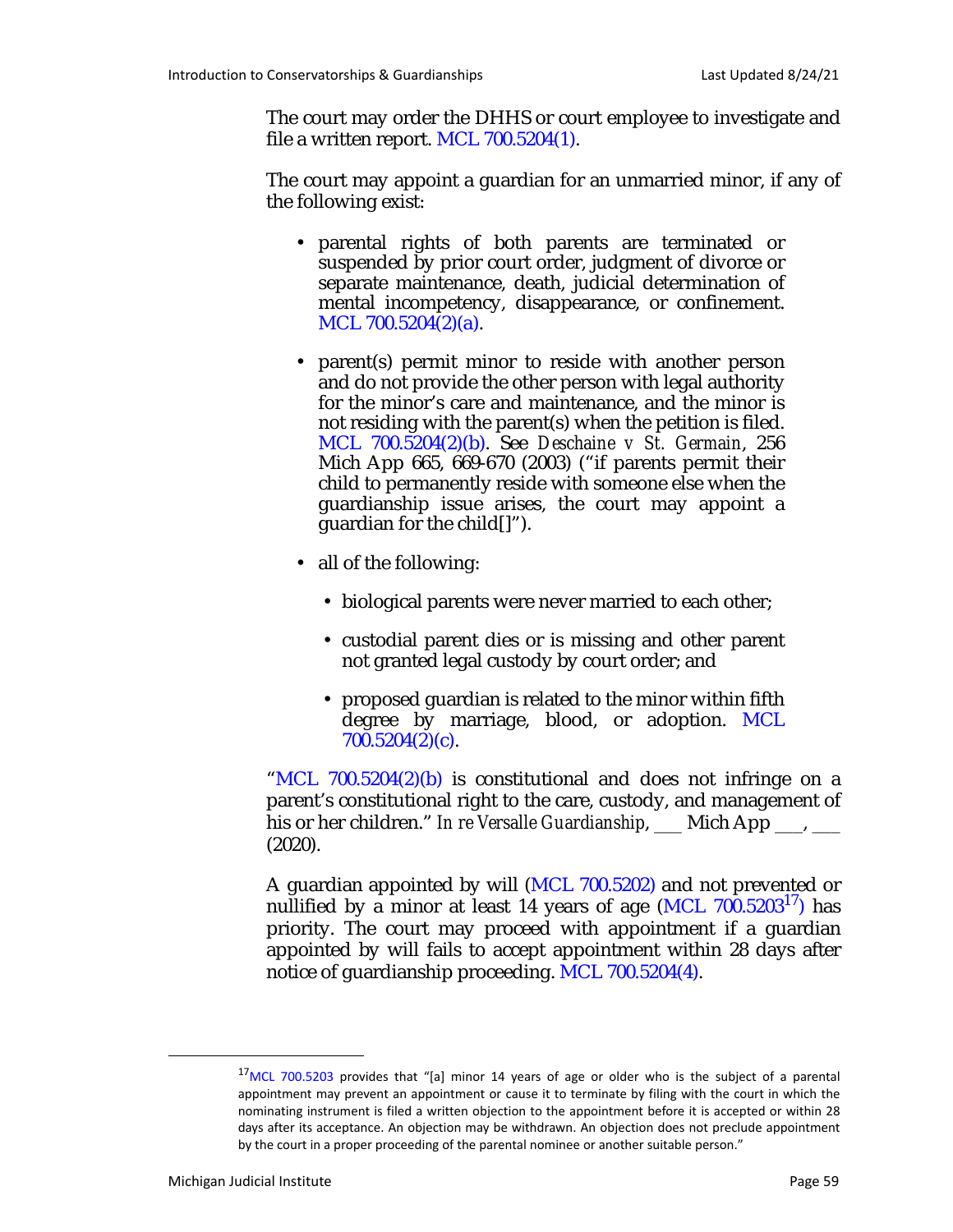The court may order the DHHS or court employee to investigate and file a written report. MCL 700.5204(1).

The court may appoint a guardian for an unmarried minor, if any of the following exist:

- parental rights of both parents are terminated or suspended by prior court order, judgment of divorce or separate maintenance, death, judicial determination of mental incompetency, disappearance, or confinement. MCL 700.5204(2)(a).
- parent(s) permit minor to reside with another person and do not provide the other person with legal authority for the minor's care and maintenance, and the minor is not residing with the parent(s) when the petition is filed. MCL 700.5204(2)(b). See *Deschaine v St. Germain*, 256 Mich App 665, 669-670 (2003) ("if parents permit their child to permanently reside with someone else when the guardianship issue arises, the court may appoint a guardian for the child[]").
- all of the following:
  - biological parents were never married to each other;
  - custodial parent dies or is missing and other parent not granted legal custody by court order; and
  - proposed guardian is related to the minor within fifth degree by marriage, blood, or adoption. MCL 700.5204(2)(c).

"MCL 700.5204(2)(b) is constitutional and does not infringe on a parent's constitutional right to the care, custody, and management of his or her children." *In re Versalle Guardianship*, ___ Mich App ___, ___ (2020).

A guardian appointed by will (MCL 700.5202) and not prevented or nullified by a minor at least 14 years of age (MCL 700.5203[17]) has priority. The court may proceed with appointment if a guardian appointed by will fails to accept appointment within 28 days after notice of guardianship proceeding. MCL 700.5204(4).

---

[17] MCL 700.5203 provides that "[a] minor 14 years of age or older who is the subject of a parental appointment may prevent an appointment or cause it to terminate by filing with the court in which the nominating instrument is filed a written objection to the appointment before it is accepted or within 28 days after its acceptance. An objection may be withdrawn. An objection does not preclude appointment by the court in a proper proceeding of the parental nominee or another suitable person."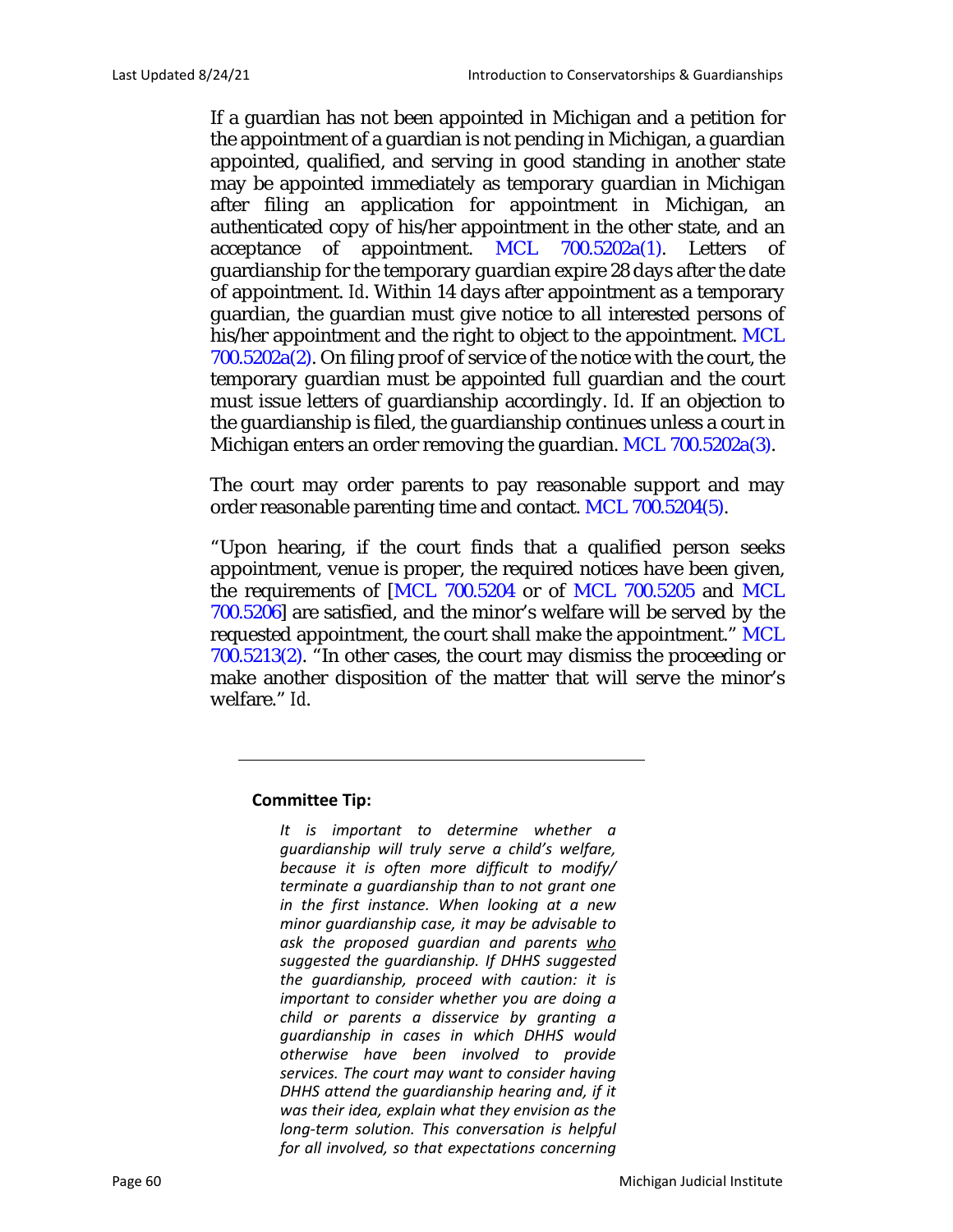If a guardian has not been appointed in Michigan and a petition for the appointment of a guardian is not pending in Michigan, a guardian appointed, qualified, and serving in good standing in another state may be appointed immediately as temporary guardian in Michigan after filing an application for appointment in Michigan, an authenticated copy of his/her appointment in the other state, and an acceptance of appointment. MCL 700.5202a(1). Letters of guardianship for the temporary guardian expire 28 days after the date of appointment. *Id*. Within 14 days after appointment as a temporary guardian, the guardian must give notice to all interested persons of his/her appointment and the right to object to the appointment. MCL 700.5202a(2). On filing proof of service of the notice with the court, the temporary guardian must be appointed full guardian and the court must issue letters of guardianship accordingly. *Id*. If an objection to the guardianship is filed, the guardianship continues unless a court in Michigan enters an order removing the guardian. MCL 700.5202a(3).

The court may order parents to pay reasonable support and may order reasonable parenting time and contact. MCL 700.5204(5).

"Upon hearing, if the court finds that a qualified person seeks appointment, venue is proper, the required notices have been given, the requirements of [MCL 700.5204 or of MCL 700.5205 and MCL 700.5206] are satisfied, and the minor's welfare will be served by the requested appointment, the court shall make the appointment." MCL 700.5213(2). "In other cases, the court may dismiss the proceeding or make another disposition of the matter that will serve the minor's welfare." *Id*.

---

**Committee Tip:**

*It is important to determine whether a guardianship will truly serve a child's welfare, because it is often more difficult to modify/terminate a guardianship than to not grant one in the first instance. When looking at a new minor guardianship case, it may be advisable to ask the proposed guardian and parents <u>who</u> suggested the guardianship. If DHHS suggested the guardianship, proceed with caution: it is important to consider whether you are doing a child or parents a disservice by granting a guardianship in cases in which DHHS would otherwise have been involved to provide services. The court may want to consider having DHHS attend the guardianship hearing and, if it was their idea, explain what they envision as the long-term solution. This conversation is helpful for all involved, so that expectations concerning*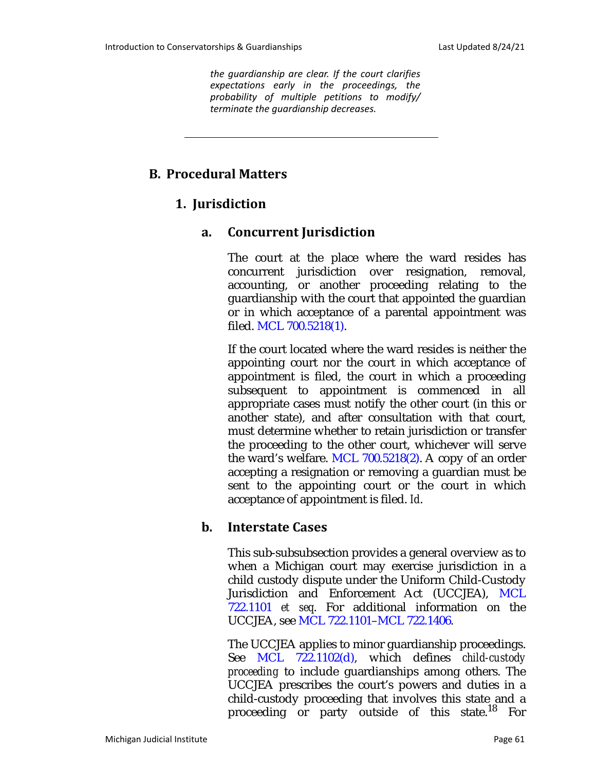*the guardianship are clear. If the court clarifies expectations early in the proceedings, the probability of multiple petitions to modify/ terminate the guardianship decreases.*

---

## B. Procedural Matters

### 1. Jurisdiction

#### a. Concurrent Jurisdiction

The court at the place where the ward resides has concurrent jurisdiction over resignation, removal, accounting, or another proceeding relating to the guardianship with the court that appointed the guardian or in which acceptance of a parental appointment was filed. MCL 700.5218(1).

If the court located where the ward resides is neither the appointing court nor the court in which acceptance of appointment is filed, the court in which a proceeding subsequent to appointment is commenced in all appropriate cases must notify the other court (in this or another state), and after consultation with that court, must determine whether to retain jurisdiction or transfer the proceeding to the other court, whichever will serve the ward's welfare. MCL 700.5218(2). A copy of an order accepting a resignation or removing a guardian must be sent to the appointing court or the court in which acceptance of appointment is filed. *Id*.

#### b. Interstate Cases

This sub-subsubsection provides a general overview as to when a Michigan court may exercise jurisdiction in a child custody dispute under the Uniform Child-Custody Jurisdiction and Enforcement Act (UCCJEA), MCL 722.1101 *et seq*. For additional information on the UCCJEA, see MCL 722.1101–MCL 722.1406.

The UCCJEA applies to minor guardianship proceedings. See MCL 722.1102(d), which defines *child-custody proceeding* to include guardianships among others. The UCCJEA prescribes the court's powers and duties in a child-custody proceeding that involves this state and a proceeding or party outside of this state.[18] For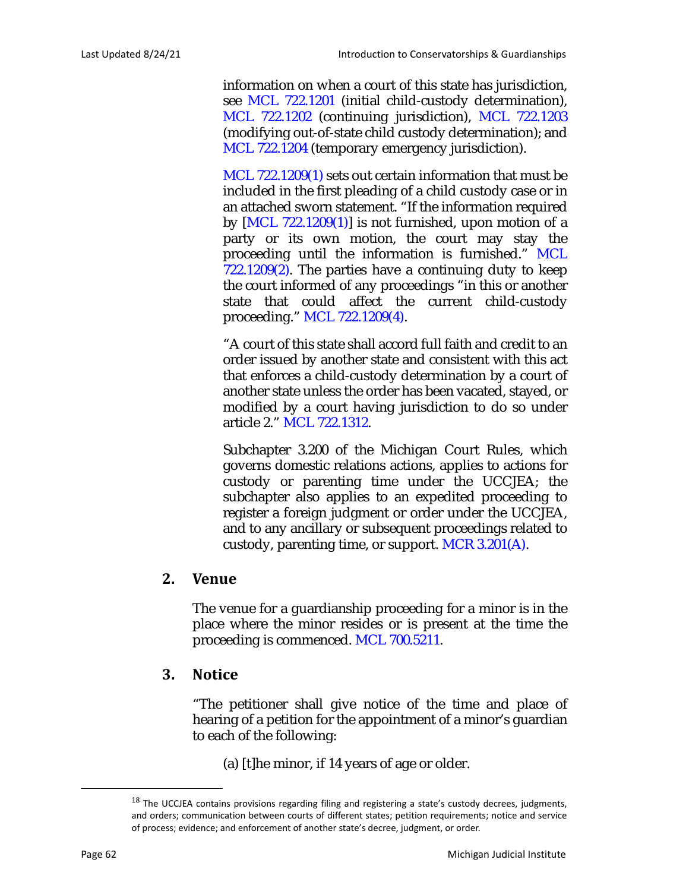information on when a court of this state has jurisdiction, see MCL 722.1201 (initial child-custody determination), MCL 722.1202 (continuing jurisdiction), MCL 722.1203 (modifying out-of-state child custody determination); and MCL 722.1204 (temporary emergency jurisdiction).

MCL 722.1209(1) sets out certain information that must be included in the first pleading of a child custody case or in an attached sworn statement. "If the information required by [MCL 722.1209(1)] is not furnished, upon motion of a party or its own motion, the court may stay the proceeding until the information is furnished." MCL 722.1209(2). The parties have a continuing duty to keep the court informed of any proceedings "in this or another state that could affect the current child-custody proceeding." MCL 722.1209(4).

"A court of this state shall accord full faith and credit to an order issued by another state and consistent with this act that enforces a child-custody determination by a court of another state unless the order has been vacated, stayed, or modified by a court having jurisdiction to do so under article 2." MCL 722.1312.

Subchapter 3.200 of the Michigan Court Rules, which governs domestic relations actions, applies to actions for custody or parenting time under the UCCJEA; the subchapter also applies to an expedited proceeding to register a foreign judgment or order under the UCCJEA, and to any ancillary or subsequent proceedings related to custody, parenting time, or support. MCR 3.201(A).

## 2. Venue

The venue for a guardianship proceeding for a minor is in the place where the minor resides or is present at the time the proceeding is commenced. MCL 700.5211.

## 3. Notice

"The petitioner shall give notice of the time and place of hearing of a petition for the appointment of a minor's guardian to each of the following:

(a) [t]he minor, if 14 years of age or older.

---

[18] The UCCJEA contains provisions regarding filing and registering a state's custody decrees, judgments, and orders; communication between courts of different states; petition requirements; notice and service of process; evidence; and enforcement of another state's decree, judgment, or order.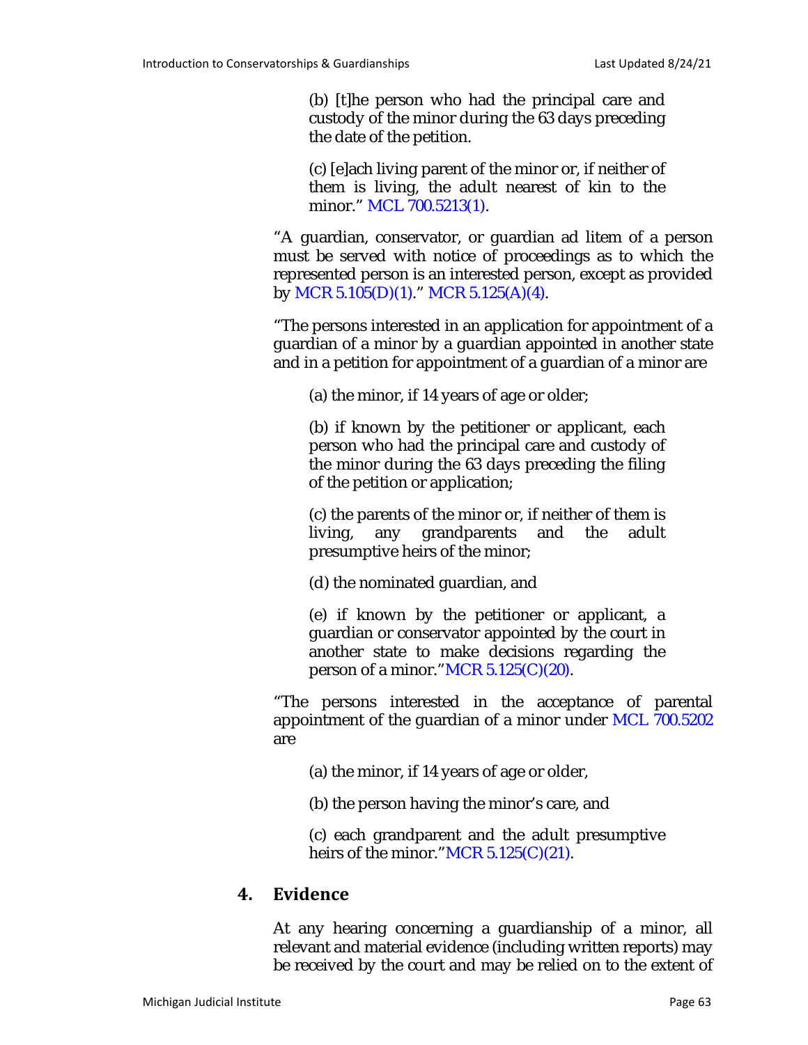(b) [t]he person who had the principal care and custody of the minor during the 63 days preceding the date of the petition.

(c) [e]ach living parent of the minor or, if neither of them is living, the adult nearest of kin to the minor." MCL 700.5213(1).

"A guardian, conservator, or guardian ad litem of a person must be served with notice of proceedings as to which the represented person is an interested person, except as provided by MCR 5.105(D)(1)." MCR 5.125(A)(4).

"The persons interested in an application for appointment of a guardian of a minor by a guardian appointed in another state and in a petition for appointment of a guardian of a minor are

(a) the minor, if 14 years of age or older;

(b) if known by the petitioner or applicant, each person who had the principal care and custody of the minor during the 63 days preceding the filing of the petition or application;

(c) the parents of the minor or, if neither of them is living, any grandparents and the adult presumptive heirs of the minor;

(d) the nominated guardian, and

(e) if known by the petitioner or applicant, a guardian or conservator appointed by the court in another state to make decisions regarding the person of a minor."MCR 5.125(C)(20).

"The persons interested in the acceptance of parental appointment of the guardian of a minor under MCL 700.5202 are

(a) the minor, if 14 years of age or older,

(b) the person having the minor's care, and

(c) each grandparent and the adult presumptive heirs of the minor."MCR 5.125(C)(21).

## 4. Evidence

At any hearing concerning a guardianship of a minor, all relevant and material evidence (including written reports) may be received by the court and may be relied on to the extent of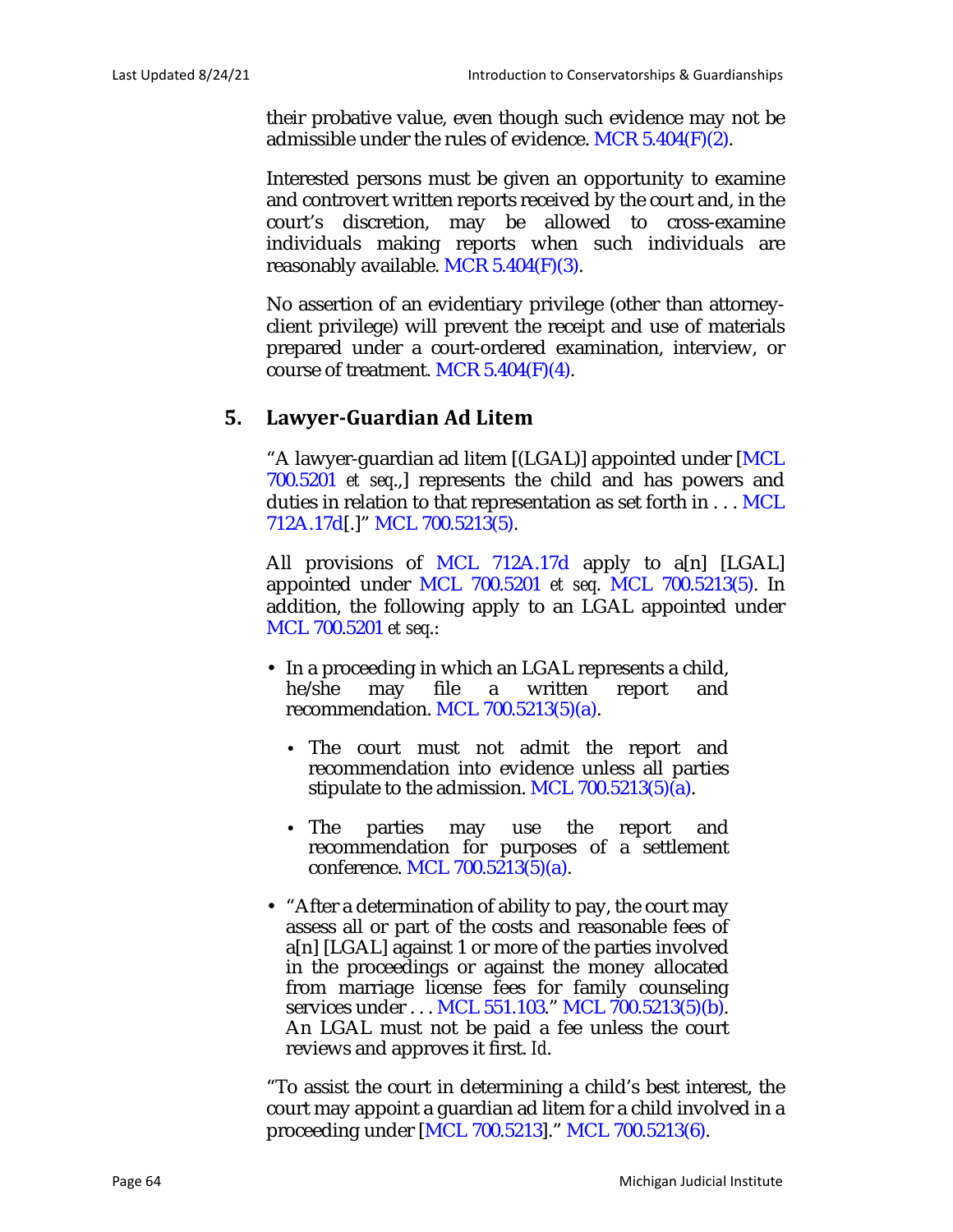their probative value, even though such evidence may not be admissible under the rules of evidence. MCR 5.404(F)(2).

Interested persons must be given an opportunity to examine and controvert written reports received by the court and, in the court's discretion, may be allowed to cross-examine individuals making reports when such individuals are reasonably available. MCR 5.404(F)(3).

No assertion of an evidentiary privilege (other than attorney-client privilege) will prevent the receipt and use of materials prepared under a court-ordered examination, interview, or course of treatment. MCR 5.404(F)(4).

### 5. Lawyer-Guardian Ad Litem

"A lawyer-guardian ad litem [(LGAL)] appointed under [MCL 700.5201 *et seq*.,] represents the child and has powers and duties in relation to that representation as set forth in . . . MCL 712A.17d[.]" MCL 700.5213(5).

All provisions of MCL 712A.17d apply to a[n] [LGAL] appointed under MCL 700.5201 *et seq*. MCL 700.5213(5). In addition, the following apply to an LGAL appointed under MCL 700.5201 *et seq*.:

- In a proceeding in which an LGAL represents a child, he/she may file a written report and recommendation. MCL 700.5213(5)(a).
  - The court must not admit the report and recommendation into evidence unless all parties stipulate to the admission. MCL 700.5213(5)(a).
  - The parties may use the report and recommendation for purposes of a settlement conference. MCL 700.5213(5)(a).
- "After a determination of ability to pay, the court may assess all or part of the costs and reasonable fees of a[n] [LGAL] against 1 or more of the parties involved in the proceedings or against the money allocated from marriage license fees for family counseling services under . . . MCL 551.103." MCL 700.5213(5)(b). An LGAL must not be paid a fee unless the court reviews and approves it first. *Id*.

"To assist the court in determining a child's best interest, the court may appoint a guardian ad litem for a child involved in a proceeding under [MCL 700.5213]." MCL 700.5213(6).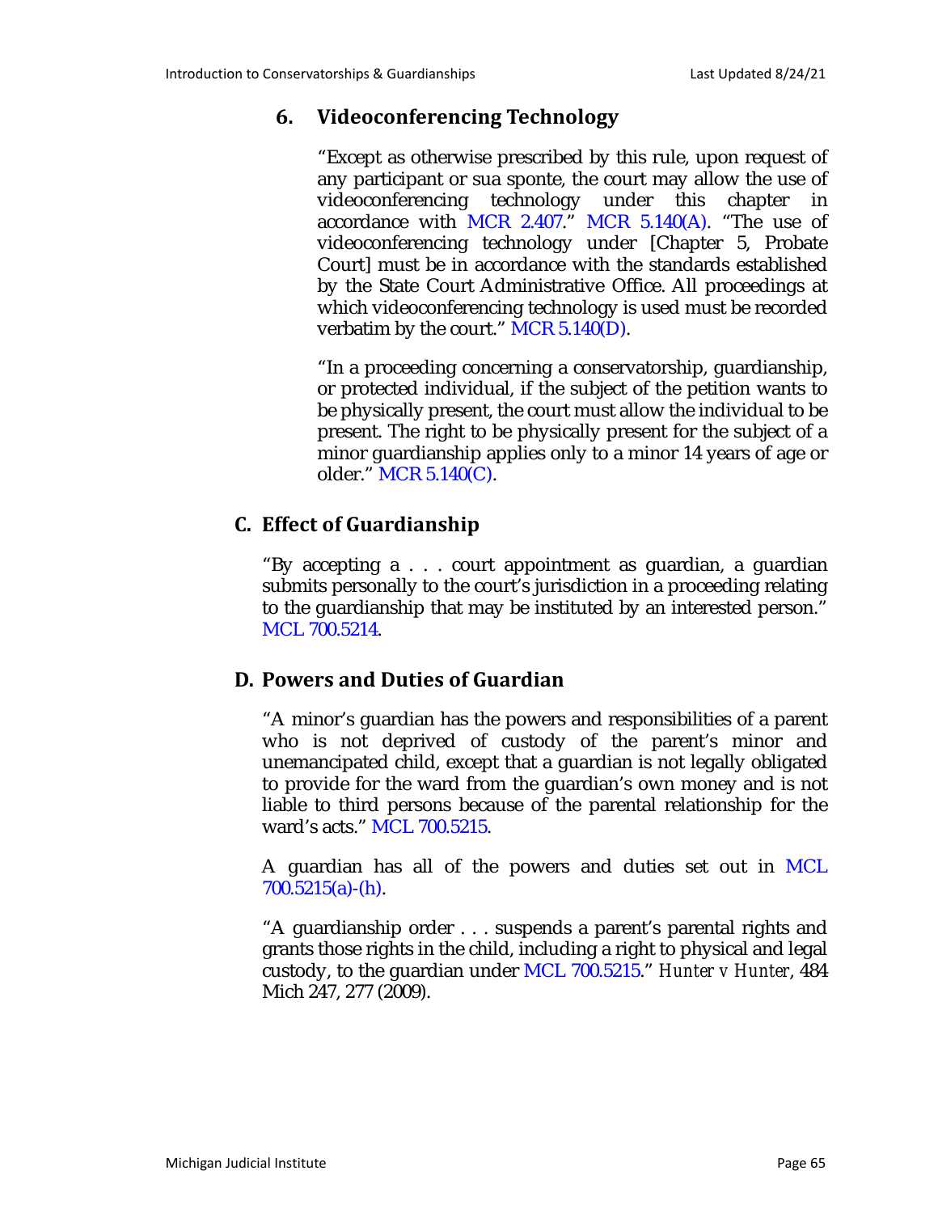### 6. Videoconferencing Technology

"Except as otherwise prescribed by this rule, upon request of any participant or sua sponte, the court may allow the use of videoconferencing technology under this chapter in accordance with MCR 2.407." MCR 5.140(A). "The use of videoconferencing technology under [Chapter 5, Probate Court] must be in accordance with the standards established by the State Court Administrative Office. All proceedings at which videoconferencing technology is used must be recorded verbatim by the court." MCR 5.140(D).

"In a proceeding concerning a conservatorship, guardianship, or protected individual, if the subject of the petition wants to be physically present, the court must allow the individual to be present. The right to be physically present for the subject of a minor guardianship applies only to a minor 14 years of age or older." MCR 5.140(C).

## C. Effect of Guardianship

"By accepting a . . . court appointment as guardian, a guardian submits personally to the court's jurisdiction in a proceeding relating to the guardianship that may be instituted by an interested person." MCL 700.5214.

## D. Powers and Duties of Guardian

"A minor's guardian has the powers and responsibilities of a parent who is not deprived of custody of the parent's minor and unemancipated child, except that a guardian is not legally obligated to provide for the ward from the guardian's own money and is not liable to third persons because of the parental relationship for the ward's acts." MCL 700.5215.

A guardian has all of the powers and duties set out in MCL 700.5215(a)-(h).

"A guardianship order . . . suspends a parent's parental rights and grants those rights in the child, including a right to physical and legal custody, to the guardian under MCL 700.5215." *Hunter v Hunter*, 484 Mich 247, 277 (2009).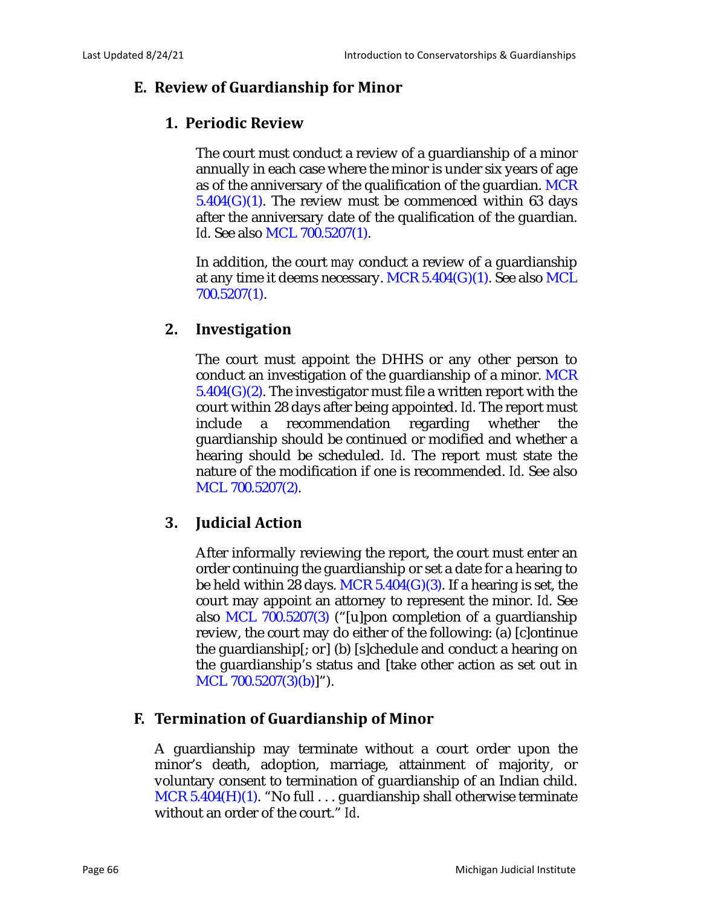## E. Review of Guardianship for Minor

### 1. Periodic Review

The court must conduct a review of a guardianship of a minor annually in each case where the minor is under six years of age as of the anniversary of the qualification of the guardian. MCR 5.404(G)(1). The review must be commenced within 63 days after the anniversary date of the qualification of the guardian. *Id*. See also MCL 700.5207(1).

In addition, the court *may* conduct a review of a guardianship at any time it deems necessary. MCR 5.404(G)(1). See also MCL 700.5207(1).

### 2. Investigation

The court must appoint the DHHS or any other person to conduct an investigation of the guardianship of a minor. MCR 5.404(G)(2). The investigator must file a written report with the court within 28 days after being appointed. *Id*. The report must include a recommendation regarding whether the guardianship should be continued or modified and whether a hearing should be scheduled. *Id*. The report must state the nature of the modification if one is recommended. *Id*. See also MCL 700.5207(2).

### 3. Judicial Action

After informally reviewing the report, the court must enter an order continuing the guardianship or set a date for a hearing to be held within 28 days. MCR 5.404(G)(3). If a hearing is set, the court may appoint an attorney to represent the minor. *Id*. See also MCL 700.5207(3) ("[u]pon completion of a guardianship review, the court may do either of the following: (a) [c]ontinue the guardianship[; or] (b) [s]chedule and conduct a hearing on the guardianship's status and [take other action as set out in MCL 700.5207(3)(b)]").

## F. Termination of Guardianship of Minor

A guardianship may terminate without a court order upon the minor's death, adoption, marriage, attainment of majority, or voluntary consent to termination of guardianship of an Indian child. MCR 5.404(H)(1). "No full . . . guardianship shall otherwise terminate without an order of the court." *Id*.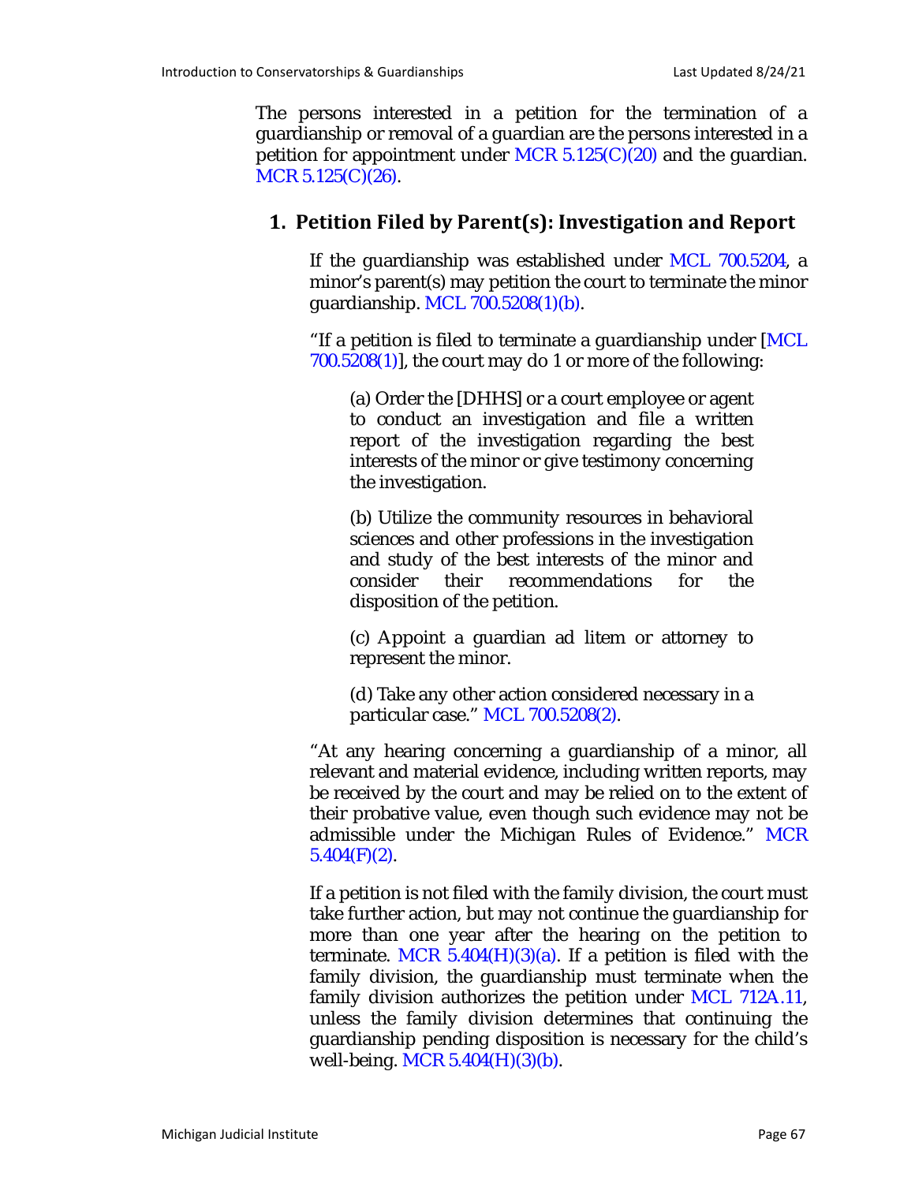The persons interested in a petition for the termination of a guardianship or removal of a guardian are the persons interested in a petition for appointment under MCR 5.125(C)(20) and the guardian. MCR 5.125(C)(26).

### 1. Petition Filed by Parent(s): Investigation and Report

If the guardianship was established under MCL 700.5204, a minor's parent(s) may petition the court to terminate the minor guardianship. MCL 700.5208(1)(b).

"If a petition is filed to terminate a guardianship under [MCL 700.5208(1)], the court may do 1 or more of the following:

> (a) Order the [DHHS] or a court employee or agent to conduct an investigation and file a written report of the investigation regarding the best interests of the minor or give testimony concerning the investigation.
>
> (b) Utilize the community resources in behavioral sciences and other professions in the investigation and study of the best interests of the minor and consider their recommendations for the disposition of the petition.
>
> (c) Appoint a guardian ad litem or attorney to represent the minor.
>
> (d) Take any other action considered necessary in a particular case." MCL 700.5208(2).

"At any hearing concerning a guardianship of a minor, all relevant and material evidence, including written reports, may be received by the court and may be relied on to the extent of their probative value, even though such evidence may not be admissible under the Michigan Rules of Evidence." MCR 5.404(F)(2).

If a petition is not filed with the family division, the court must take further action, but may not continue the guardianship for more than one year after the hearing on the petition to terminate. MCR 5.404(H)(3)(a). If a petition is filed with the family division, the guardianship must terminate when the family division authorizes the petition under MCL 712A.11, unless the family division determines that continuing the guardianship pending disposition is necessary for the child's well-being. MCR 5.404(H)(3)(b).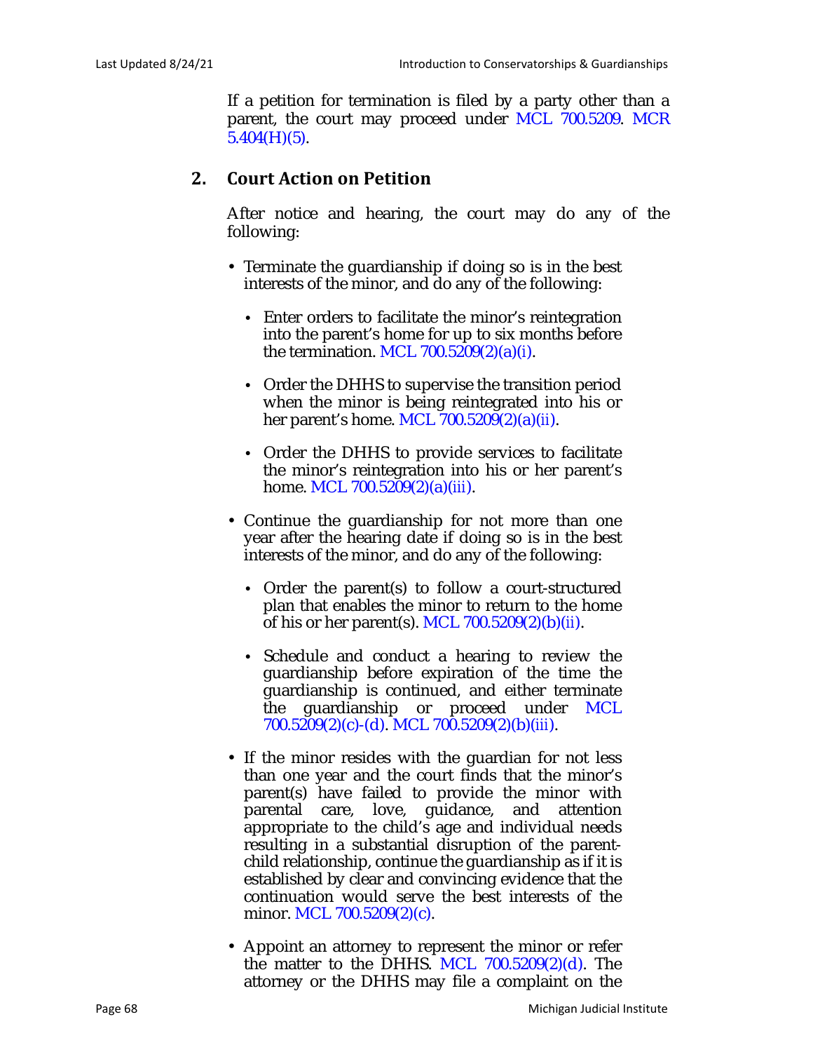If a petition for termination is filed by a party other than a parent, the court may proceed under MCL 700.5209. MCR 5.404(H)(5).

## 2. Court Action on Petition

After notice and hearing, the court may do any of the following:

- Terminate the guardianship if doing so is in the best interests of the minor, and do any of the following:
  - Enter orders to facilitate the minor's reintegration into the parent's home for up to six months before the termination. MCL 700.5209(2)(a)(i).
  - Order the DHHS to supervise the transition period when the minor is being reintegrated into his or her parent's home. MCL 700.5209(2)(a)(ii).
  - Order the DHHS to provide services to facilitate the minor's reintegration into his or her parent's home. MCL 700.5209(2)(a)(iii).
- Continue the guardianship for not more than one year after the hearing date if doing so is in the best interests of the minor, and do any of the following:
  - Order the parent(s) to follow a court-structured plan that enables the minor to return to the home of his or her parent(s). MCL 700.5209(2)(b)(ii).
  - Schedule and conduct a hearing to review the guardianship before expiration of the time the guardianship is continued, and either terminate the guardianship or proceed under MCL 700.5209(2)(c)-(d). MCL 700.5209(2)(b)(iii).
- If the minor resides with the guardian for not less than one year and the court finds that the minor's parent(s) have failed to provide the minor with parental care, love, guidance, and attention appropriate to the child's age and individual needs resulting in a substantial disruption of the parent-child relationship, continue the guardianship as if it is established by clear and convincing evidence that the continuation would serve the best interests of the minor. MCL 700.5209(2)(c).
- Appoint an attorney to represent the minor or refer the matter to the DHHS. MCL 700.5209(2)(d). The attorney or the DHHS may file a complaint on the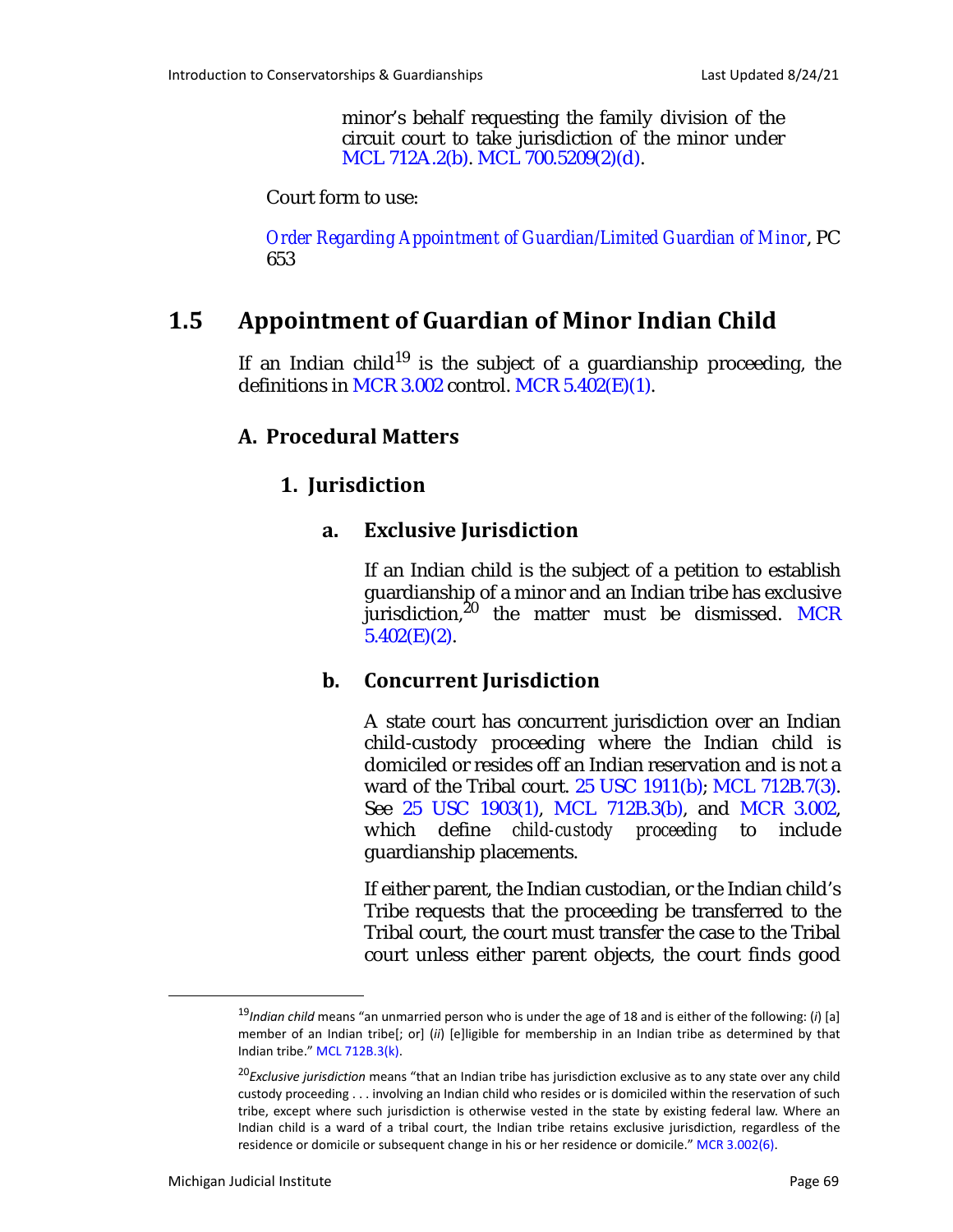minor's behalf requesting the family division of the circuit court to take jurisdiction of the minor under MCL 712A.2(b). MCL 700.5209(2)(d).

Court form to use:

*Order Regarding Appointment of Guardian/Limited Guardian of Minor*, PC 653

## 1.5 Appointment of Guardian of Minor Indian Child

If an Indian child[19] is the subject of a guardianship proceeding, the definitions in MCR 3.002 control. MCR 5.402(E)(1).

### A. Procedural Matters

#### 1. Jurisdiction

##### a. Exclusive Jurisdiction

If an Indian child is the subject of a petition to establish guardianship of a minor and an Indian tribe has exclusive jurisdiction,[20] the matter must be dismissed. MCR 5.402(E)(2).

##### b. Concurrent Jurisdiction

A state court has concurrent jurisdiction over an Indian child-custody proceeding where the Indian child is domiciled or resides off an Indian reservation and is not a ward of the Tribal court. 25 USC 1911(b); MCL 712B.7(3). See 25 USC 1903(1), MCL 712B.3(b), and MCR 3.002, which define *child-custody proceeding* to include guardianship placements.

If either parent, the Indian custodian, or the Indian child's Tribe requests that the proceeding be transferred to the Tribal court, the court must transfer the case to the Tribal court unless either parent objects, the court finds good

---

[19] *Indian child* means "an unmarried person who is under the age of 18 and is either of the following: (*i*) [a] member of an Indian tribe[; or] (*ii*) [e]ligible for membership in an Indian tribe as determined by that Indian tribe." MCL 712B.3(k).

[20] *Exclusive jurisdiction* means "that an Indian tribe has jurisdiction exclusive as to any state over any child custody proceeding . . . involving an Indian child who resides or is domiciled within the reservation of such tribe, except where such jurisdiction is otherwise vested in the state by existing federal law. Where an Indian child is a ward of a tribal court, the Indian tribe retains exclusive jurisdiction, regardless of the residence or domicile or subsequent change in his or her residence or domicile." MCR 3.002(6).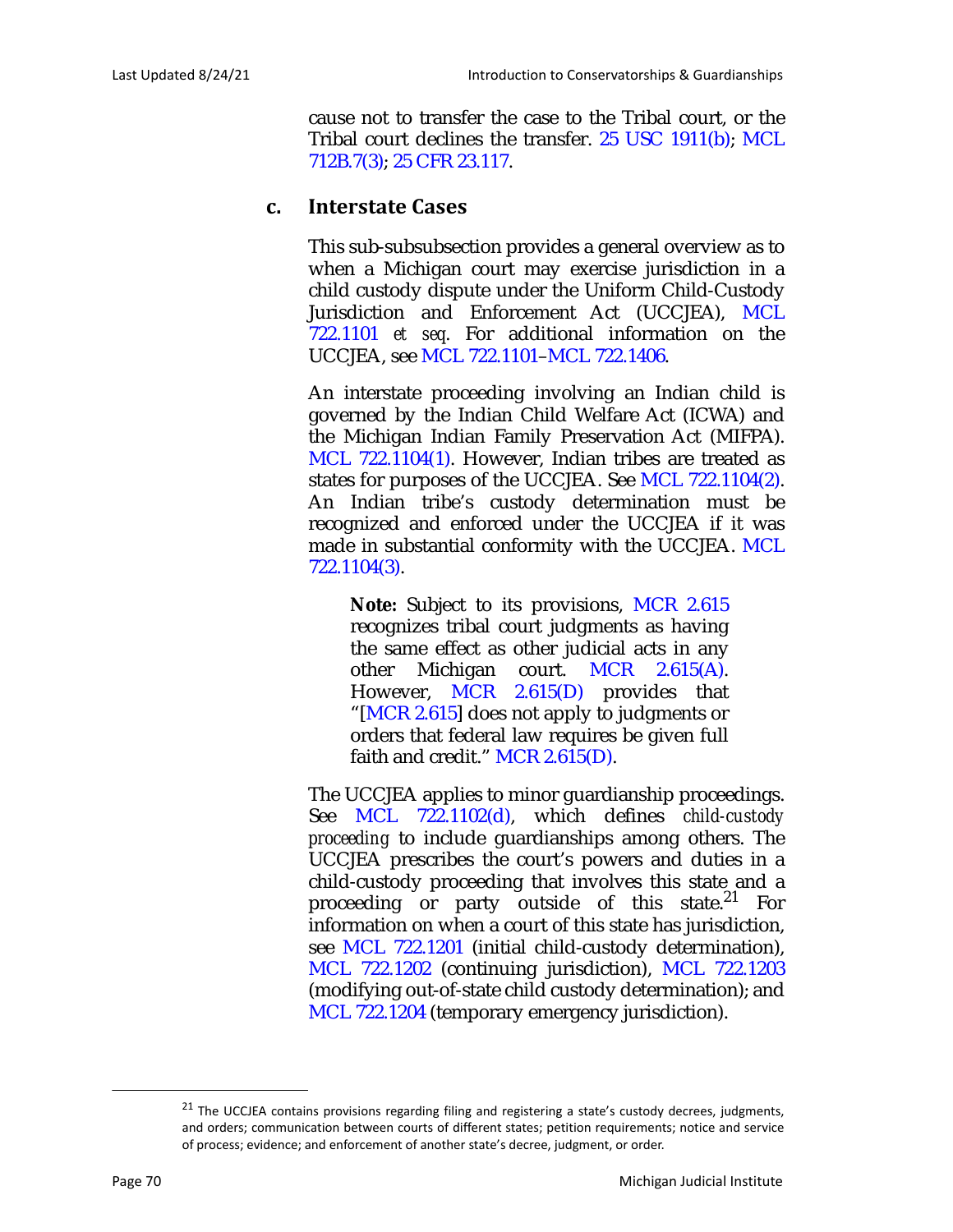cause not to transfer the case to the Tribal court, or the Tribal court declines the transfer. 25 USC 1911(b); MCL 712B.7(3); 25 CFR 23.117.

### c. Interstate Cases

This sub-subsubsection provides a general overview as to when a Michigan court may exercise jurisdiction in a child custody dispute under the Uniform Child-Custody Jurisdiction and Enforcement Act (UCCJEA), MCL 722.1101 *et seq*. For additional information on the UCCJEA, see MCL 722.1101–MCL 722.1406.

An interstate proceeding involving an Indian child is governed by the Indian Child Welfare Act (ICWA) and the Michigan Indian Family Preservation Act (MIFPA). MCL 722.1104(1). However, Indian tribes are treated as states for purposes of the UCCJEA. See MCL 722.1104(2). An Indian tribe's custody determination must be recognized and enforced under the UCCJEA if it was made in substantial conformity with the UCCJEA. MCL 722.1104(3).

> **Note:** Subject to its provisions, MCR 2.615 recognizes tribal court judgments as having the same effect as other judicial acts in any other Michigan court. MCR 2.615(A). However, MCR 2.615(D) provides that "[MCR 2.615] does not apply to judgments or orders that federal law requires be given full faith and credit." MCR 2.615(D).

The UCCJEA applies to minor guardianship proceedings. See MCL 722.1102(d), which defines *child-custody proceeding* to include guardianships among others. The UCCJEA prescribes the court's powers and duties in a child-custody proceeding that involves this state and a proceeding or party outside of this state.[21] For information on when a court of this state has jurisdiction, see MCL 722.1201 (initial child-custody determination), MCL 722.1202 (continuing jurisdiction), MCL 722.1203 (modifying out-of-state child custody determination); and MCL 722.1204 (temporary emergency jurisdiction).

---

[21] The UCCJEA contains provisions regarding filing and registering a state's custody decrees, judgments, and orders; communication between courts of different states; petition requirements; notice and service of process; evidence; and enforcement of another state's decree, judgment, or order.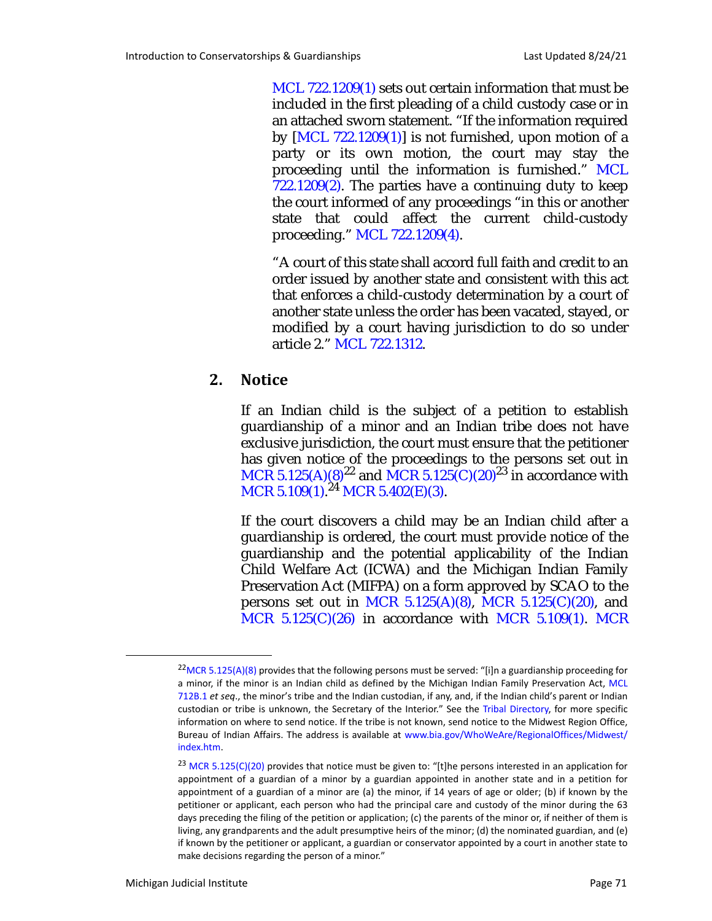MCL 722.1209(1) sets out certain information that must be included in the first pleading of a child custody case or in an attached sworn statement. "If the information required by [MCL 722.1209(1)] is not furnished, upon motion of a party or its own motion, the court may stay the proceeding until the information is furnished." MCL 722.1209(2). The parties have a continuing duty to keep the court informed of any proceedings "in this or another state that could affect the current child-custody proceeding." MCL 722.1209(4).

"A court of this state shall accord full faith and credit to an order issued by another state and consistent with this act that enforces a child-custody determination by a court of another state unless the order has been vacated, stayed, or modified by a court having jurisdiction to do so under article 2." MCL 722.1312.

## 2. Notice

If an Indian child is the subject of a petition to establish guardianship of a minor and an Indian tribe does not have exclusive jurisdiction, the court must ensure that the petitioner has given notice of the proceedings to the persons set out in MCR 5.125(A)(8)[22] and MCR 5.125(C)(20)[23] in accordance with MCR 5.109(1).[24] MCR 5.402(E)(3).

If the court discovers a child may be an Indian child after a guardianship is ordered, the court must provide notice of the guardianship and the potential applicability of the Indian Child Welfare Act (ICWA) and the Michigan Indian Family Preservation Act (MIFPA) on a form approved by SCAO to the persons set out in MCR 5.125(A)(8), MCR 5.125(C)(20), and MCR 5.125(C)(26) in accordance with MCR 5.109(1). MCR

---

[22] MCR 5.125(A)(8) provides that the following persons must be served: "[i]n a guardianship proceeding for a minor, if the minor is an Indian child as defined by the Michigan Indian Family Preservation Act, MCL 712B.1 *et seq*., the minor's tribe and the Indian custodian, if any, and, if the Indian child's parent or Indian custodian or tribe is unknown, the Secretary of the Interior." See the Tribal Directory, for more specific information on where to send notice. If the tribe is not known, send notice to the Midwest Region Office, Bureau of Indian Affairs. The address is available at www.bia.gov/WhoWeAre/RegionalOffices/Midwest/index.htm.

[23] MCR 5.125(C)(20) provides that notice must be given to: "[t]he persons interested in an application for appointment of a guardian of a minor by a guardian appointed in another state and in a petition for appointment of a guardian of a minor are (a) the minor, if 14 years of age or older; (b) if known by the petitioner or applicant, each person who had the principal care and custody of the minor during the 63 days preceding the filing of the petition or application; (c) the parents of the minor or, if neither of them is living, any grandparents and the adult presumptive heirs of the minor; (d) the nominated guardian, and (e) if known by the petitioner or applicant, a guardian or conservator appointed by a court in another state to make decisions regarding the person of a minor."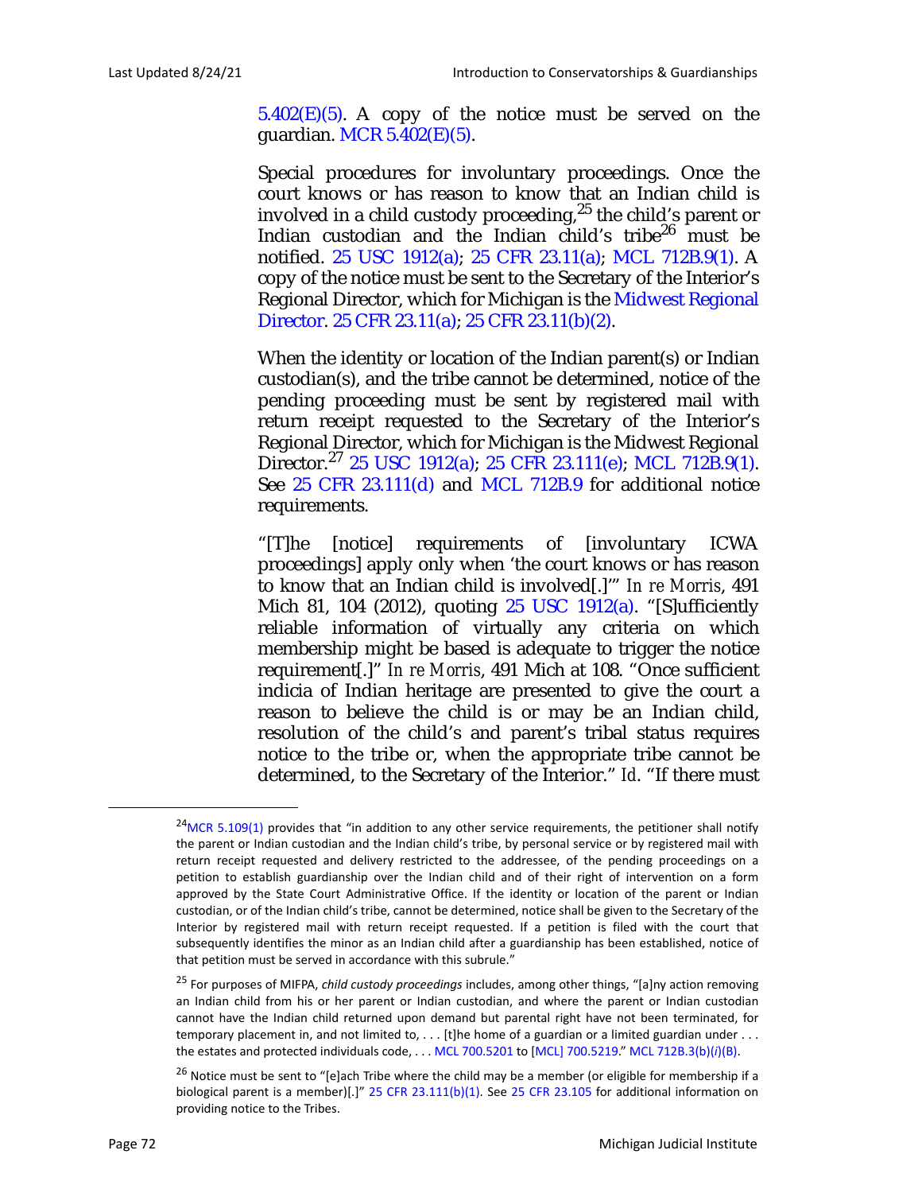5.402(E)(5). A copy of the notice must be served on the guardian. MCR 5.402(E)(5).

Special procedures for involuntary proceedings. Once the court knows or has reason to know that an Indian child is involved in a child custody proceeding,[25] the child's parent or Indian custodian and the Indian child's tribe[26] must be notified. 25 USC 1912(a); 25 CFR 23.11(a); MCL 712B.9(1). A copy of the notice must be sent to the Secretary of the Interior's Regional Director, which for Michigan is the Midwest Regional Director. 25 CFR 23.11(a); 25 CFR 23.11(b)(2).

When the identity or location of the Indian parent(s) or Indian custodian(s), and the tribe cannot be determined, notice of the pending proceeding must be sent by registered mail with return receipt requested to the Secretary of the Interior's Regional Director, which for Michigan is the Midwest Regional Director.[27] 25 USC 1912(a); 25 CFR 23.111(e); MCL 712B.9(1). See 25 CFR 23.111(d) and MCL 712B.9 for additional notice requirements.

"[T]he [notice] requirements of [involuntary ICWA proceedings] apply only when 'the court knows or has reason to know that an Indian child is involved[.]'" *In re Morris*, 491 Mich 81, 104 (2012), quoting 25 USC 1912(a). "[S]ufficiently reliable information of virtually any criteria on which membership might be based is adequate to trigger the notice requirement[.]" *In re Morris*, 491 Mich at 108. "Once sufficient indicia of Indian heritage are presented to give the court a reason to believe the child is or may be an Indian child, resolution of the child's and parent's tribal status requires notice to the tribe or, when the appropriate tribe cannot be determined, to the Secretary of the Interior." *Id*. "If there must

---

[24] MCR 5.109(1) provides that "in addition to any other service requirements, the petitioner shall notify the parent or Indian custodian and the Indian child's tribe, by personal service or by registered mail with return receipt requested and delivery restricted to the addressee, of the pending proceedings on a petition to establish guardianship over the Indian child and of their right of intervention on a form approved by the State Court Administrative Office. If the identity or location of the parent or Indian custodian, or of the Indian child's tribe, cannot be determined, notice shall be given to the Secretary of the Interior by registered mail with return receipt requested. If a petition is filed with the court that subsequently identifies the minor as an Indian child after a guardianship has been established, notice of that petition must be served in accordance with this subrule."

[25] For purposes of MIFPA, *child custody proceedings* includes, among other things, "[a]ny action removing an Indian child from his or her parent or Indian custodian, and where the parent or Indian custodian cannot have the Indian child returned upon demand but parental right have not been terminated, for temporary placement in, and not limited to, . . . [t]he home of a guardian or a limited guardian under . . . the estates and protected individuals code, . . . MCL 700.5201 to [MCL] 700.5219." MCL 712B.3(b)(*i*)(B).

[26] Notice must be sent to "[e]ach Tribe where the child may be a member (or eligible for membership if a biological parent is a member)[.]" 25 CFR 23.111(b)(1). See 25 CFR 23.105 for additional information on providing notice to the Tribes.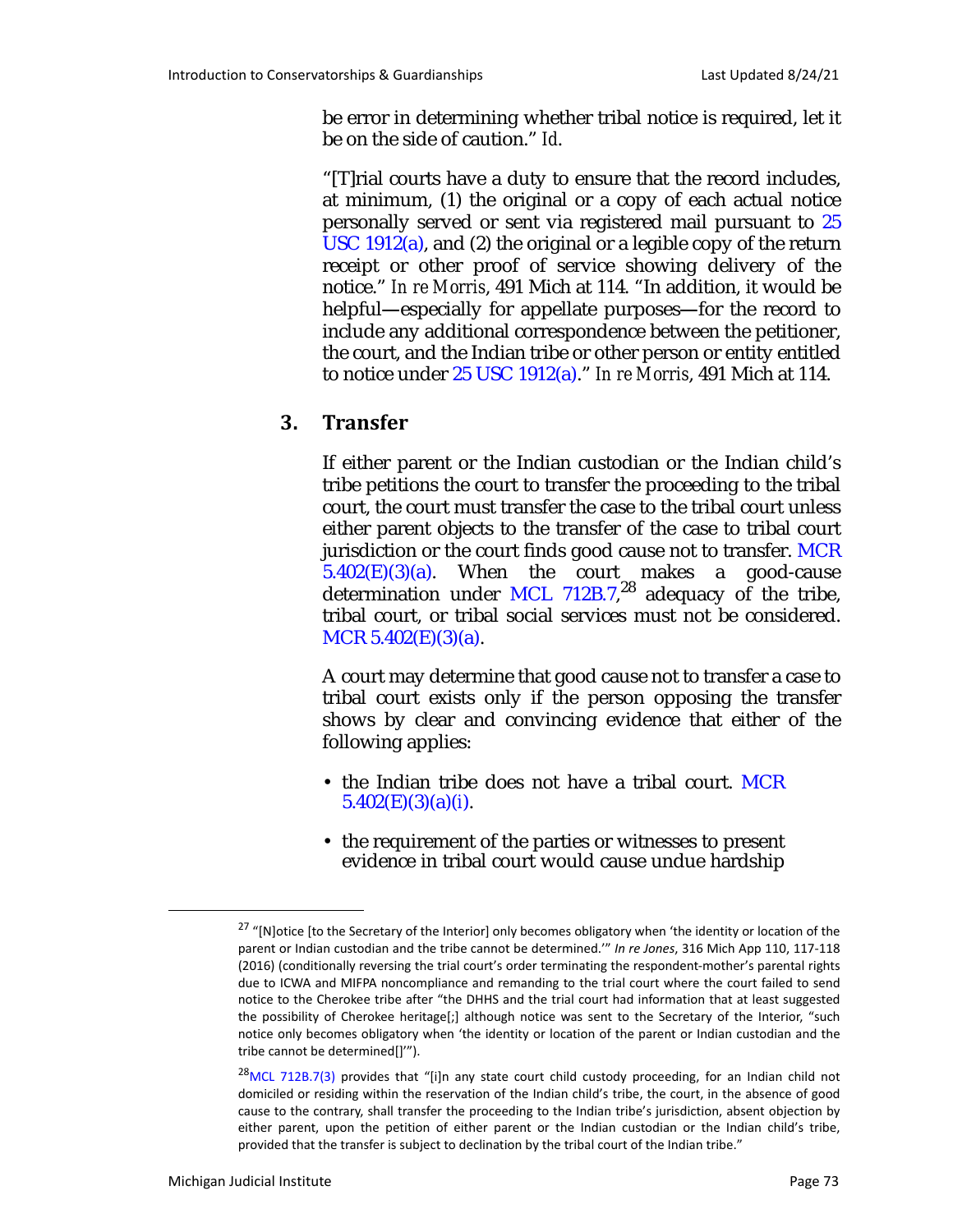be error in determining whether tribal notice is required, let it be on the side of caution." *Id*.

"[T]rial courts have a duty to ensure that the record includes, at minimum, (1) the original or a copy of each actual notice personally served or sent via registered mail pursuant to 25 USC 1912(a), and (2) the original or a legible copy of the return receipt or other proof of service showing delivery of the notice." *In re Morris*, 491 Mich at 114. "In addition, it would be helpful—especially for appellate purposes—for the record to include any additional correspondence between the petitioner, the court, and the Indian tribe or other person or entity entitled to notice under 25 USC 1912(a)." *In re Morris*, 491 Mich at 114.

## 3. Transfer

If either parent or the Indian custodian or the Indian child's tribe petitions the court to transfer the proceeding to the tribal court, the court must transfer the case to the tribal court unless either parent objects to the transfer of the case to tribal court jurisdiction or the court finds good cause not to transfer. MCR 5.402(E)(3)(a). When the court makes a good-cause determination under MCL 712B.7,[28] adequacy of the tribe, tribal court, or tribal social services must not be considered. MCR 5.402(E)(3)(a).

A court may determine that good cause not to transfer a case to tribal court exists only if the person opposing the transfer shows by clear and convincing evidence that either of the following applies:

- the Indian tribe does not have a tribal court. MCR 5.402(E)(3)(a)(i).
- the requirement of the parties or witnesses to present evidence in tribal court would cause undue hardship

[27] "[N]otice [to the Secretary of the Interior] only becomes obligatory when 'the identity or location of the parent or Indian custodian and the tribe cannot be determined.'" *In re Jones*, 316 Mich App 110, 117-118 (2016) (conditionally reversing the trial court's order terminating the respondent-mother's parental rights due to ICWA and MIFPA noncompliance and remanding to the trial court where the court failed to send notice to the Cherokee tribe after "the DHHS and the trial court had information that at least suggested the possibility of Cherokee heritage[;] although notice was sent to the Secretary of the Interior, "such notice only becomes obligatory when 'the identity or location of the parent or Indian custodian and the tribe cannot be determined[]'").

[28] MCL 712B.7(3) provides that "[i]n any state court child custody proceeding, for an Indian child not domiciled or residing within the reservation of the Indian child's tribe, the court, in the absence of good cause to the contrary, shall transfer the proceeding to the Indian tribe's jurisdiction, absent objection by either parent, upon the petition of either parent or the Indian custodian or the Indian child's tribe, provided that the transfer is subject to declination by the tribal court of the Indian tribe."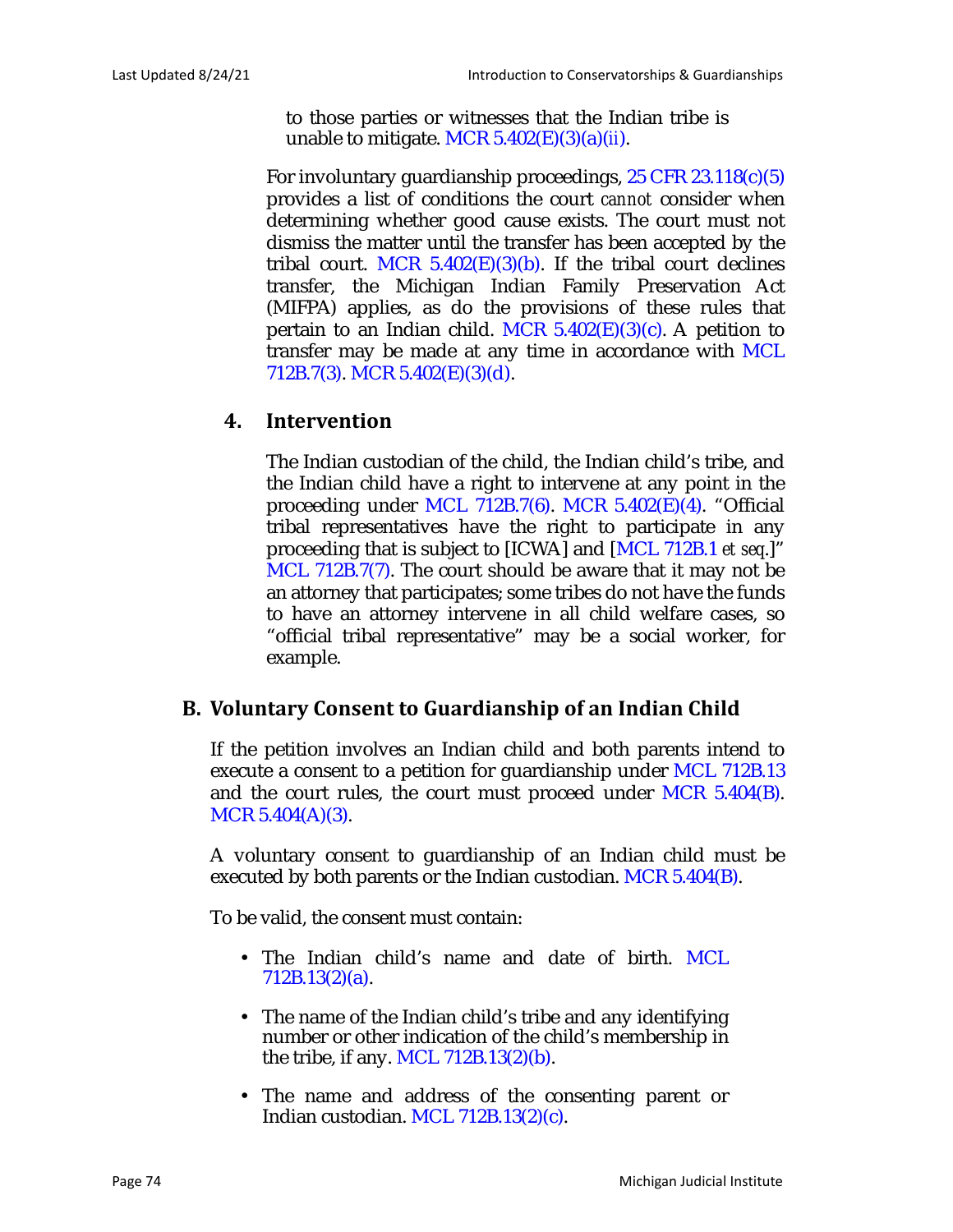to those parties or witnesses that the Indian tribe is unable to mitigate. MCR 5.402(E)(3)(a)(ii).

For involuntary guardianship proceedings, 25 CFR 23.118(c)(5) provides a list of conditions the court *cannot* consider when determining whether good cause exists. The court must not dismiss the matter until the transfer has been accepted by the tribal court. MCR 5.402(E)(3)(b). If the tribal court declines transfer, the Michigan Indian Family Preservation Act (MIFPA) applies, as do the provisions of these rules that pertain to an Indian child. MCR 5.402(E)(3)(c). A petition to transfer may be made at any time in accordance with MCL 712B.7(3). MCR 5.402(E)(3)(d).

### 4. Intervention

The Indian custodian of the child, the Indian child's tribe, and the Indian child have a right to intervene at any point in the proceeding under MCL 712B.7(6). MCR 5.402(E)(4). "Official tribal representatives have the right to participate in any proceeding that is subject to [ICWA] and [MCL 712B.1 *et seq*.]" MCL 712B.7(7). The court should be aware that it may not be an attorney that participates; some tribes do not have the funds to have an attorney intervene in all child welfare cases, so "official tribal representative" may be a social worker, for example.

## B. Voluntary Consent to Guardianship of an Indian Child

If the petition involves an Indian child and both parents intend to execute a consent to a petition for guardianship under MCL 712B.13 and the court rules, the court must proceed under MCR 5.404(B). MCR 5.404(A)(3).

A voluntary consent to guardianship of an Indian child must be executed by both parents or the Indian custodian. MCR 5.404(B).

To be valid, the consent must contain:

- The Indian child's name and date of birth. MCL 712B.13(2)(a).
- The name of the Indian child's tribe and any identifying number or other indication of the child's membership in the tribe, if any. MCL 712B.13(2)(b).
- The name and address of the consenting parent or Indian custodian. MCL 712B.13(2)(c).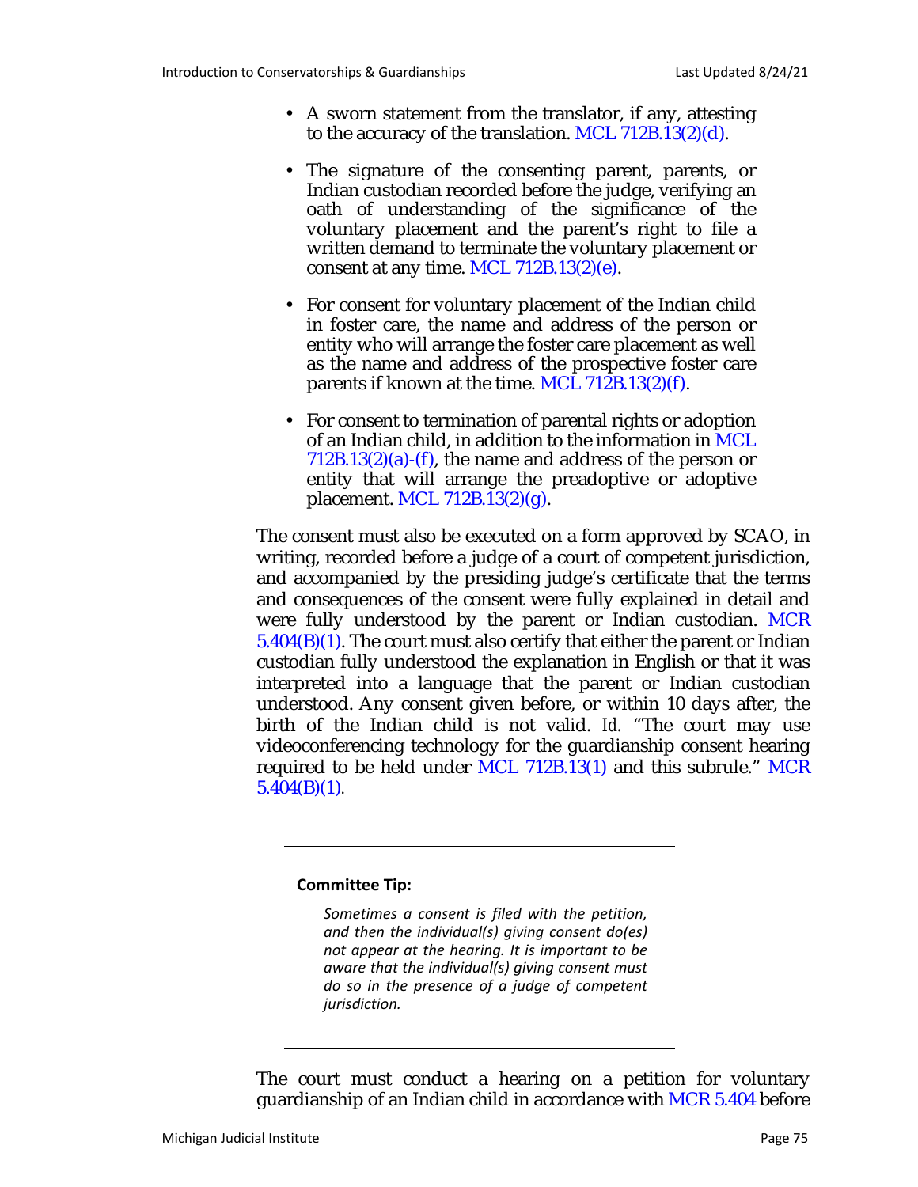- A sworn statement from the translator, if any, attesting to the accuracy of the translation. MCL 712B.13(2)(d).

- The signature of the consenting parent, parents, or Indian custodian recorded before the judge, verifying an oath of understanding of the significance of the voluntary placement and the parent's right to file a written demand to terminate the voluntary placement or consent at any time. MCL 712B.13(2)(e).

- For consent for voluntary placement of the Indian child in foster care, the name and address of the person or entity who will arrange the foster care placement as well as the name and address of the prospective foster care parents if known at the time. MCL 712B.13(2)(f).

- For consent to termination of parental rights or adoption of an Indian child, in addition to the information in MCL 712B.13(2)(a)-(f), the name and address of the person or entity that will arrange the preadoptive or adoptive placement. MCL 712B.13(2)(g).

The consent must also be executed on a form approved by SCAO, in writing, recorded before a judge of a court of competent jurisdiction, and accompanied by the presiding judge's certificate that the terms and consequences of the consent were fully explained in detail and were fully understood by the parent or Indian custodian. MCR 5.404(B)(1). The court must also certify that either the parent or Indian custodian fully understood the explanation in English or that it was interpreted into a language that the parent or Indian custodian understood. Any consent given before, or within 10 days after, the birth of the Indian child is not valid. *Id.* "The court may use videoconferencing technology for the guardianship consent hearing required to be held under MCL 712B.13(1) and this subrule." MCR 5.404(B)(1).

---

**Committee Tip:**

*Sometimes a consent is filed with the petition, and then the individual(s) giving consent do(es) not appear at the hearing. It is important to be aware that the individual(s) giving consent must do so in the presence of a judge of competent jurisdiction.*

---

The court must conduct a hearing on a petition for voluntary guardianship of an Indian child in accordance with MCR 5.404 before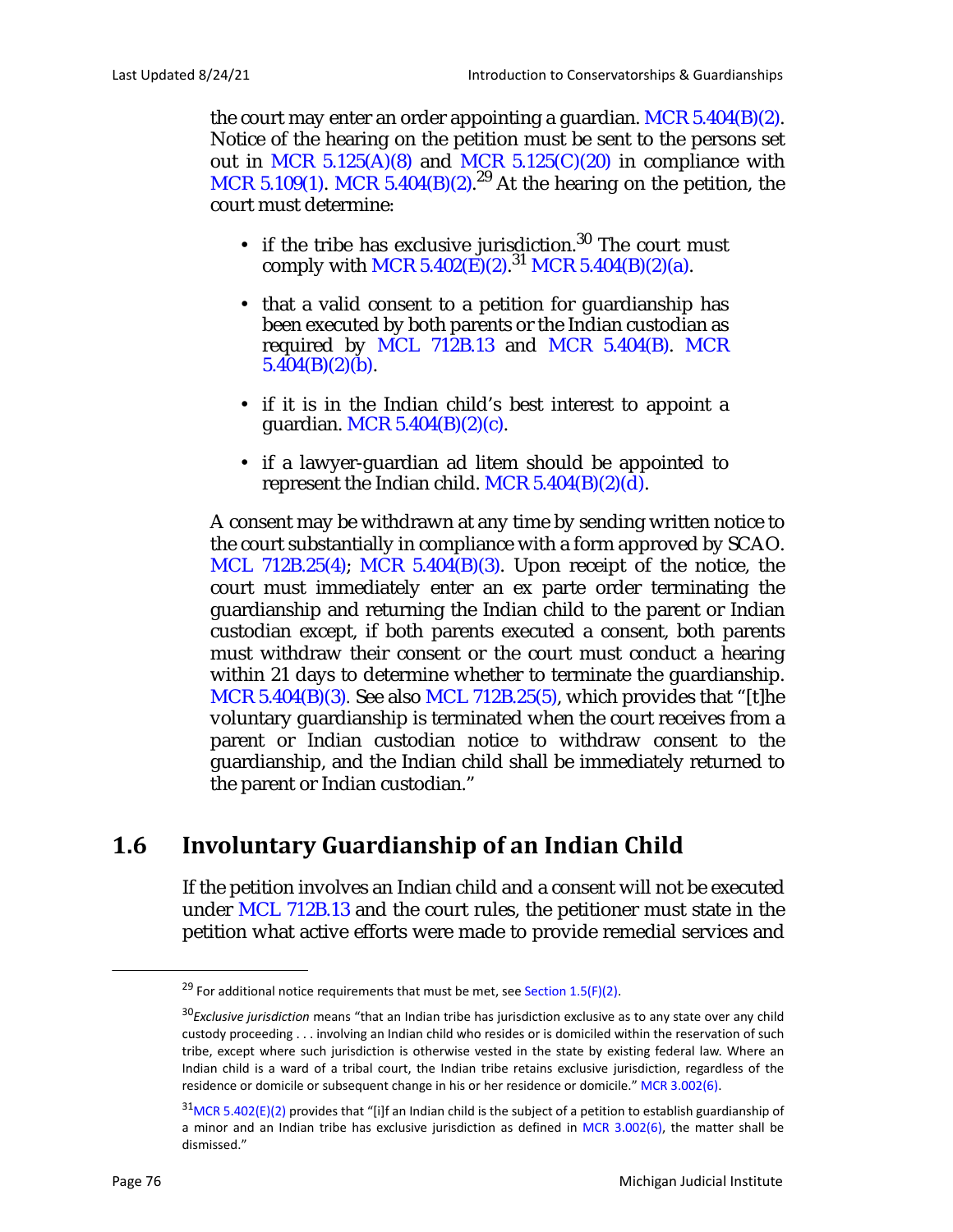the court may enter an order appointing a guardian. MCR 5.404(B)(2). Notice of the hearing on the petition must be sent to the persons set out in MCR 5.125(A)(8) and MCR 5.125(C)(20) in compliance with MCR 5.109(1). MCR 5.404(B)(2).[29] At the hearing on the petition, the court must determine:

- if the tribe has exclusive jurisdiction.[30] The court must comply with MCR 5.402(E)(2).[31] MCR 5.404(B)(2)(a).
- that a valid consent to a petition for guardianship has been executed by both parents or the Indian custodian as required by MCL 712B.13 and MCR 5.404(B). MCR 5.404(B)(2)(b).
- if it is in the Indian child's best interest to appoint a guardian. MCR 5.404(B)(2)(c).
- if a lawyer-guardian ad litem should be appointed to represent the Indian child. MCR 5.404(B)(2)(d).

A consent may be withdrawn at any time by sending written notice to the court substantially in compliance with a form approved by SCAO. MCL 712B.25(4); MCR 5.404(B)(3). Upon receipt of the notice, the court must immediately enter an ex parte order terminating the guardianship and returning the Indian child to the parent or Indian custodian except, if both parents executed a consent, both parents must withdraw their consent or the court must conduct a hearing within 21 days to determine whether to terminate the guardianship. MCR 5.404(B)(3). See also MCL 712B.25(5), which provides that "[t]he voluntary guardianship is terminated when the court receives from a parent or Indian custodian notice to withdraw consent to the guardianship, and the Indian child shall be immediately returned to the parent or Indian custodian."

## 1.6 Involuntary Guardianship of an Indian Child

If the petition involves an Indian child and a consent will not be executed under MCL 712B.13 and the court rules, the petitioner must state in the petition what active efforts were made to provide remedial services and

---

[29] For additional notice requirements that must be met, see Section 1.5(F)(2).

[30] *Exclusive jurisdiction* means "that an Indian tribe has jurisdiction exclusive as to any state over any child custody proceeding . . . involving an Indian child who resides or is domiciled within the reservation of such tribe, except where such jurisdiction is otherwise vested in the state by existing federal law. Where an Indian child is a ward of a tribal court, the Indian tribe retains exclusive jurisdiction, regardless of the residence or domicile or subsequent change in his or her residence or domicile." MCR 3.002(6).

[31] MCR 5.402(E)(2) provides that "[i]f an Indian child is the subject of a petition to establish guardianship of a minor and an Indian tribe has exclusive jurisdiction as defined in MCR 3.002(6), the matter shall be dismissed."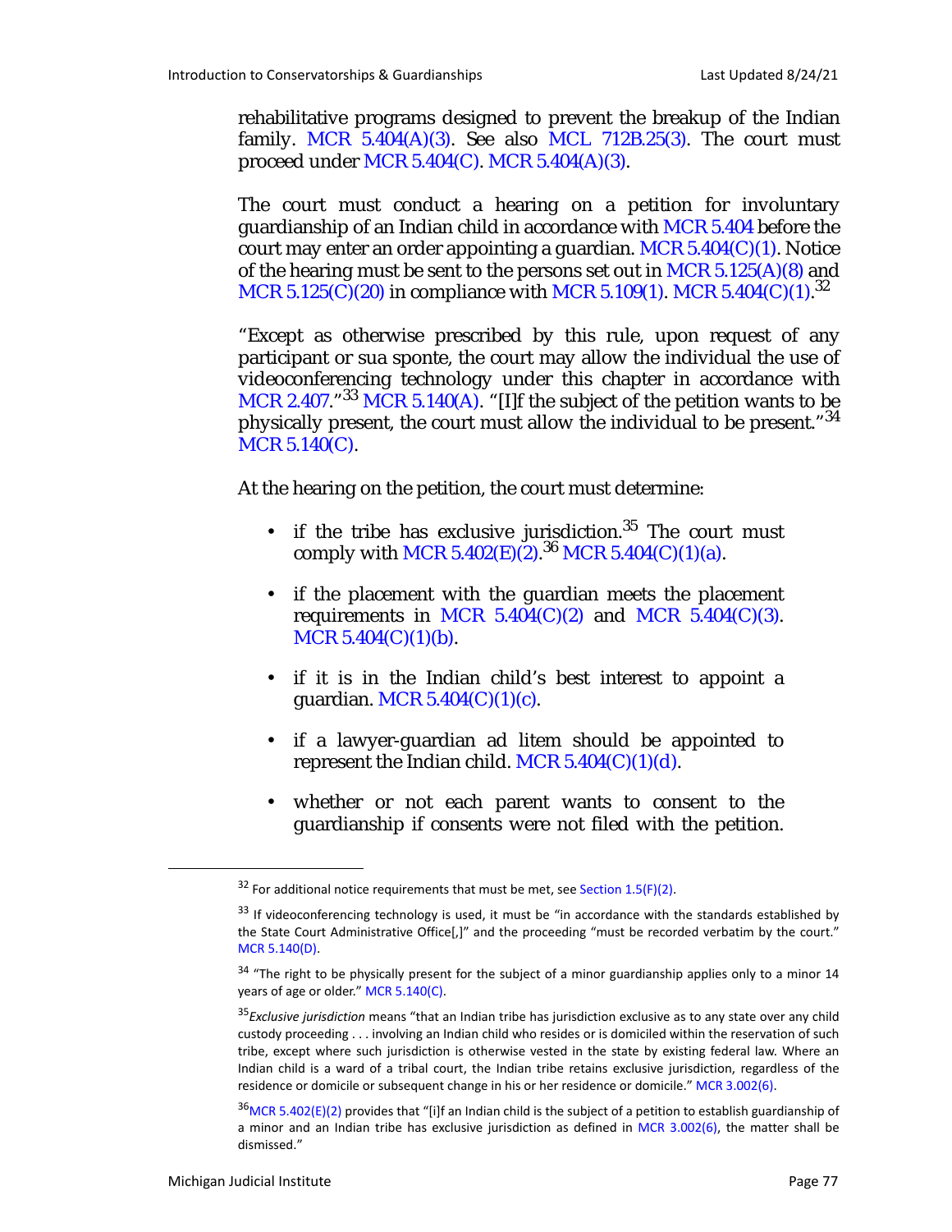rehabilitative programs designed to prevent the breakup of the Indian family. MCR 5.404(A)(3). See also MCL 712B.25(3). The court must proceed under MCR 5.404(C). MCR 5.404(A)(3).

The court must conduct a hearing on a petition for involuntary guardianship of an Indian child in accordance with MCR 5.404 before the court may enter an order appointing a guardian. MCR 5.404(C)(1). Notice of the hearing must be sent to the persons set out in MCR 5.125(A)(8) and MCR 5.125(C)(20) in compliance with MCR 5.109(1). MCR 5.404(C)(1).[32]

"Except as otherwise prescribed by this rule, upon request of any participant or sua sponte, the court may allow the individual the use of videoconferencing technology under this chapter in accordance with MCR 2.407."[33] MCR 5.140(A). "[I]f the subject of the petition wants to be physically present, the court must allow the individual to be present."[34] MCR 5.140(C).

At the hearing on the petition, the court must determine:

- if the tribe has exclusive jurisdiction.[35] The court must comply with MCR 5.402(E)(2).[36] MCR 5.404(C)(1)(a).
- if the placement with the guardian meets the placement requirements in MCR 5.404(C)(2) and MCR 5.404(C)(3). MCR 5.404(C)(1)(b).
- if it is in the Indian child's best interest to appoint a guardian. MCR 5.404(C)(1)(c).
- if a lawyer-guardian ad litem should be appointed to represent the Indian child. MCR 5.404(C)(1)(d).
- whether or not each parent wants to consent to the guardianship if consents were not filed with the petition.

---

[32] For additional notice requirements that must be met, see Section 1.5(F)(2).

[33] If videoconferencing technology is used, it must be "in accordance with the standards established by the State Court Administrative Office[,]" and the proceeding "must be recorded verbatim by the court." MCR 5.140(D).

[34] "The right to be physically present for the subject of a minor guardianship applies only to a minor 14 years of age or older." MCR 5.140(C).

[35] *Exclusive jurisdiction* means "that an Indian tribe has jurisdiction exclusive as to any state over any child custody proceeding . . . involving an Indian child who resides or is domiciled within the reservation of such tribe, except where such jurisdiction is otherwise vested in the state by existing federal law. Where an Indian child is a ward of a tribal court, the Indian tribe retains exclusive jurisdiction, regardless of the residence or domicile or subsequent change in his or her residence or domicile." MCR 3.002(6).

[36] MCR 5.402(E)(2) provides that "[i]f an Indian child is the subject of a petition to establish guardianship of a minor and an Indian tribe has exclusive jurisdiction as defined in MCR 3.002(6), the matter shall be dismissed."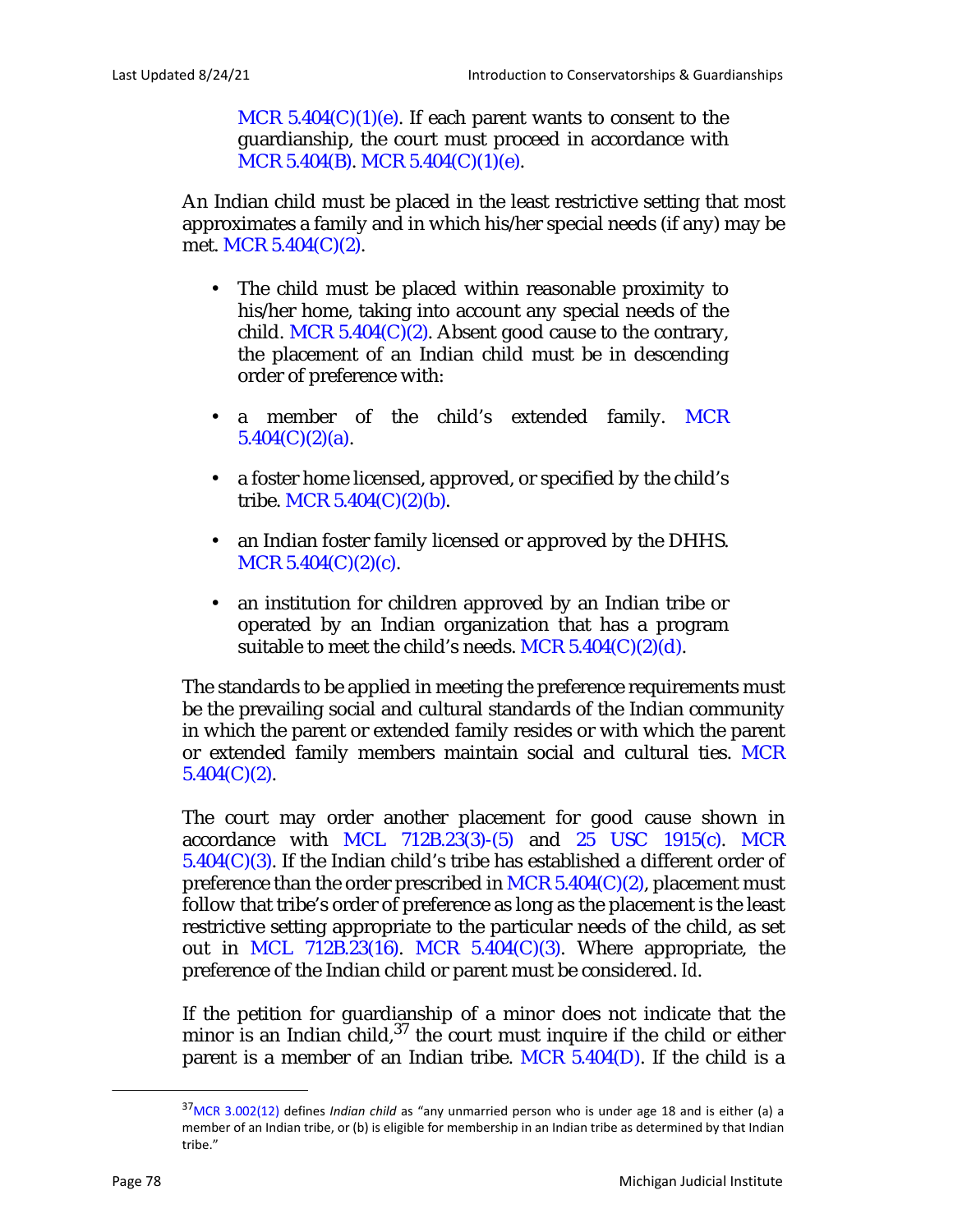MCR 5.404(C)(1)(e). If each parent wants to consent to the guardianship, the court must proceed in accordance with MCR 5.404(B). MCR 5.404(C)(1)(e).

An Indian child must be placed in the least restrictive setting that most approximates a family and in which his/her special needs (if any) may be met. MCR 5.404(C)(2).

- The child must be placed within reasonable proximity to his/her home, taking into account any special needs of the child. MCR 5.404(C)(2). Absent good cause to the contrary, the placement of an Indian child must be in descending order of preference with:
- a member of the child's extended family. MCR 5.404(C)(2)(a).
- a foster home licensed, approved, or specified by the child's tribe. MCR 5.404(C)(2)(b).
- an Indian foster family licensed or approved by the DHHS. MCR 5.404(C)(2)(c).
- an institution for children approved by an Indian tribe or operated by an Indian organization that has a program suitable to meet the child's needs. MCR 5.404(C)(2)(d).

The standards to be applied in meeting the preference requirements must be the prevailing social and cultural standards of the Indian community in which the parent or extended family resides or with which the parent or extended family members maintain social and cultural ties. MCR 5.404(C)(2).

The court may order another placement for good cause shown in accordance with MCL 712B.23(3)-(5) and 25 USC 1915(c). MCR 5.404(C)(3). If the Indian child's tribe has established a different order of preference than the order prescribed in MCR 5.404(C)(2), placement must follow that tribe's order of preference as long as the placement is the least restrictive setting appropriate to the particular needs of the child, as set out in MCL 712B.23(16). MCR 5.404(C)(3). Where appropriate, the preference of the Indian child or parent must be considered. *Id*.

If the petition for guardianship of a minor does not indicate that the minor is an Indian child,[37] the court must inquire if the child or either parent is a member of an Indian tribe. MCR 5.404(D). If the child is a

[37] MCR 3.002(12) defines *Indian child* as "any unmarried person who is under age 18 and is either (a) a member of an Indian tribe, or (b) is eligible for membership in an Indian tribe as determined by that Indian tribe."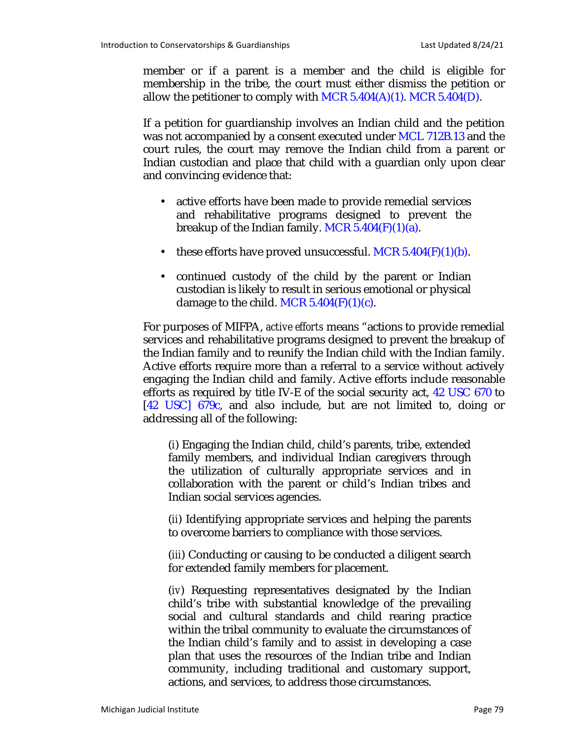member or if a parent is a member and the child is eligible for membership in the tribe, the court must either dismiss the petition or allow the petitioner to comply with MCR 5.404(A)(1). MCR 5.404(D).

If a petition for guardianship involves an Indian child and the petition was not accompanied by a consent executed under MCL 712B.13 and the court rules, the court may remove the Indian child from a parent or Indian custodian and place that child with a guardian only upon clear and convincing evidence that:

- active efforts have been made to provide remedial services and rehabilitative programs designed to prevent the breakup of the Indian family. MCR 5.404(F)(1)(a).
- these efforts have proved unsuccessful. MCR 5.404(F)(1)(b).
- continued custody of the child by the parent or Indian custodian is likely to result in serious emotional or physical damage to the child. MCR 5.404(F)(1)(c).

For purposes of MIFPA, *active efforts* means "actions to provide remedial services and rehabilitative programs designed to prevent the breakup of the Indian family and to reunify the Indian child with the Indian family. Active efforts require more than a referral to a service without actively engaging the Indian child and family. Active efforts include reasonable efforts as required by title IV-E of the social security act, 42 USC 670 to [42 USC] 679c, and also include, but are not limited to, doing or addressing all of the following:

> (*i*) Engaging the Indian child, child's parents, tribe, extended family members, and individual Indian caregivers through the utilization of culturally appropriate services and in collaboration with the parent or child's Indian tribes and Indian social services agencies.
>
> (*ii*) Identifying appropriate services and helping the parents to overcome barriers to compliance with those services.
>
> (*iii*) Conducting or causing to be conducted a diligent search for extended family members for placement.
>
> (*iv*) Requesting representatives designated by the Indian child's tribe with substantial knowledge of the prevailing social and cultural standards and child rearing practice within the tribal community to evaluate the circumstances of the Indian child's family and to assist in developing a case plan that uses the resources of the Indian tribe and Indian community, including traditional and customary support, actions, and services, to address those circumstances.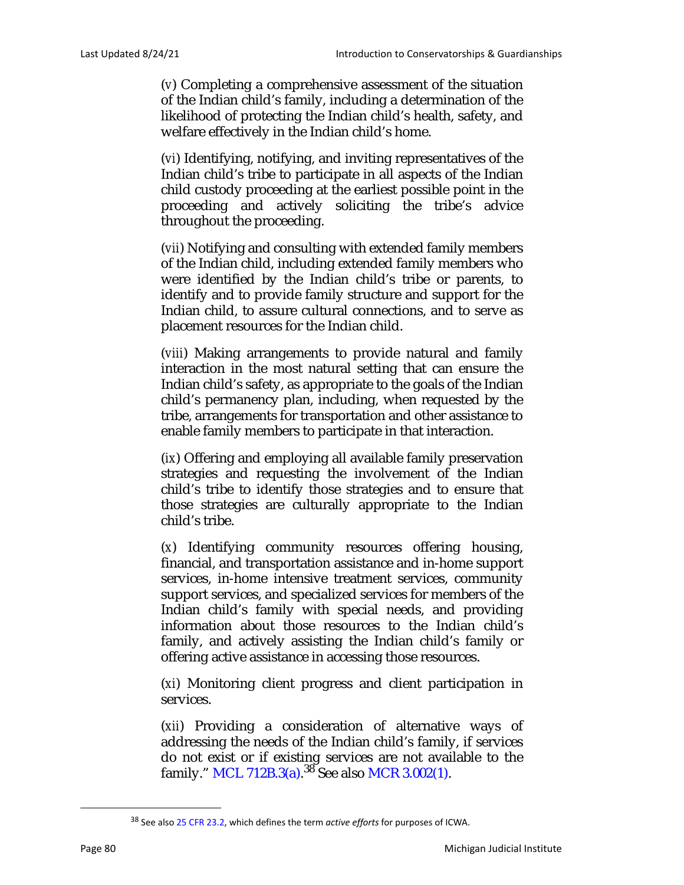(v) Completing a comprehensive assessment of the situation of the Indian child's family, including a determination of the likelihood of protecting the Indian child's health, safety, and welfare effectively in the Indian child's home.

(vi) Identifying, notifying, and inviting representatives of the Indian child's tribe to participate in all aspects of the Indian child custody proceeding at the earliest possible point in the proceeding and actively soliciting the tribe's advice throughout the proceeding.

(vii) Notifying and consulting with extended family members of the Indian child, including extended family members who were identified by the Indian child's tribe or parents, to identify and to provide family structure and support for the Indian child, to assure cultural connections, and to serve as placement resources for the Indian child.

(viii) Making arrangements to provide natural and family interaction in the most natural setting that can ensure the Indian child's safety, as appropriate to the goals of the Indian child's permanency plan, including, when requested by the tribe, arrangements for transportation and other assistance to enable family members to participate in that interaction.

(ix) Offering and employing all available family preservation strategies and requesting the involvement of the Indian child's tribe to identify those strategies and to ensure that those strategies are culturally appropriate to the Indian child's tribe.

(x) Identifying community resources offering housing, financial, and transportation assistance and in-home support services, in-home intensive treatment services, community support services, and specialized services for members of the Indian child's family with special needs, and providing information about those resources to the Indian child's family, and actively assisting the Indian child's family or offering active assistance in accessing those resources.

(xi) Monitoring client progress and client participation in services.

(xii) Providing a consideration of alternative ways of addressing the needs of the Indian child's family, if services do not exist or if existing services are not available to the family." MCL 712B.3(a).[38] See also MCR 3.002(1).

[38] See also 25 CFR 23.2, which defines the term *active efforts* for purposes of ICWA.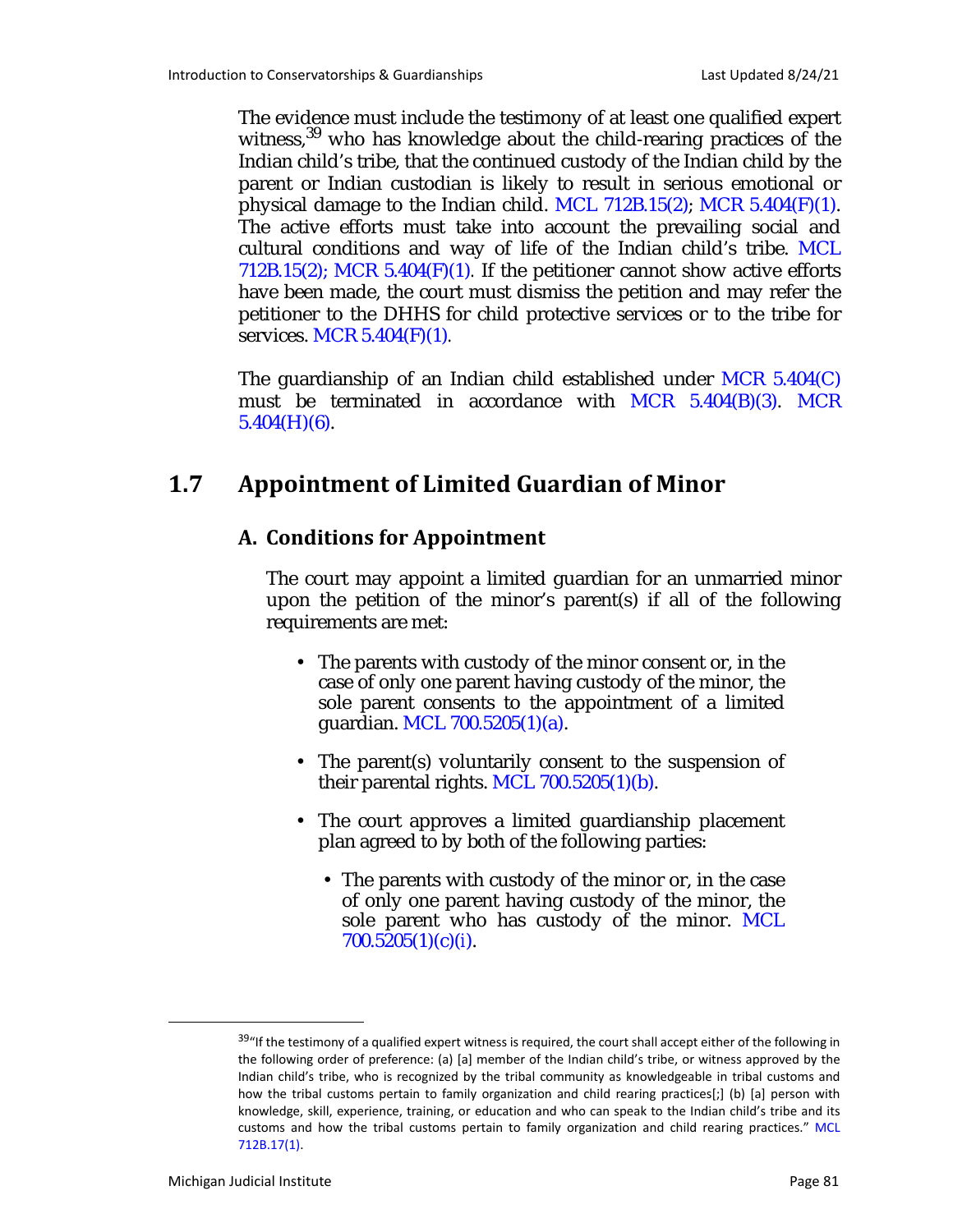The evidence must include the testimony of at least one qualified expert witness,[39] who has knowledge about the child-rearing practices of the Indian child's tribe, that the continued custody of the Indian child by the parent or Indian custodian is likely to result in serious emotional or physical damage to the Indian child. MCL 712B.15(2); MCR 5.404(F)(1). The active efforts must take into account the prevailing social and cultural conditions and way of life of the Indian child's tribe. MCL 712B.15(2); MCR 5.404(F)(1). If the petitioner cannot show active efforts have been made, the court must dismiss the petition and may refer the petitioner to the DHHS for child protective services or to the tribe for services. MCR 5.404(F)(1).

The guardianship of an Indian child established under MCR 5.404(C) must be terminated in accordance with MCR 5.404(B)(3). MCR 5.404(H)(6).

## 1.7 Appointment of Limited Guardian of Minor

### A. Conditions for Appointment

The court may appoint a limited guardian for an unmarried minor upon the petition of the minor's parent(s) if all of the following requirements are met:

- The parents with custody of the minor consent or, in the case of only one parent having custody of the minor, the sole parent consents to the appointment of a limited guardian. MCL 700.5205(1)(a).
- The parent(s) voluntarily consent to the suspension of their parental rights. MCL 700.5205(1)(b).
- The court approves a limited guardianship placement plan agreed to by both of the following parties:
  - The parents with custody of the minor or, in the case of only one parent having custody of the minor, the sole parent who has custody of the minor. MCL 700.5205(1)(c)(i).

---

[39] "If the testimony of a qualified expert witness is required, the court shall accept either of the following in the following order of preference: (a) [a] member of the Indian child's tribe, or witness approved by the Indian child's tribe, who is recognized by the tribal community as knowledgeable in tribal customs and how the tribal customs pertain to family organization and child rearing practices[;] (b) [a] person with knowledge, skill, experience, training, or education and who can speak to the Indian child's tribe and its customs and how the tribal customs pertain to family organization and child rearing practices." MCL 712B.17(1).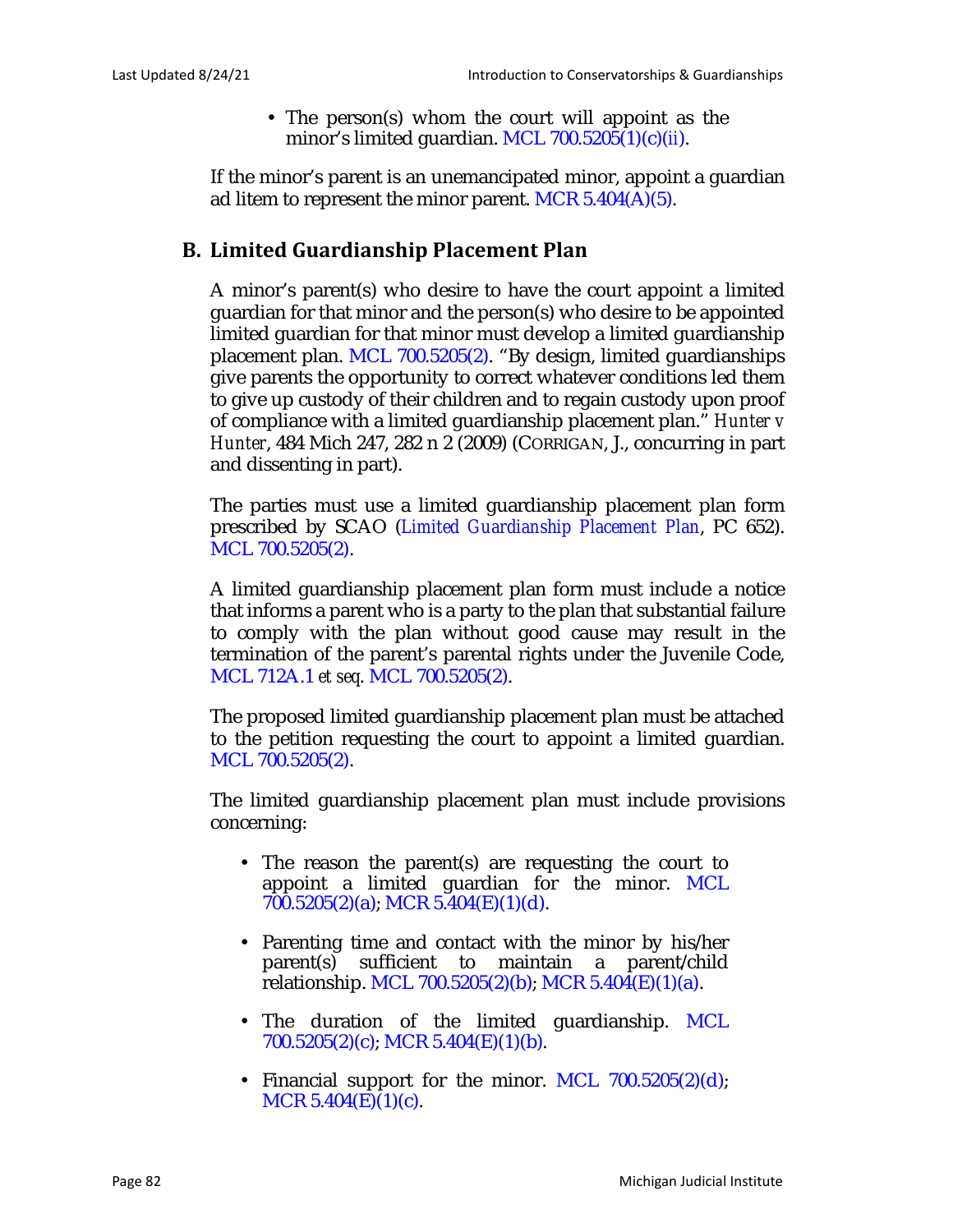- The person(s) whom the court will appoint as the minor's limited guardian. MCL 700.5205(1)(c)(ii).

If the minor's parent is an unemancipated minor, appoint a guardian ad litem to represent the minor parent. MCR 5.404(A)(5).

## B. Limited Guardianship Placement Plan

A minor's parent(s) who desire to have the court appoint a limited guardian for that minor and the person(s) who desire to be appointed limited guardian for that minor must develop a limited guardianship placement plan. MCL 700.5205(2). "By design, limited guardianships give parents the opportunity to correct whatever conditions led them to give up custody of their children and to regain custody upon proof of compliance with a limited guardianship placement plan." *Hunter v Hunter*, 484 Mich 247, 282 n 2 (2009) (CORRIGAN, J., concurring in part and dissenting in part).

The parties must use a limited guardianship placement plan form prescribed by SCAO (*Limited Guardianship Placement Plan*, PC 652). MCL 700.5205(2).

A limited guardianship placement plan form must include a notice that informs a parent who is a party to the plan that substantial failure to comply with the plan without good cause may result in the termination of the parent's parental rights under the Juvenile Code, MCL 712A.1 *et seq*. MCL 700.5205(2).

The proposed limited guardianship placement plan must be attached to the petition requesting the court to appoint a limited guardian. MCL 700.5205(2).

The limited guardianship placement plan must include provisions concerning:

- The reason the parent(s) are requesting the court to appoint a limited guardian for the minor. MCL 700.5205(2)(a); MCR 5.404(E)(1)(d).
- Parenting time and contact with the minor by his/her parent(s) sufficient to maintain a parent/child relationship. MCL 700.5205(2)(b); MCR 5.404(E)(1)(a).
- The duration of the limited guardianship. MCL 700.5205(2)(c); MCR 5.404(E)(1)(b).
- Financial support for the minor. MCL 700.5205(2)(d); MCR 5.404(E)(1)(c).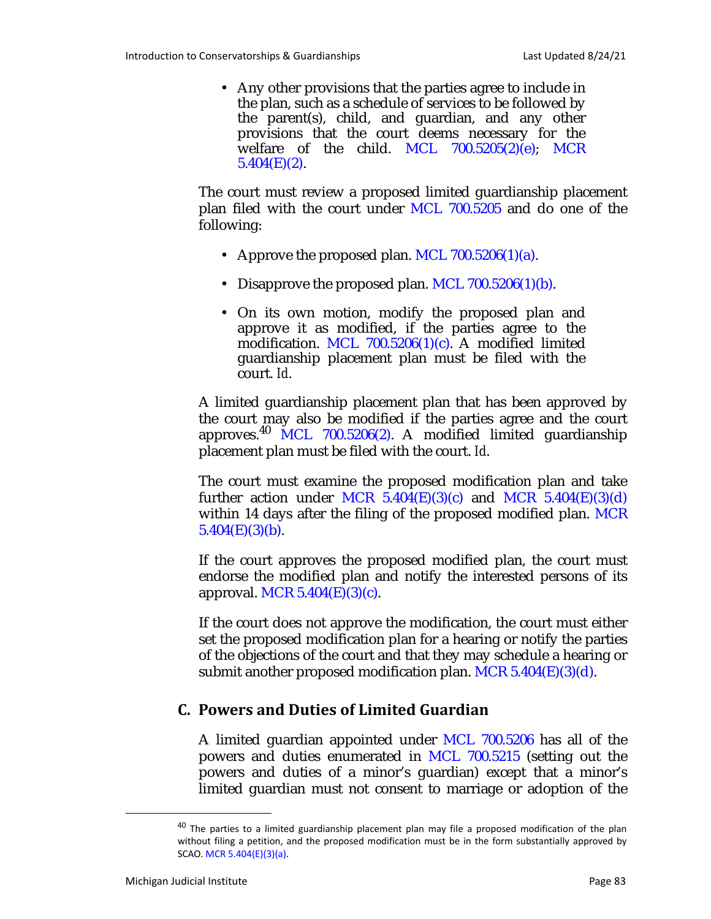- Any other provisions that the parties agree to include in the plan, such as a schedule of services to be followed by the parent(s), child, and guardian, and any other provisions that the court deems necessary for the welfare of the child. MCL 700.5205(2)(e); MCR 5.404(E)(2).

The court must review a proposed limited guardianship placement plan filed with the court under MCL 700.5205 and do one of the following:

- Approve the proposed plan. MCL 700.5206(1)(a).
- Disapprove the proposed plan. MCL 700.5206(1)(b).
- On its own motion, modify the proposed plan and approve it as modified, if the parties agree to the modification. MCL 700.5206(1)(c). A modified limited guardianship placement plan must be filed with the court. *Id*.

A limited guardianship placement plan that has been approved by the court may also be modified if the parties agree and the court approves.[40] MCL 700.5206(2). A modified limited guardianship placement plan must be filed with the court. *Id*.

The court must examine the proposed modification plan and take further action under MCR 5.404(E)(3)(c) and MCR 5.404(E)(3)(d) within 14 days after the filing of the proposed modified plan. MCR 5.404(E)(3)(b).

If the court approves the proposed modified plan, the court must endorse the modified plan and notify the interested persons of its approval. MCR 5.404(E)(3)(c).

If the court does not approve the modification, the court must either set the proposed modification plan for a hearing or notify the parties of the objections of the court and that they may schedule a hearing or submit another proposed modification plan. MCR 5.404(E)(3)(d).

## C. Powers and Duties of Limited Guardian

A limited guardian appointed under MCL 700.5206 has all of the powers and duties enumerated in MCL 700.5215 (setting out the powers and duties of a minor's guardian) except that a minor's limited guardian must not consent to marriage or adoption of the

---

[40] The parties to a limited guardianship placement plan may file a proposed modification of the plan without filing a petition, and the proposed modification must be in the form substantially approved by SCAO. MCR 5.404(E)(3)(a).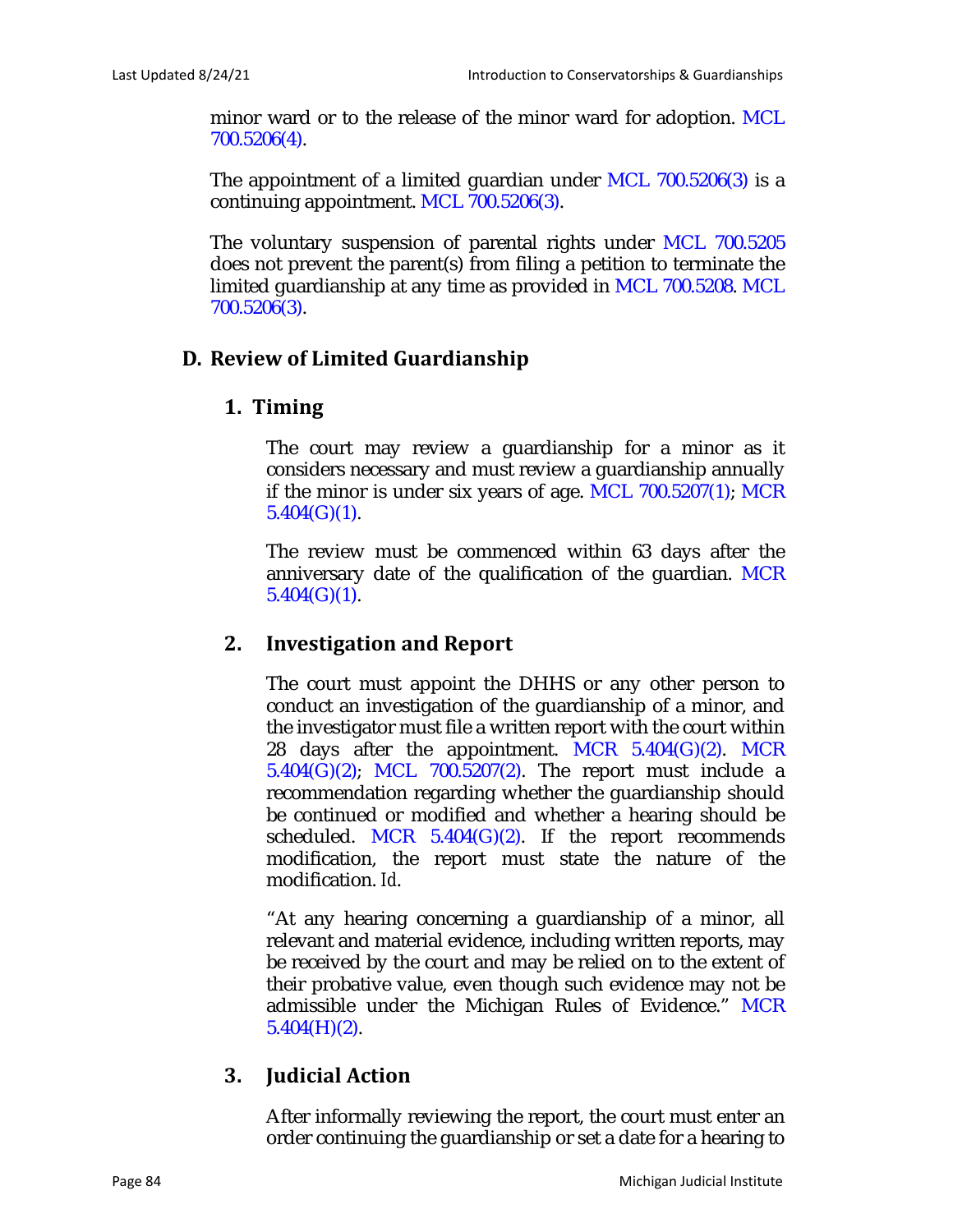minor ward or to the release of the minor ward for adoption. MCL 700.5206(4).

The appointment of a limited guardian under MCL 700.5206(3) is a continuing appointment. MCL 700.5206(3).

The voluntary suspension of parental rights under MCL 700.5205 does not prevent the parent(s) from filing a petition to terminate the limited guardianship at any time as provided in MCL 700.5208. MCL 700.5206(3).

## D. Review of Limited Guardianship

### 1. Timing

The court may review a guardianship for a minor as it considers necessary and must review a guardianship annually if the minor is under six years of age. MCL 700.5207(1); MCR 5.404(G)(1).

The review must be commenced within 63 days after the anniversary date of the qualification of the guardian. MCR 5.404(G)(1).

### 2. Investigation and Report

The court must appoint the DHHS or any other person to conduct an investigation of the guardianship of a minor, and the investigator must file a written report with the court within 28 days after the appointment. MCR 5.404(G)(2). MCR 5.404(G)(2); MCL 700.5207(2). The report must include a recommendation regarding whether the guardianship should be continued or modified and whether a hearing should be scheduled. MCR 5.404(G)(2). If the report recommends modification, the report must state the nature of the modification. *Id.*

"At any hearing concerning a guardianship of a minor, all relevant and material evidence, including written reports, may be received by the court and may be relied on to the extent of their probative value, even though such evidence may not be admissible under the Michigan Rules of Evidence." MCR 5.404(H)(2).

### 3. Judicial Action

After informally reviewing the report, the court must enter an order continuing the guardianship or set a date for a hearing to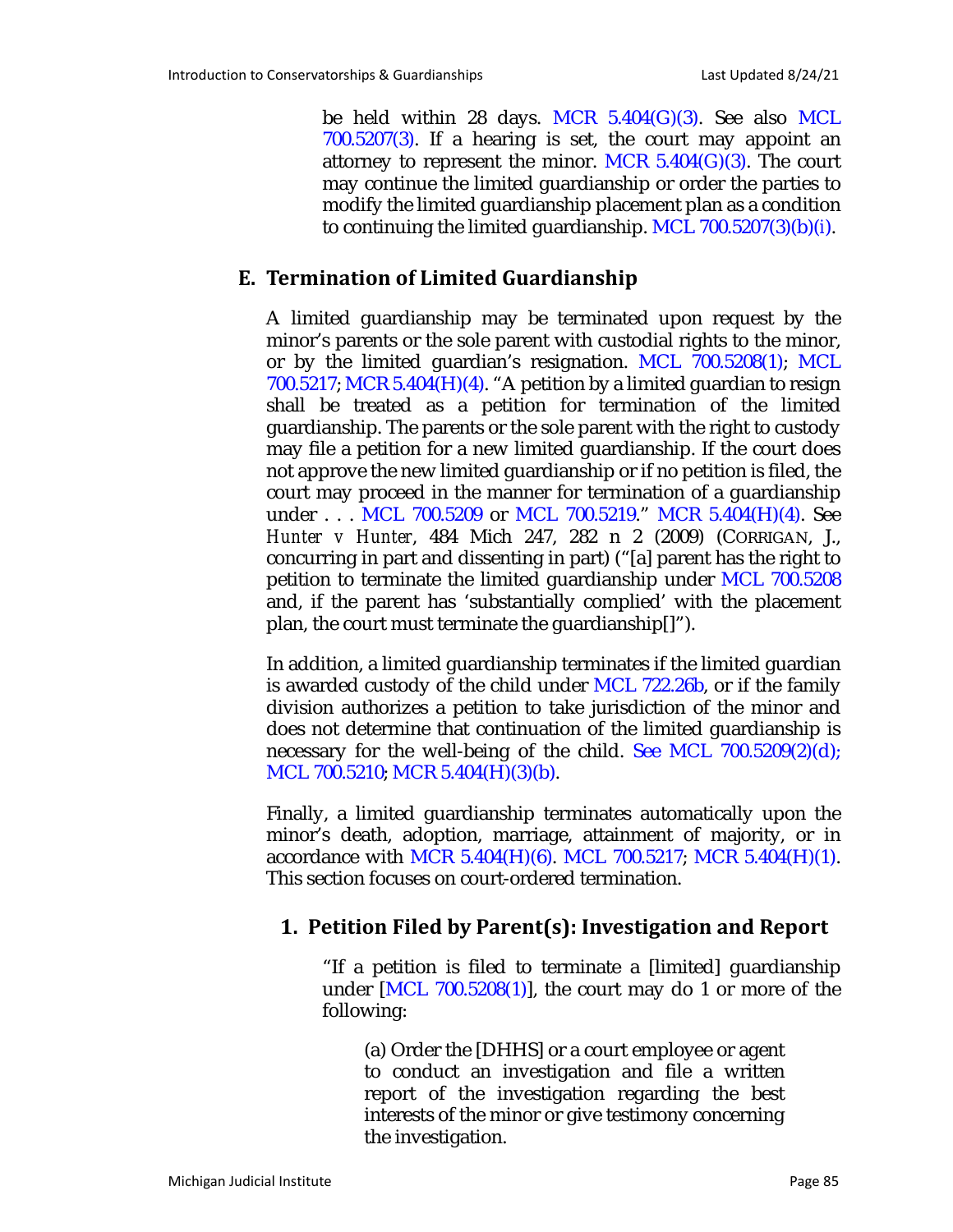be held within 28 days. MCR 5.404(G)(3). See also MCL 700.5207(3). If a hearing is set, the court may appoint an attorney to represent the minor. MCR 5.404(G)(3). The court may continue the limited guardianship or order the parties to modify the limited guardianship placement plan as a condition to continuing the limited guardianship. MCL 700.5207(3)(b)(i).

## E. Termination of Limited Guardianship

A limited guardianship may be terminated upon request by the minor's parents or the sole parent with custodial rights to the minor, or by the limited guardian's resignation. MCL 700.5208(1); MCL 700.5217; MCR 5.404(H)(4). "A petition by a limited guardian to resign shall be treated as a petition for termination of the limited guardianship. The parents or the sole parent with the right to custody may file a petition for a new limited guardianship. If the court does not approve the new limited guardianship or if no petition is filed, the court may proceed in the manner for termination of a guardianship under . . . MCL 700.5209 or MCL 700.5219." MCR 5.404(H)(4). See *Hunter v Hunter*, 484 Mich 247, 282 n 2 (2009) (CORRIGAN, J., concurring in part and dissenting in part) ("[a] parent has the right to petition to terminate the limited guardianship under MCL 700.5208 and, if the parent has 'substantially complied' with the placement plan, the court must terminate the guardianship[]").

In addition, a limited guardianship terminates if the limited guardian is awarded custody of the child under MCL 722.26b, or if the family division authorizes a petition to take jurisdiction of the minor and does not determine that continuation of the limited guardianship is necessary for the well-being of the child. See MCL 700.5209(2)(d); MCL 700.5210; MCR 5.404(H)(3)(b).

Finally, a limited guardianship terminates automatically upon the minor's death, adoption, marriage, attainment of majority, or in accordance with MCR 5.404(H)(6). MCL 700.5217; MCR 5.404(H)(1). This section focuses on court-ordered termination.

### 1. Petition Filed by Parent(s): Investigation and Report

"If a petition is filed to terminate a [limited] guardianship under [MCL 700.5208(1)], the court may do 1 or more of the following:

> (a) Order the [DHHS] or a court employee or agent to conduct an investigation and file a written report of the investigation regarding the best interests of the minor or give testimony concerning the investigation.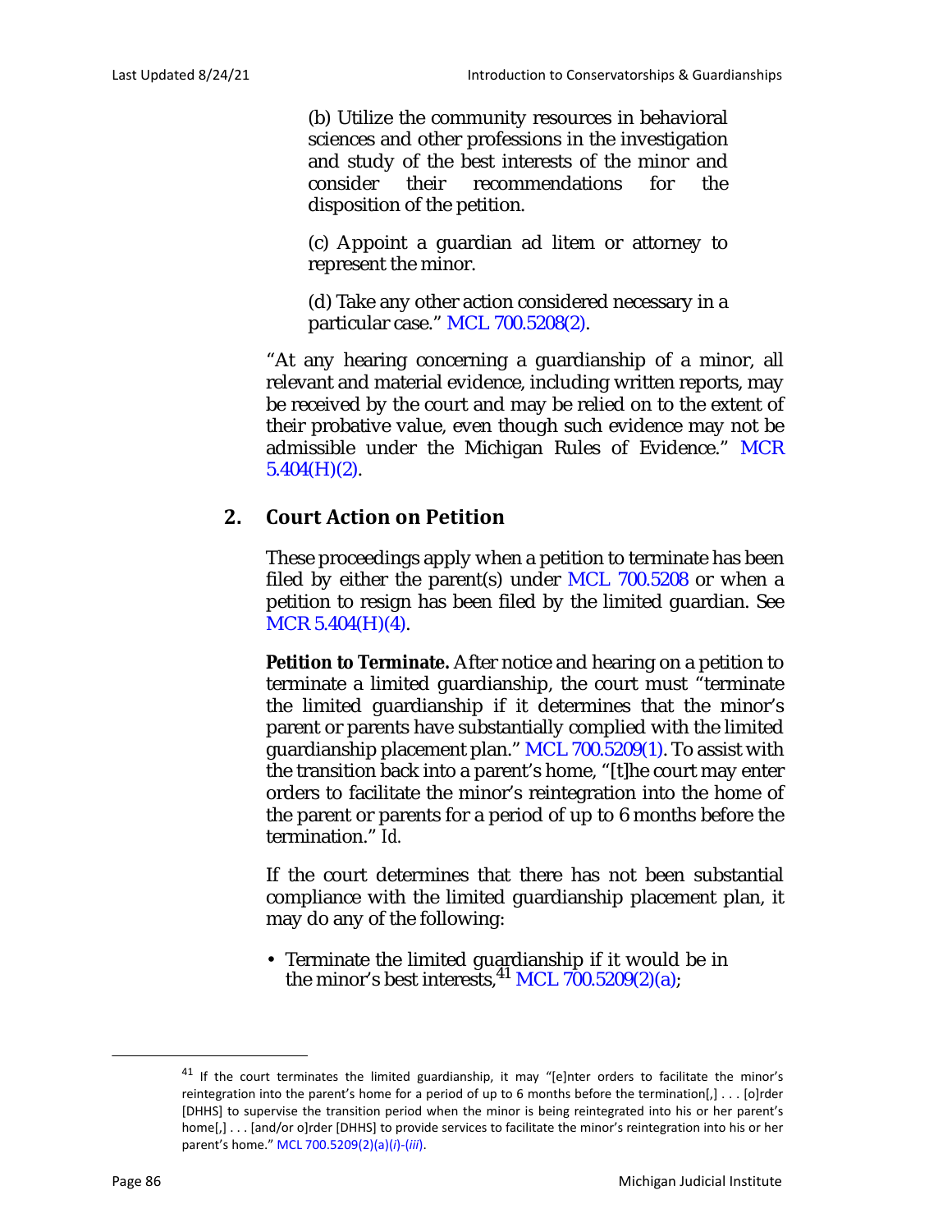(b) Utilize the community resources in behavioral sciences and other professions in the investigation and study of the best interests of the minor and consider their recommendations for the disposition of the petition.

(c) Appoint a guardian ad litem or attorney to represent the minor.

(d) Take any other action considered necessary in a particular case." MCL 700.5208(2).

"At any hearing concerning a guardianship of a minor, all relevant and material evidence, including written reports, may be received by the court and may be relied on to the extent of their probative value, even though such evidence may not be admissible under the Michigan Rules of Evidence." MCR 5.404(H)(2).

## 2. Court Action on Petition

These proceedings apply when a petition to terminate has been filed by either the parent(s) under MCL 700.5208 or when a petition to resign has been filed by the limited guardian. See MCR 5.404(H)(4).

**Petition to Terminate.** After notice and hearing on a petition to terminate a limited guardianship, the court must "terminate the limited guardianship if it determines that the minor's parent or parents have substantially complied with the limited guardianship placement plan." MCL 700.5209(1). To assist with the transition back into a parent's home, "[t]he court may enter orders to facilitate the minor's reintegration into the home of the parent or parents for a period of up to 6 months before the termination." *Id.*

If the court determines that there has not been substantial compliance with the limited guardianship placement plan, it may do any of the following:

- Terminate the limited guardianship if it would be in the minor's best interests,[41] MCL 700.5209(2)(a);

---

[41] If the court terminates the limited guardianship, it may "[e]nter orders to facilitate the minor's reintegration into the parent's home for a period of up to 6 months before the termination[,] . . . [o]rder [DHHS] to supervise the transition period when the minor is being reintegrated into his or her parent's home[,] . . . [and/or o]rder [DHHS] to provide services to facilitate the minor's reintegration into his or her parent's home." MCL 700.5209(2)(a)(*i*)-(*iii*).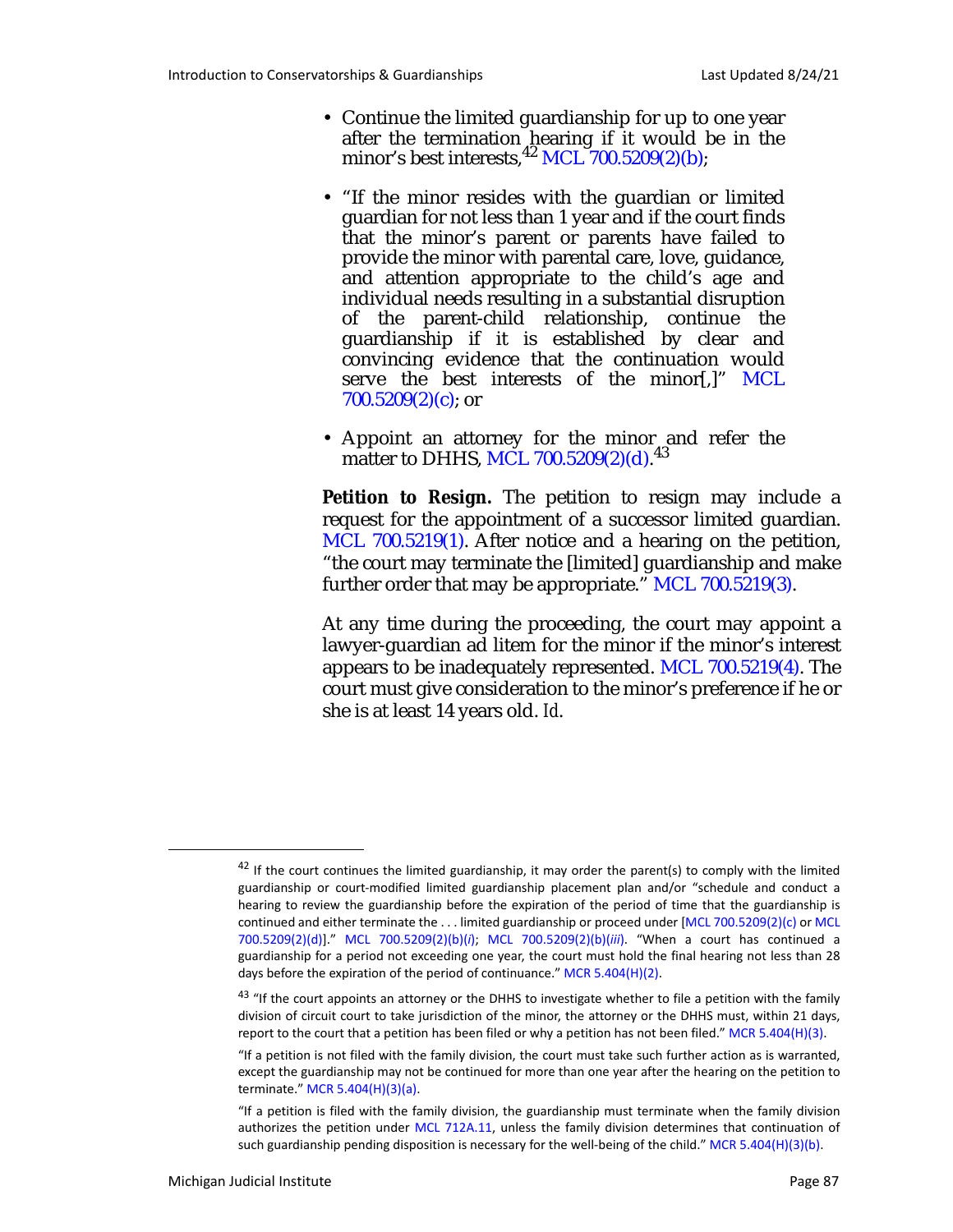- Continue the limited guardianship for up to one year after the termination hearing if it would be in the minor's best interests,[42] MCL 700.5209(2)(b);
- "If the minor resides with the guardian or limited guardian for not less than 1 year and if the court finds that the minor's parent or parents have failed to provide the minor with parental care, love, guidance, and attention appropriate to the child's age and individual needs resulting in a substantial disruption of the parent-child relationship, continue the guardianship if it is established by clear and convincing evidence that the continuation would serve the best interests of the minor[,]" MCL 700.5209(2)(c); or
- Appoint an attorney for the minor and refer the matter to DHHS, MCL 700.5209(2)(d).[43]

**Petition to Resign.** The petition to resign may include a request for the appointment of a successor limited guardian. MCL 700.5219(1). After notice and a hearing on the petition, "the court may terminate the [limited] guardianship and make further order that may be appropriate." MCL 700.5219(3).

At any time during the proceeding, the court may appoint a lawyer-guardian ad litem for the minor if the minor's interest appears to be inadequately represented. MCL 700.5219(4). The court must give consideration to the minor's preference if he or she is at least 14 years old. *Id.*

---

[42] If the court continues the limited guardianship, it may order the parent(s) to comply with the limited guardianship or court-modified limited guardianship placement plan and/or "schedule and conduct a hearing to review the guardianship before the expiration of the period of time that the guardianship is continued and either terminate the . . . limited guardianship or proceed under [MCL 700.5209(2)(c) or MCL 700.5209(2)(d)]." MCL 700.5209(2)(b)(*i*); MCL 700.5209(2)(b)(*iii*). "When a court has continued a guardianship for a period not exceeding one year, the court must hold the final hearing not less than 28 days before the expiration of the period of continuance." MCR 5.404(H)(2).

[43] "If the court appoints an attorney or the DHHS to investigate whether to file a petition with the family division of circuit court to take jurisdiction of the minor, the attorney or the DHHS must, within 21 days, report to the court that a petition has been filed or why a petition has not been filed." MCR 5.404(H)(3).

"If a petition is not filed with the family division, the court must take such further action as is warranted, except the guardianship may not be continued for more than one year after the hearing on the petition to terminate." MCR 5.404(H)(3)(a).

"If a petition is filed with the family division, the guardianship must terminate when the family division authorizes the petition under MCL 712A.11, unless the family division determines that continuation of such guardianship pending disposition is necessary for the well-being of the child." MCR 5.404(H)(3)(b).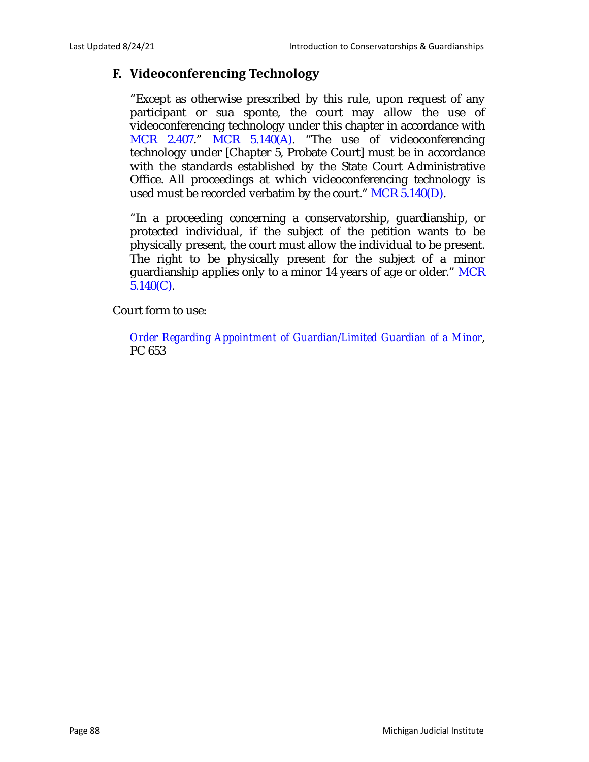## F. Videoconferencing Technology

"Except as otherwise prescribed by this rule, upon request of any participant or sua sponte, the court may allow the use of videoconferencing technology under this chapter in accordance with MCR 2.407." MCR 5.140(A). "The use of videoconferencing technology under [Chapter 5, Probate Court] must be in accordance with the standards established by the State Court Administrative Office. All proceedings at which videoconferencing technology is used must be recorded verbatim by the court." MCR 5.140(D).

"In a proceeding concerning a conservatorship, guardianship, or protected individual, if the subject of the petition wants to be physically present, the court must allow the individual to be present. The right to be physically present for the subject of a minor guardianship applies only to a minor 14 years of age or older." MCR 5.140(C).

Court form to use:

*Order Regarding Appointment of Guardian/Limited Guardian of a Minor*, PC 653